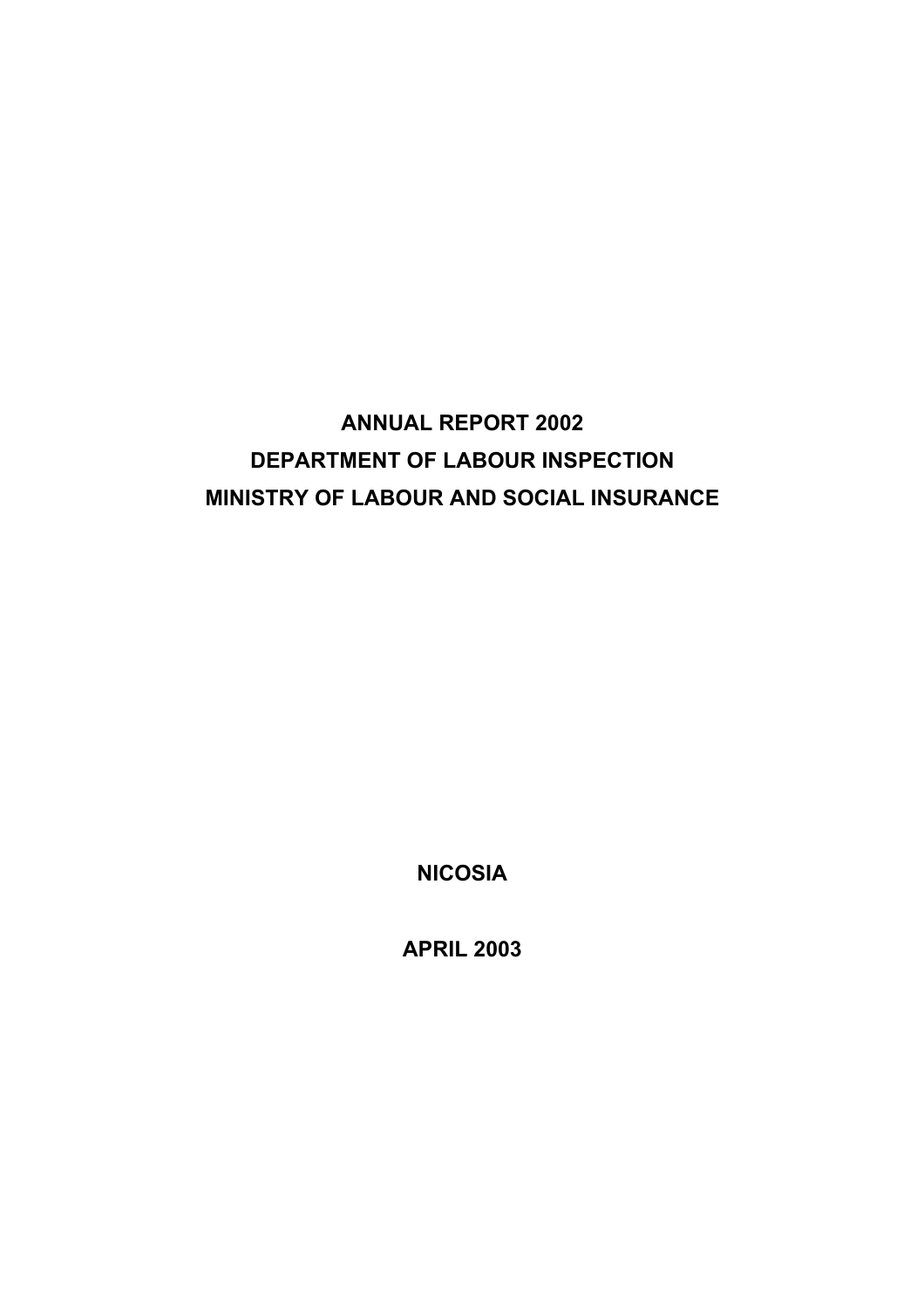# ANNUAL REPORT 2002
# DEPARTMENT OF LABOUR INSPECTION
# MINISTRY OF LABOUR AND SOCIAL INSURANCE

**NICOSIA**

**APRIL 2003**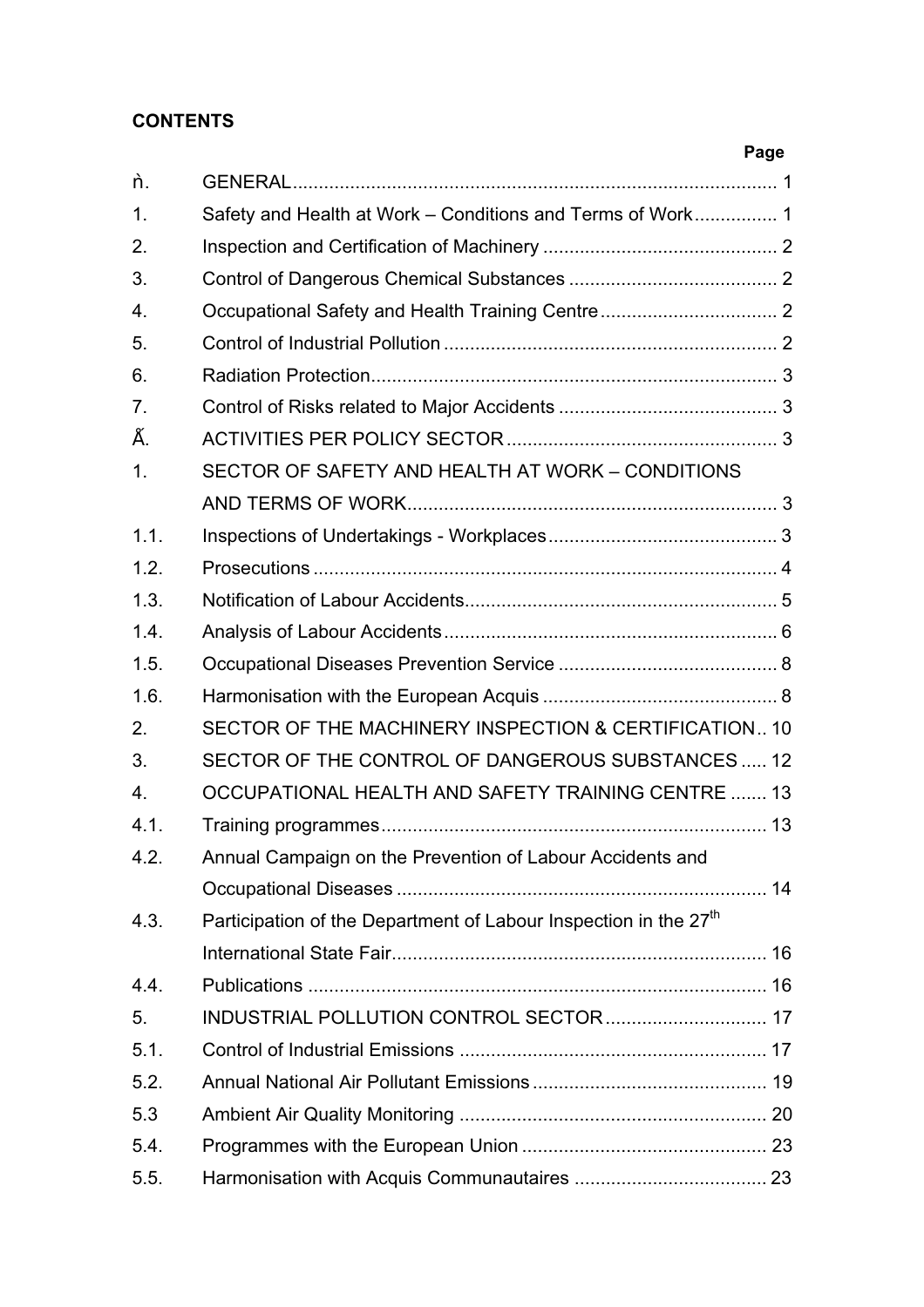**CONTENTS**

| | | Page |
|---|---|---|
| ǹ. | GENERAL | 1 |
| 1. | Safety and Health at Work – Conditions and Terms of Work | 1 |
| 2. | Inspection and Certification of Machinery | 2 |
| 3. | Control of Dangerous Chemical Substances | 2 |
| 4. | Occupational Safety and Health Training Centre | 2 |
| 5. | Control of Industrial Pollution | 2 |
| 6. | Radiation Protection | 3 |
| 7. | Control of Risks related to Major Accidents | 3 |
| Ǻ. | ACTIVITIES PER POLICY SECTOR | 3 |
| 1. | SECTOR OF SAFETY AND HEALTH AT WORK – CONDITIONS AND TERMS OF WORK | 3 |
| 1.1. | Inspections of Undertakings - Workplaces | 3 |
| 1.2. | Prosecutions | 4 |
| 1.3. | Notification of Labour Accidents | 5 |
| 1.4. | Analysis of Labour Accidents | 6 |
| 1.5. | Occupational Diseases Prevention Service | 8 |
| 1.6. | Harmonisation with the European Acquis | 8 |
| 2. | SECTOR OF THE MACHINERY INSPECTION & CERTIFICATION | 10 |
| 3. | SECTOR OF THE CONTROL OF DANGEROUS SUBSTANCES | 12 |
| 4. | OCCUPATIONAL HEALTH AND SAFETY TRAINING CENTRE | 13 |
| 4.1. | Training programmes | 13 |
| 4.2. | Annual Campaign on the Prevention of Labour Accidents and Occupational Diseases | 14 |
| 4.3. | Participation of the Department of Labour Inspection in the 27th International State Fair | 16 |
| 4.4. | Publications | 16 |
| 5. | INDUSTRIAL POLLUTION CONTROL SECTOR | 17 |
| 5.1. | Control of Industrial Emissions | 17 |
| 5.2. | Annual National Air Pollutant Emissions | 19 |
| 5.3 | Ambient Air Quality Monitoring | 20 |
| 5.4. | Programmes with the European Union | 23 |
| 5.5. | Harmonisation with Acquis Communautaires | 23 |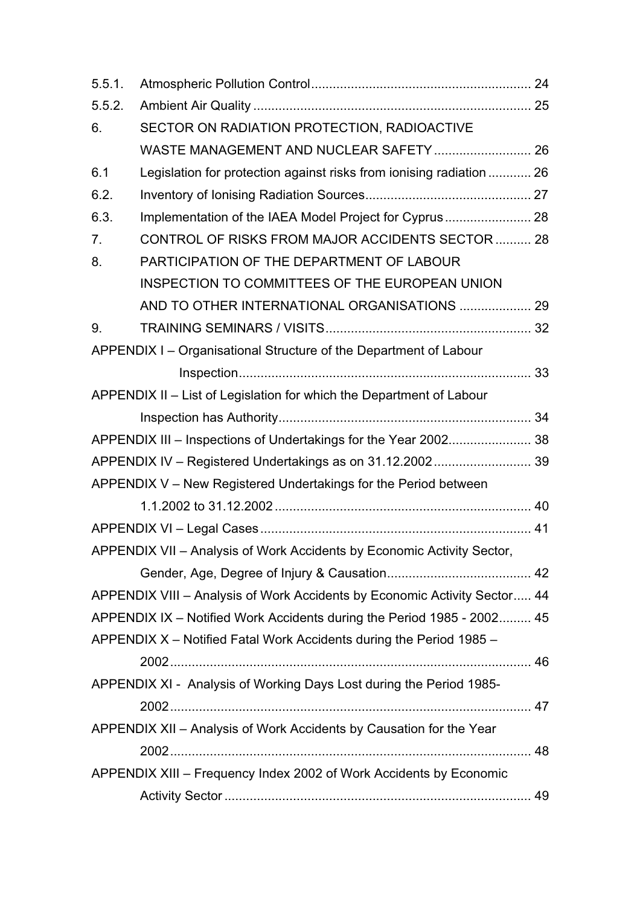| | | |
|---|---|---|
| 5.5.1. | Atmospheric Pollution Control | 24 |
| 5.5.2. | Ambient Air Quality | 25 |
| 6. | SECTOR ON RADIATION PROTECTION, RADIOACTIVE WASTE MANAGEMENT AND NUCLEAR SAFETY | 26 |
| 6.1 | Legislation for protection against risks from ionising radiation | 26 |
| 6.2. | Inventory of Ionising Radiation Sources | 27 |
| 6.3. | Implementation of the IAEA Model Project for Cyprus | 28 |
| 7. | CONTROL OF RISKS FROM MAJOR ACCIDENTS SECTOR | 28 |
| 8. | PARTICIPATION OF THE DEPARTMENT OF LABOUR INSPECTION TO COMMITTEES OF THE EUROPEAN UNION AND TO OTHER INTERNATIONAL ORGANISATIONS | 29 |
| 9. | TRAINING SEMINARS / VISITS | 32 |

APPENDIX I – Organisational Structure of the Department of Labour Inspection ... 33

APPENDIX II – List of Legislation for which the Department of Labour Inspection has Authority ... 34

APPENDIX III – Inspections of Undertakings for the Year 2002 ... 38

APPENDIX IV – Registered Undertakings as on 31.12.2002 ... 39

APPENDIX V – New Registered Undertakings for the Period between 1.1.2002 to 31.12.2002 ... 40

APPENDIX VI – Legal Cases ... 41

APPENDIX VII – Analysis of Work Accidents by Economic Activity Sector, Gender, Age, Degree of Injury & Causation ... 42

APPENDIX VIII – Analysis of Work Accidents by Economic Activity Sector ... 44

APPENDIX IX – Notified Work Accidents during the Period 1985 - 2002 ... 45

APPENDIX X – Notified Fatal Work Accidents during the Period 1985 – 2002 ... 46

APPENDIX XI - Analysis of Working Days Lost during the Period 1985-2002 ... 47

APPENDIX XII – Analysis of Work Accidents by Causation for the Year 2002 ... 48

APPENDIX XIII – Frequency Index 2002 of Work Accidents by Economic Activity Sector ... 49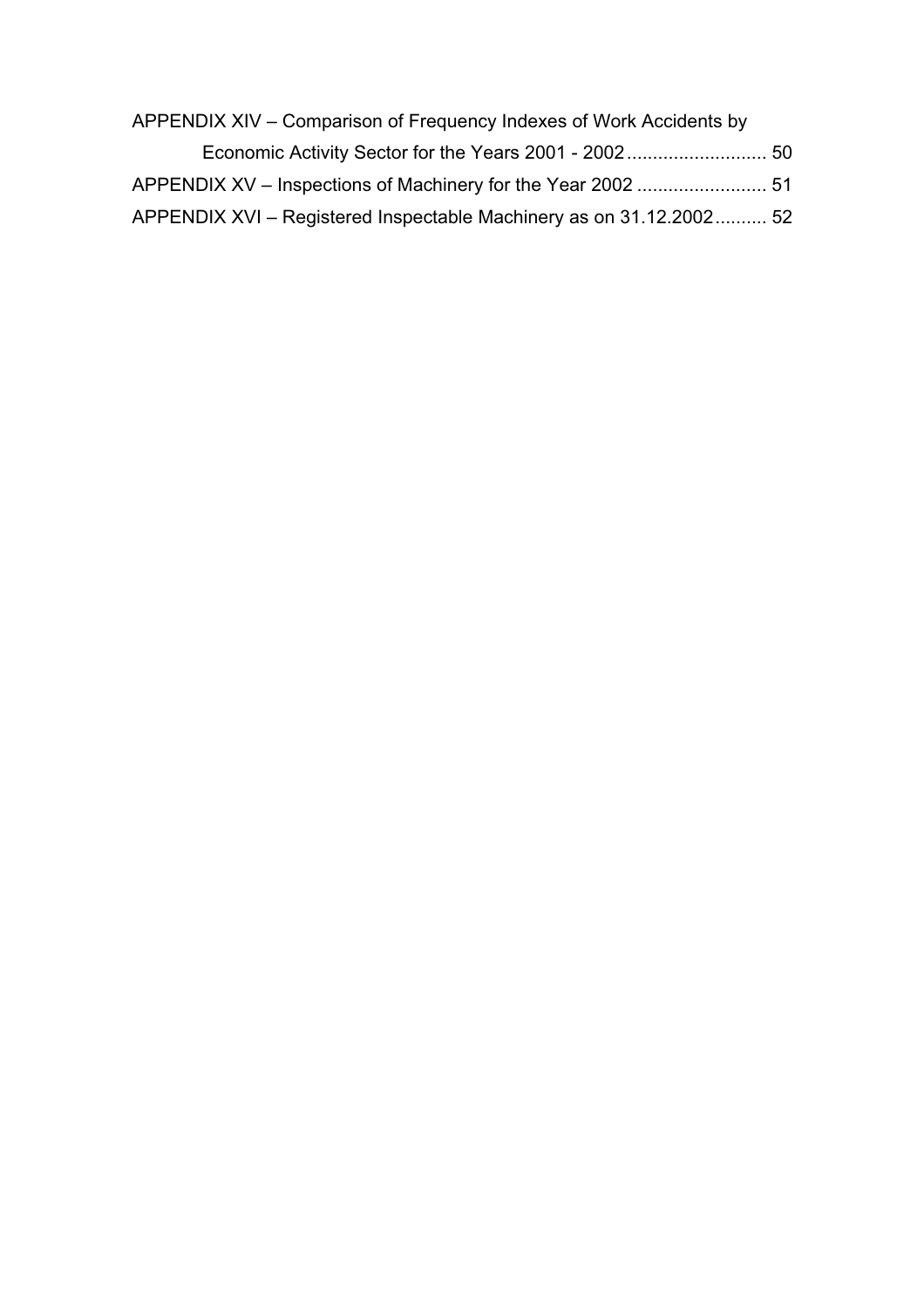APPENDIX XIV – Comparison of Frequency Indexes of Work Accidents by Economic Activity Sector for the Years 2001 - 2002 .......................... 50

APPENDIX XV – Inspections of Machinery for the Year 2002 ......................... 51

APPENDIX XVI – Registered Inspectable Machinery as on 31.12.2002 .......... 52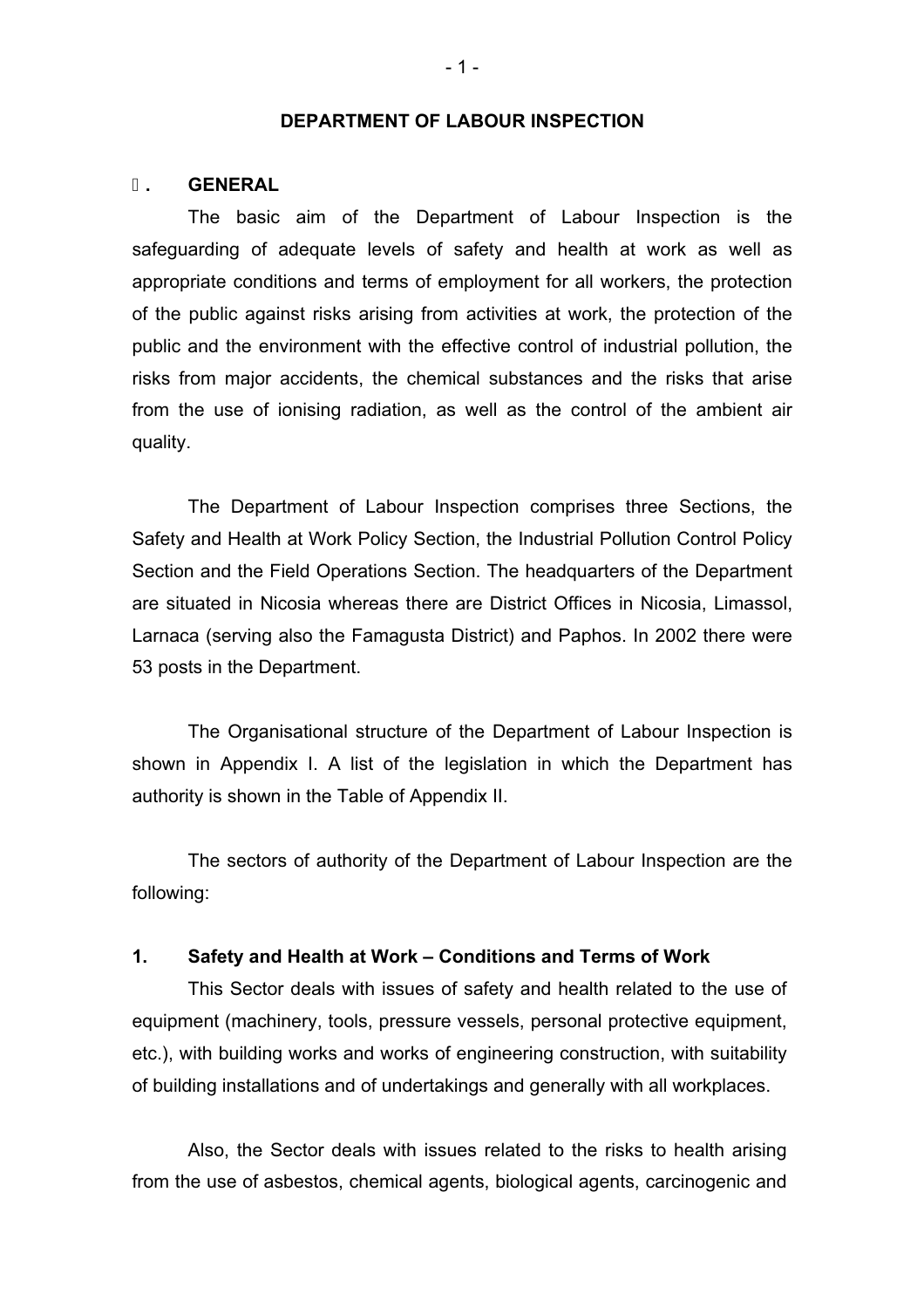# DEPARTMENT OF LABOUR INSPECTION

## Α. GENERAL

The basic aim of the Department of Labour Inspection is the safeguarding of adequate levels of safety and health at work as well as appropriate conditions and terms of employment for all workers, the protection of the public against risks arising from activities at work, the protection of the public and the environment with the effective control of industrial pollution, the risks from major accidents, the chemical substances and the risks that arise from the use of ionising radiation, as well as the control of the ambient air quality.

The Department of Labour Inspection comprises three Sections, the Safety and Health at Work Policy Section, the Industrial Pollution Control Policy Section and the Field Operations Section. The headquarters of the Department are situated in Nicosia whereas there are District Offices in Nicosia, Limassol, Larnaca (serving also the Famagusta District) and Paphos. In 2002 there were 53 posts in the Department.

The Organisational structure of the Department of Labour Inspection is shown in Appendix I. A list of the legislation in which the Department has authority is shown in the Table of Appendix II.

The sectors of authority of the Department of Labour Inspection are the following:

### 1. Safety and Health at Work – Conditions and Terms of Work

This Sector deals with issues of safety and health related to the use of equipment (machinery, tools, pressure vessels, personal protective equipment, etc.), with building works and works of engineering construction, with suitability of building installations and of undertakings and generally with all workplaces.

Also, the Sector deals with issues related to the risks to health arising from the use of asbestos, chemical agents, biological agents, carcinogenic and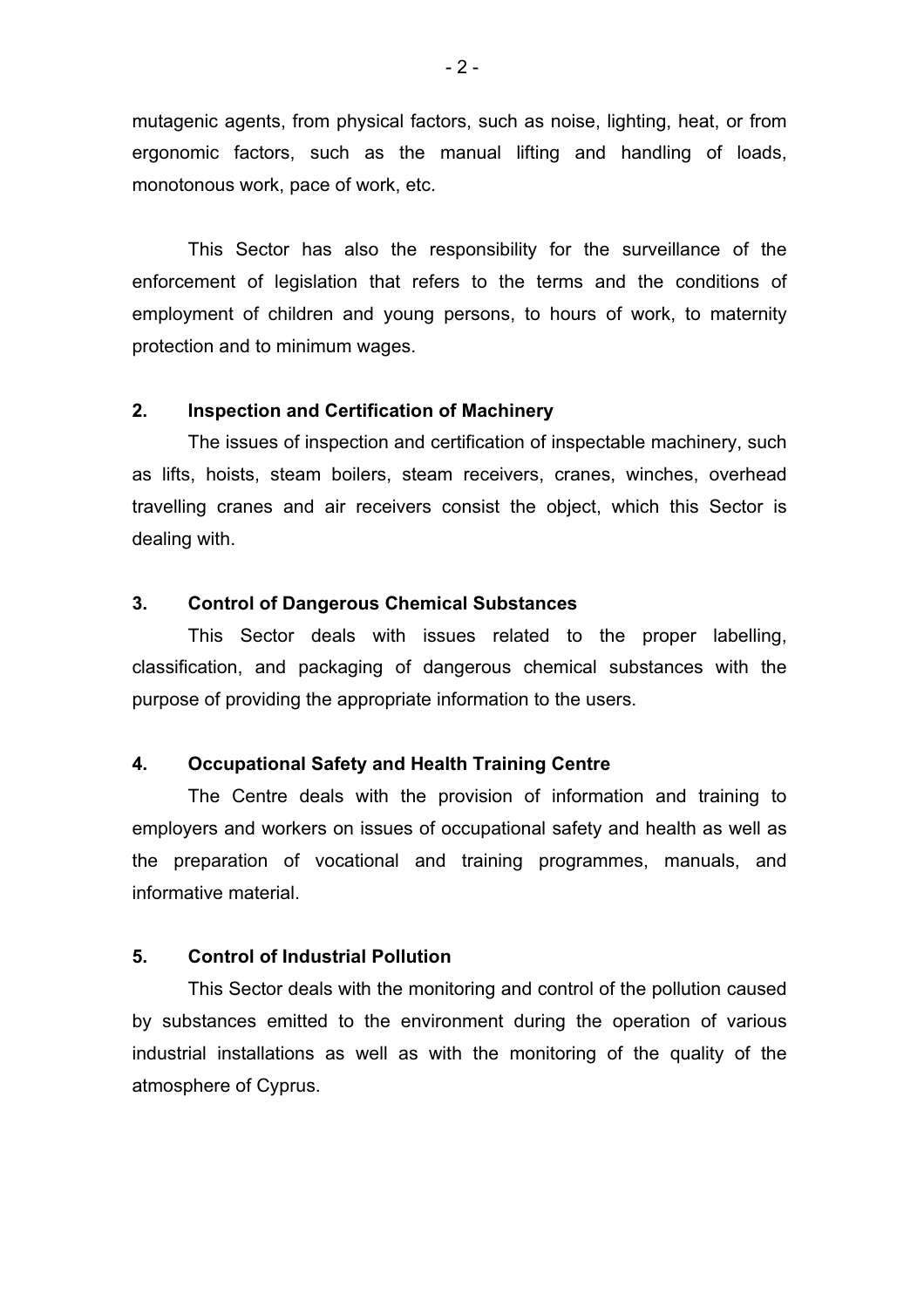mutagenic agents, from physical factors, such as noise, lighting, heat, or from ergonomic factors, such as the manual lifting and handling of loads, monotonous work, pace of work, etc.

This Sector has also the responsibility for the surveillance of the enforcement of legislation that refers to the terms and the conditions of employment of children and young persons, to hours of work, to maternity protection and to minimum wages.

**2. Inspection and Certification of Machinery**

The issues of inspection and certification of inspectable machinery, such as lifts, hoists, steam boilers, steam receivers, cranes, winches, overhead travelling cranes and air receivers consist the object, which this Sector is dealing with.

**3. Control of Dangerous Chemical Substances**

This Sector deals with issues related to the proper labelling, classification, and packaging of dangerous chemical substances with the purpose of providing the appropriate information to the users.

**4. Occupational Safety and Health Training Centre**

The Centre deals with the provision of information and training to employers and workers on issues of occupational safety and health as well as the preparation of vocational and training programmes, manuals, and informative material.

**5. Control of Industrial Pollution**

This Sector deals with the monitoring and control of the pollution caused by substances emitted to the environment during the operation of various industrial installations as well as with the monitoring of the quality of the atmosphere of Cyprus.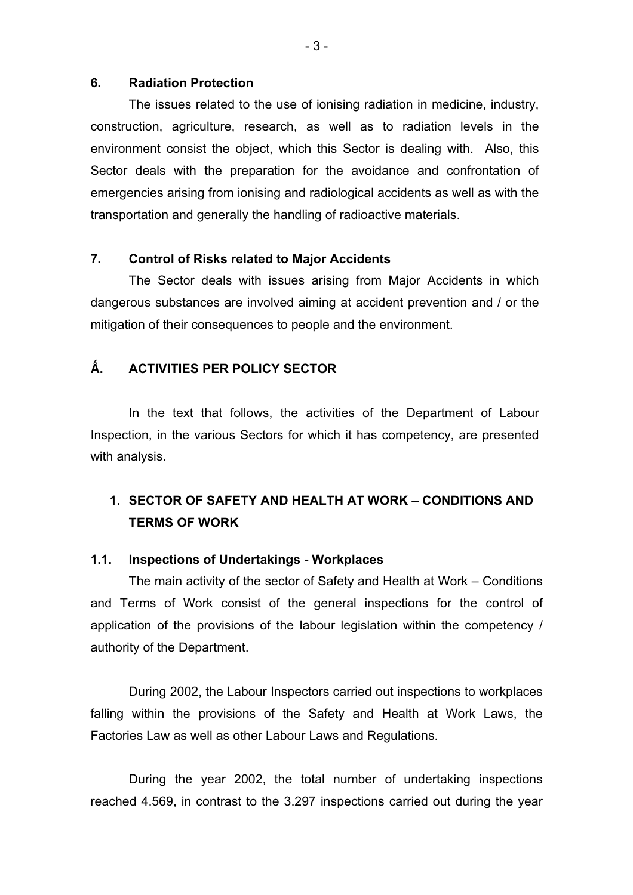### 6. Radiation Protection

The issues related to the use of ionising radiation in medicine, industry, construction, agriculture, research, as well as to radiation levels in the environment consist the object, which this Sector is dealing with. Also, this Sector deals with the preparation for the avoidance and confrontation of emergencies arising from ionising and radiological accidents as well as with the transportation and generally the handling of radioactive materials.

### 7. Control of Risks related to Major Accidents

The Sector deals with issues arising from Major Accidents in which dangerous substances are involved aiming at accident prevention and / or the mitigation of their consequences to people and the environment.

## Ά. ACTIVITIES PER POLICY SECTOR

In the text that follows, the activities of the Department of Labour Inspection, in the various Sectors for which it has competency, are presented with analysis.

## 1. SECTOR OF SAFETY AND HEALTH AT WORK – CONDITIONS AND TERMS OF WORK

### 1.1. Inspections of Undertakings - Workplaces

The main activity of the sector of Safety and Health at Work – Conditions and Terms of Work consist of the general inspections for the control of application of the provisions of the labour legislation within the competency / authority of the Department.

During 2002, the Labour Inspectors carried out inspections to workplaces falling within the provisions of the Safety and Health at Work Laws, the Factories Law as well as other Labour Laws and Regulations.

During the year 2002, the total number of undertaking inspections reached 4.569, in contrast to the 3.297 inspections carried out during the year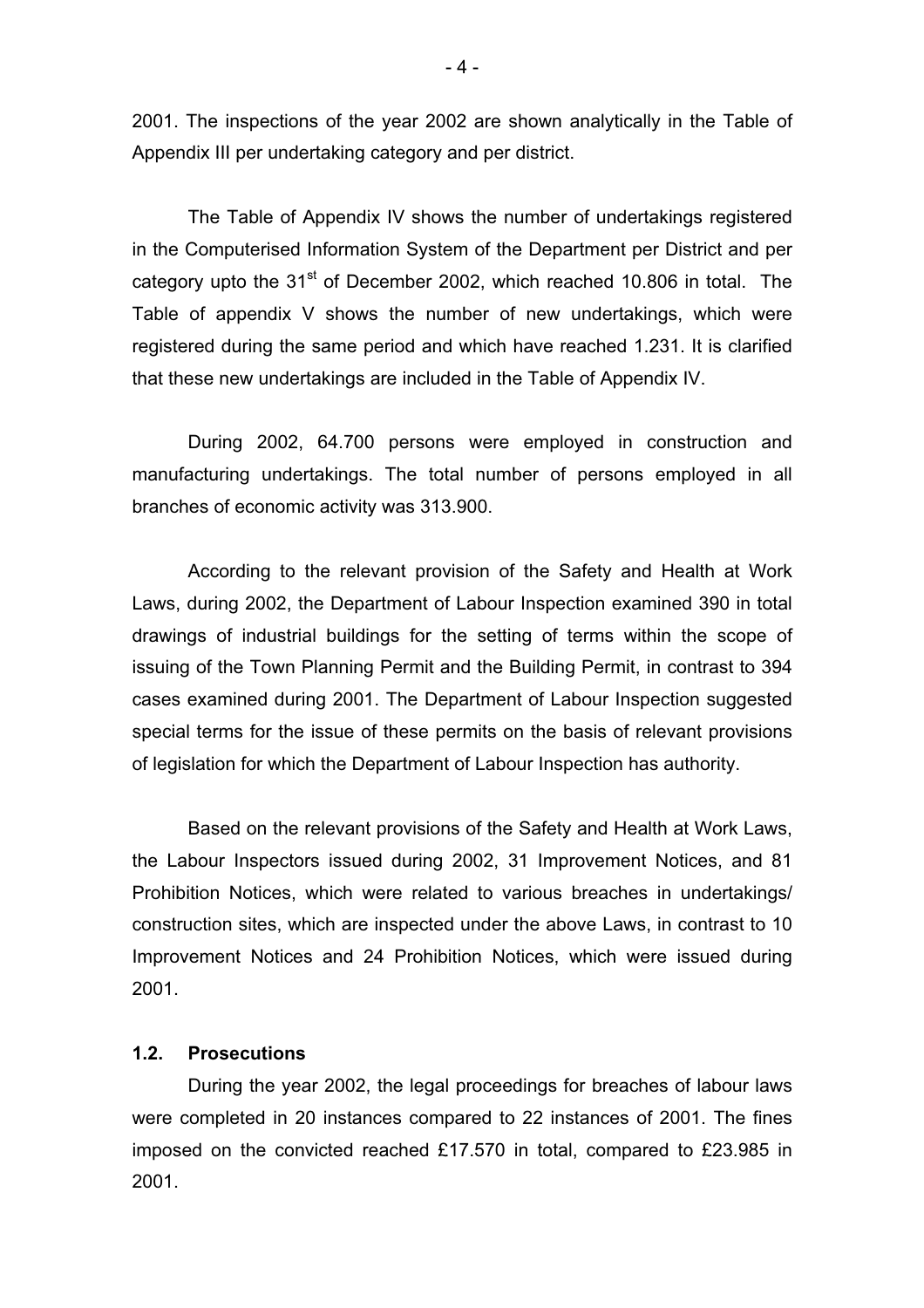2001. The inspections of the year 2002 are shown analytically in the Table of Appendix III per undertaking category and per district.

The Table of Appendix IV shows the number of undertakings registered in the Computerised Information System of the Department per District and per category upto the 31st of December 2002, which reached 10.806 in total. The Table of appendix V shows the number of new undertakings, which were registered during the same period and which have reached 1.231. It is clarified that these new undertakings are included in the Table of Appendix IV.

During 2002, 64.700 persons were employed in construction and manufacturing undertakings. The total number of persons employed in all branches of economic activity was 313.900.

According to the relevant provision of the Safety and Health at Work Laws, during 2002, the Department of Labour Inspection examined 390 in total drawings of industrial buildings for the setting of terms within the scope of issuing of the Town Planning Permit and the Building Permit, in contrast to 394 cases examined during 2001. The Department of Labour Inspection suggested special terms for the issue of these permits on the basis of relevant provisions of legislation for which the Department of Labour Inspection has authority.

Based on the relevant provisions of the Safety and Health at Work Laws, the Labour Inspectors issued during 2002, 31 Improvement Notices, and 81 Prohibition Notices, which were related to various breaches in undertakings/ construction sites, which are inspected under the above Laws, in contrast to 10 Improvement Notices and 24 Prohibition Notices, which were issued during 2001.

### 1.2. Prosecutions

During the year 2002, the legal proceedings for breaches of labour laws were completed in 20 instances compared to 22 instances of 2001. The fines imposed on the convicted reached £17.570 in total, compared to £23.985 in 2001.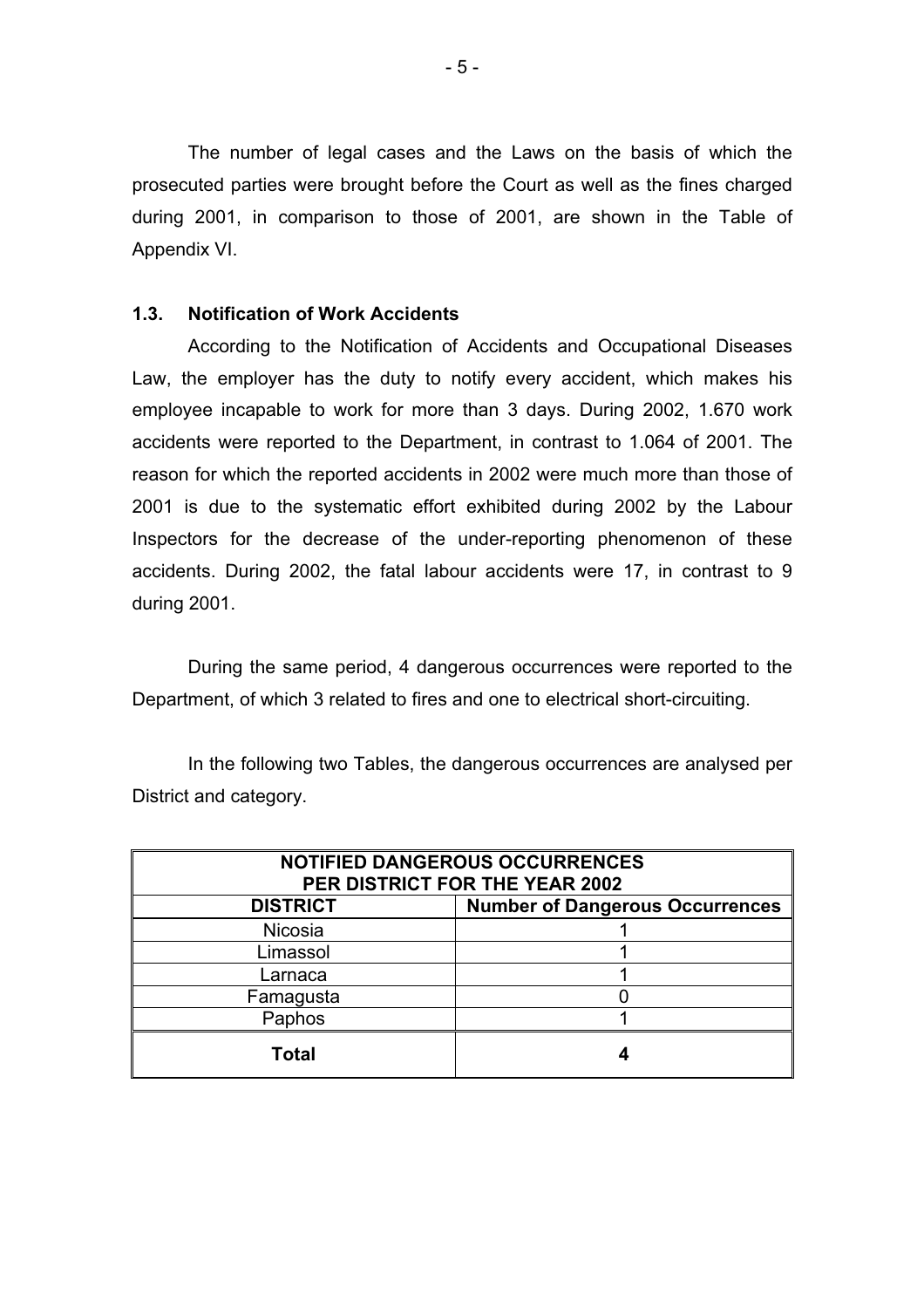The number of legal cases and the Laws on the basis of which the prosecuted parties were brought before the Court as well as the fines charged during 2001, in comparison to those of 2001, are shown in the Table of Appendix VI.

### 1.3. Notification of Work Accidents

According to the Notification of Accidents and Occupational Diseases Law, the employer has the duty to notify every accident, which makes his employee incapable to work for more than 3 days. During 2002, 1.670 work accidents were reported to the Department, in contrast to 1.064 of 2001. The reason for which the reported accidents in 2002 were much more than those of 2001 is due to the systematic effort exhibited during 2002 by the Labour Inspectors for the decrease of the under-reporting phenomenon of these accidents. During 2002, the fatal labour accidents were 17, in contrast to 9 during 2001.

During the same period, 4 dangerous occurrences were reported to the Department, of which 3 related to fires and one to electrical short-circuiting.

In the following two Tables, the dangerous occurrences are analysed per District and category.

| **NOTIFIED DANGEROUS OCCURRENCES PER DISTRICT FOR THE YEAR 2002** | |
|---|---|
| **DISTRICT** | **Number of Dangerous Occurrences** |
| Nicosia | 1 |
| Limassol | 1 |
| Larnaca | 1 |
| Famagusta | 0 |
| Paphos | 1 |
| **Total** | **4** |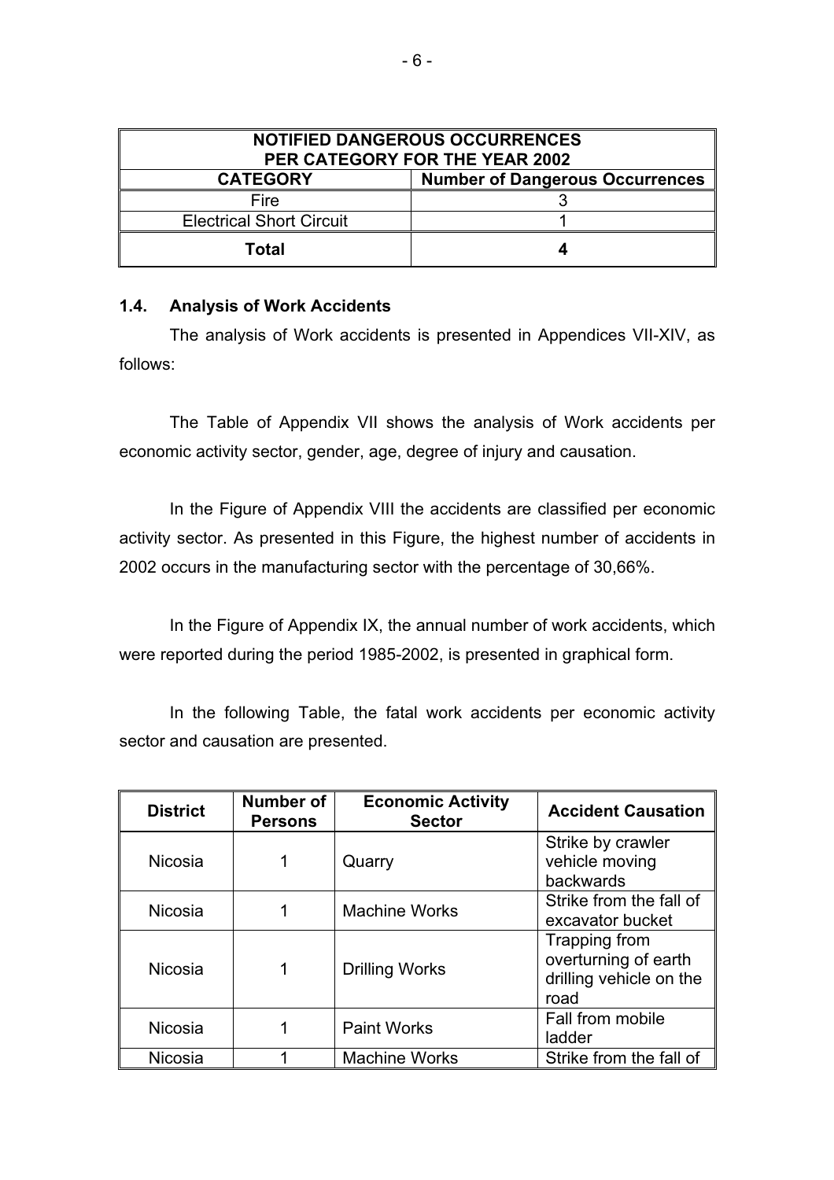| NOTIFIED DANGEROUS OCCURRENCES PER CATEGORY FOR THE YEAR 2002 | |
|---|---|
| **CATEGORY** | **Number of Dangerous Occurrences** |
| Fire | 3 |
| Electrical Short Circuit | 1 |
| **Total** | **4** |

### 1.4. Analysis of Work Accidents

The analysis of Work accidents is presented in Appendices VII-XIV, as follows:

The Table of Appendix VII shows the analysis of Work accidents per economic activity sector, gender, age, degree of injury and causation.

In the Figure of Appendix VIII the accidents are classified per economic activity sector. As presented in this Figure, the highest number of accidents in 2002 occurs in the manufacturing sector with the percentage of 30,66%.

In the Figure of Appendix IX, the annual number of work accidents, which were reported during the period 1985-2002, is presented in graphical form.

In the following Table, the fatal work accidents per economic activity sector and causation are presented.

| District | Number of Persons | Economic Activity Sector | Accident Causation |
|---|---|---|---|
| Nicosia | 1 | Quarry | Strike by crawler vehicle moving backwards |
| Nicosia | 1 | Machine Works | Strike from the fall of excavator bucket |
| Nicosia | 1 | Drilling Works | Trapping from overturning of earth drilling vehicle on the road |
| Nicosia | 1 | Paint Works | Fall from mobile ladder |
| Nicosia | 1 | Machine Works | Strike from the fall of |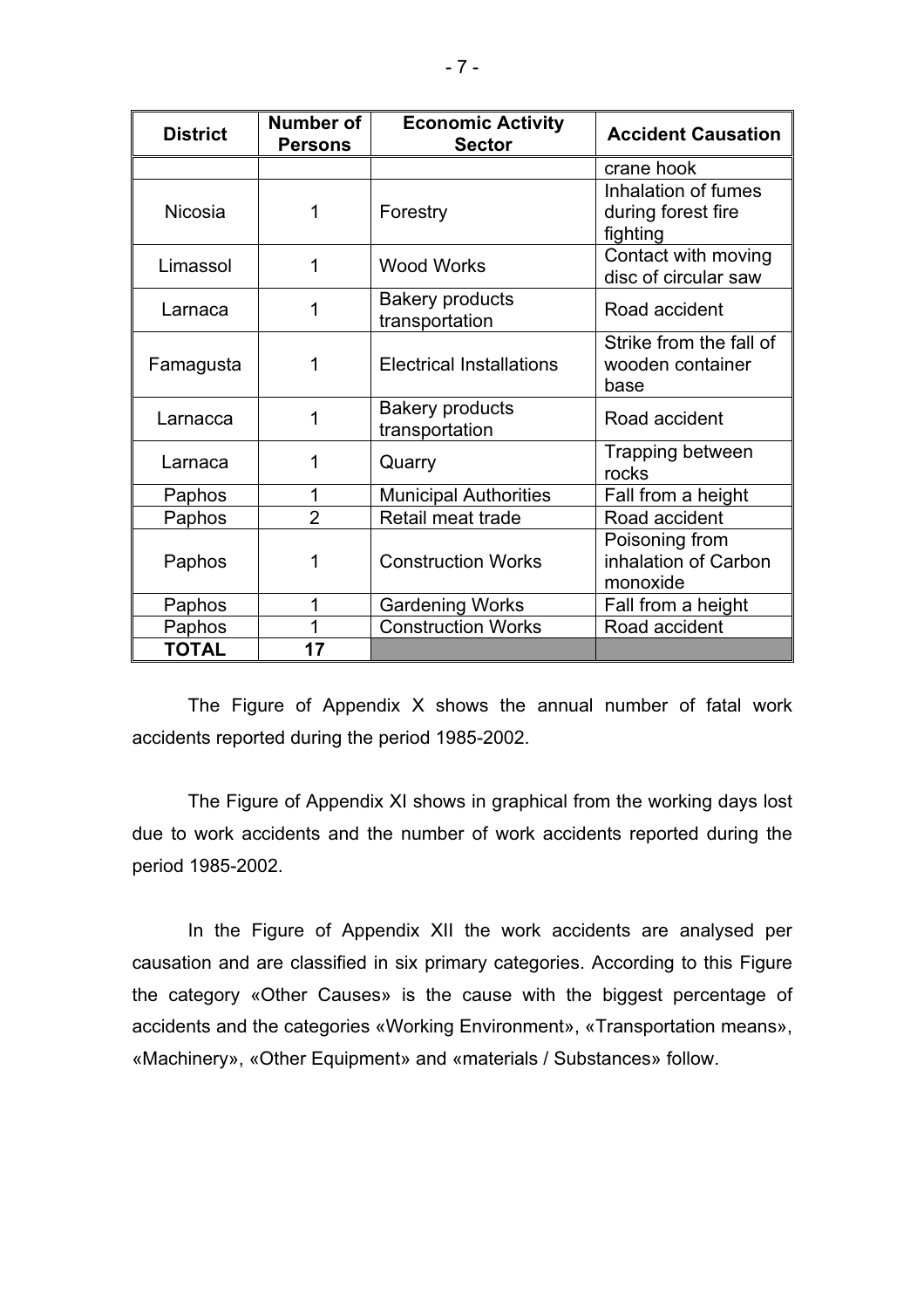| District | Number of Persons | Economic Activity Sector | Accident Causation |
|---|---|---|---|
| | | | crane hook |
| Nicosia | 1 | Forestry | Inhalation of fumes during forest fire fighting |
| Limassol | 1 | Wood Works | Contact with moving disc of circular saw |
| Larnaca | 1 | Bakery products transportation | Road accident |
| Famagusta | 1 | Electrical Installations | Strike from the fall of wooden container base |
| Larnacca | 1 | Bakery products transportation | Road accident |
| Larnaca | 1 | Quarry | Trapping between rocks |
| Paphos | 1 | Municipal Authorities | Fall from a height |
| Paphos | 2 | Retail meat trade | Road accident |
| Paphos | 1 | Construction Works | Poisoning from inhalation of Carbon monoxide |
| Paphos | 1 | Gardening Works | Fall from a height |
| Paphos | 1 | Construction Works | Road accident |
| **TOTAL** | **17** | | |

The Figure of Appendix X shows the annual number of fatal work accidents reported during the period 1985-2002.

The Figure of Appendix XI shows in graphical from the working days lost due to work accidents and the number of work accidents reported during the period 1985-2002.

In the Figure of Appendix XII the work accidents are analysed per causation and are classified in six primary categories. According to this Figure the category «Other Causes» is the cause with the biggest percentage of accidents and the categories «Working Environment», «Transportation means», «Machinery», «Other Equipment» and «materials / Substances» follow.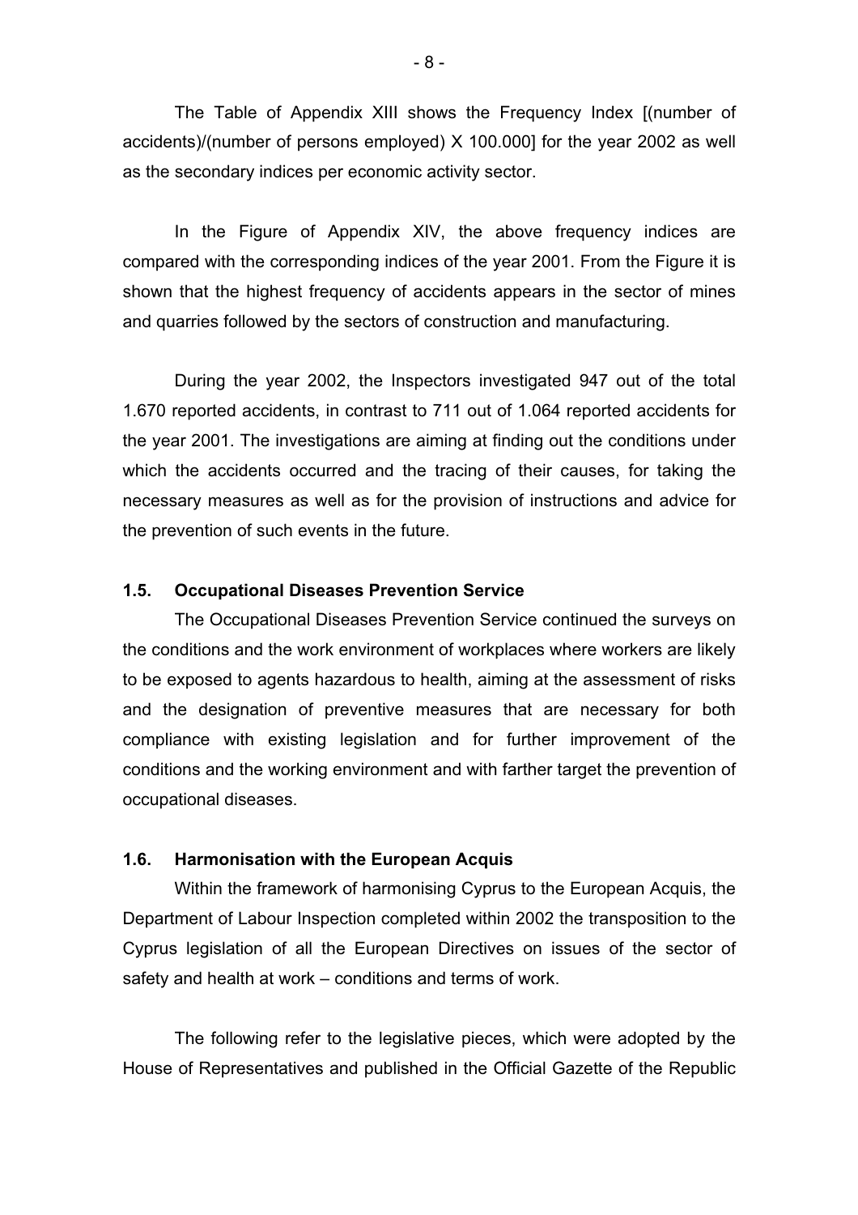The Table of Appendix XIII shows the Frequency Index [(number of accidents)/(number of persons employed) X 100.000] for the year 2002 as well as the secondary indices per economic activity sector.

In the Figure of Appendix XIV, the above frequency indices are compared with the corresponding indices of the year 2001. From the Figure it is shown that the highest frequency of accidents appears in the sector of mines and quarries followed by the sectors of construction and manufacturing.

During the year 2002, the Inspectors investigated 947 out of the total 1.670 reported accidents, in contrast to 711 out of 1.064 reported accidents for the year 2001. The investigations are aiming at finding out the conditions under which the accidents occurred and the tracing of their causes, for taking the necessary measures as well as for the provision of instructions and advice for the prevention of such events in the future.

### 1.5. Occupational Diseases Prevention Service

The Occupational Diseases Prevention Service continued the surveys on the conditions and the work environment of workplaces where workers are likely to be exposed to agents hazardous to health, aiming at the assessment of risks and the designation of preventive measures that are necessary for both compliance with existing legislation and for further improvement of the conditions and the working environment and with farther target the prevention of occupational diseases.

### 1.6. Harmonisation with the European Acquis

Within the framework of harmonising Cyprus to the European Acquis, the Department of Labour Inspection completed within 2002 the transposition to the Cyprus legislation of all the European Directives on issues of the sector of safety and health at work – conditions and terms of work.

The following refer to the legislative pieces, which were adopted by the House of Representatives and published in the Official Gazette of the Republic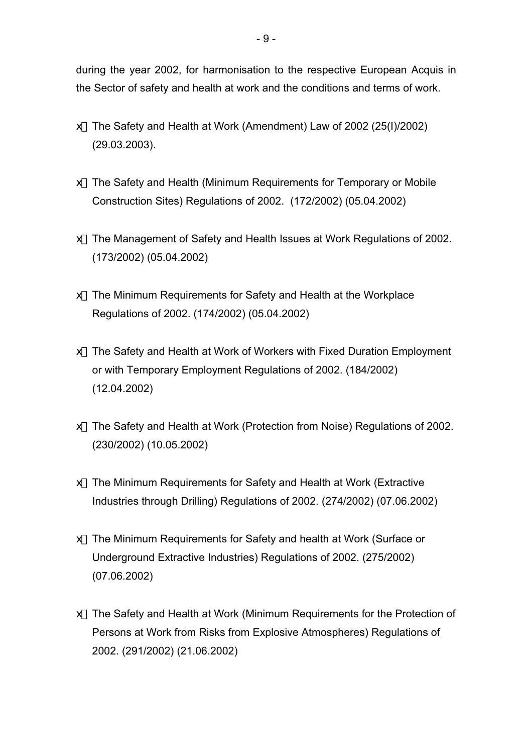during the year 2002, for harmonisation to the respective European Acquis in the Sector of safety and health at work and the conditions and terms of work.

- The Safety and Health at Work (Amendment) Law of 2002 (25(I)/2002) (29.03.2003).
- The Safety and Health (Minimum Requirements for Temporary or Mobile Construction Sites) Regulations of 2002. (172/2002) (05.04.2002)
- The Management of Safety and Health Issues at Work Regulations of 2002. (173/2002) (05.04.2002)
- The Minimum Requirements for Safety and Health at the Workplace Regulations of 2002. (174/2002) (05.04.2002)
- The Safety and Health at Work of Workers with Fixed Duration Employment or with Temporary Employment Regulations of 2002. (184/2002) (12.04.2002)
- The Safety and Health at Work (Protection from Noise) Regulations of 2002. (230/2002) (10.05.2002)
- The Minimum Requirements for Safety and Health at Work (Extractive Industries through Drilling) Regulations of 2002. (274/2002) (07.06.2002)
- The Minimum Requirements for Safety and health at Work (Surface or Underground Extractive Industries) Regulations of 2002. (275/2002) (07.06.2002)
- The Safety and Health at Work (Minimum Requirements for the Protection of Persons at Work from Risks from Explosive Atmospheres) Regulations of 2002. (291/2002) (21.06.2002)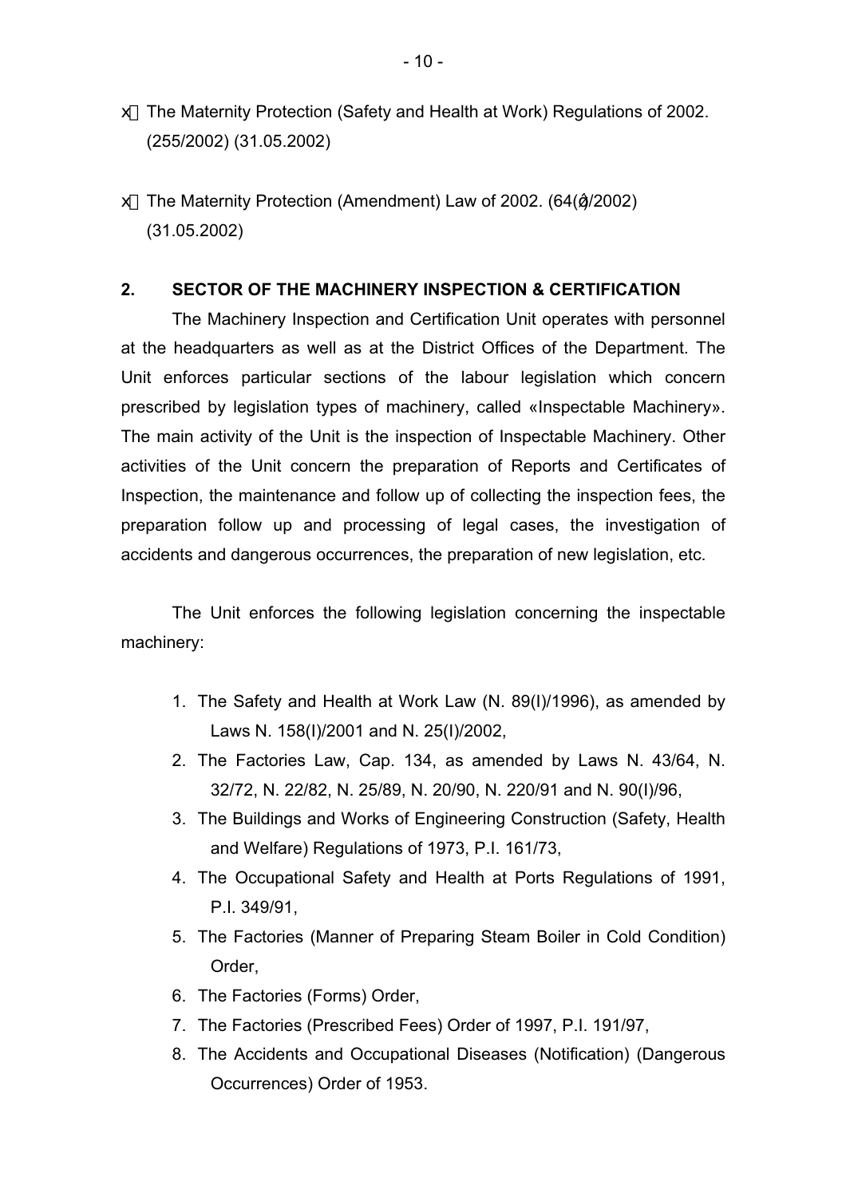- The Maternity Protection (Safety and Health at Work) Regulations of 2002. (255/2002) (31.05.2002)

- The Maternity Protection (Amendment) Law of 2002. (64(Ι)/2002) (31.05.2002)

## 2. SECTOR OF THE MACHINERY INSPECTION & CERTIFICATION

The Machinery Inspection and Certification Unit operates with personnel at the headquarters as well as at the District Offices of the Department. The Unit enforces particular sections of the labour legislation which concern prescribed by legislation types of machinery, called «Inspectable Machinery». The main activity of the Unit is the inspection of Inspectable Machinery. Other activities of the Unit concern the preparation of Reports and Certificates of Inspection, the maintenance and follow up of collecting the inspection fees, the preparation follow up and processing of legal cases, the investigation of accidents and dangerous occurrences, the preparation of new legislation, etc.

The Unit enforces the following legislation concerning the inspectable machinery:

1. The Safety and Health at Work Law (N. 89(I)/1996), as amended by Laws N. 158(I)/2001 and N. 25(I)/2002,
2. The Factories Law, Cap. 134, as amended by Laws N. 43/64, N. 32/72, N. 22/82, N. 25/89, N. 20/90, N. 220/91 and N. 90(I)/96,
3. The Buildings and Works of Engineering Construction (Safety, Health and Welfare) Regulations of 1973, P.I. 161/73,
4. The Occupational Safety and Health at Ports Regulations of 1991, P.I. 349/91,
5. The Factories (Manner of Preparing Steam Boiler in Cold Condition) Order,
6. The Factories (Forms) Order,
7. The Factories (Prescribed Fees) Order of 1997, P.I. 191/97,
8. The Accidents and Occupational Diseases (Notification) (Dangerous Occurrences) Order of 1953.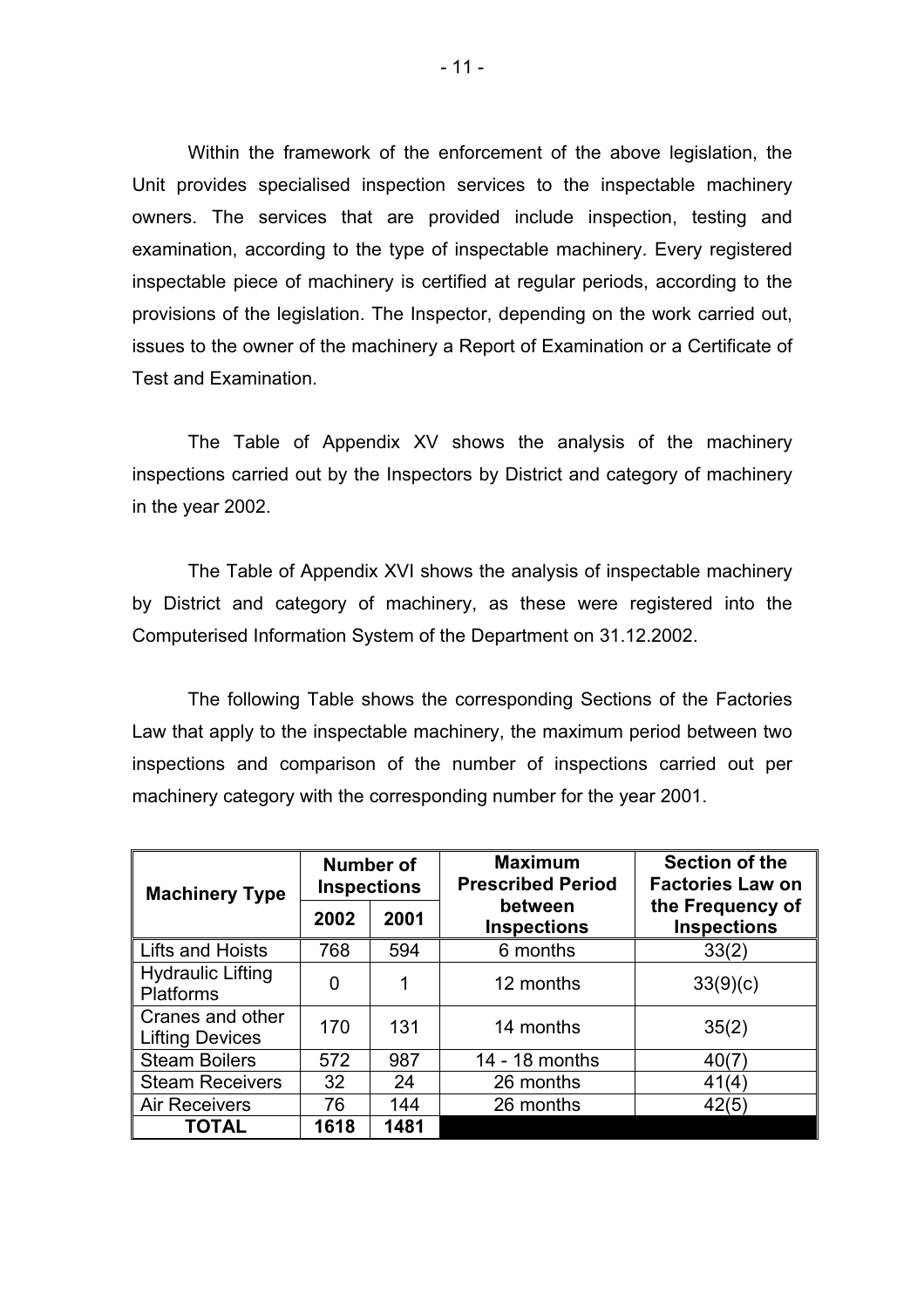Within the framework of the enforcement of the above legislation, the Unit provides specialised inspection services to the inspectable machinery owners. The services that are provided include inspection, testing and examination, according to the type of inspectable machinery. Every registered inspectable piece of machinery is certified at regular periods, according to the provisions of the legislation. The Inspector, depending on the work carried out, issues to the owner of the machinery a Report of Examination or a Certificate of Test and Examination.

The Table of Appendix XV shows the analysis of the machinery inspections carried out by the Inspectors by District and category of machinery in the year 2002.

The Table of Appendix XVI shows the analysis of inspectable machinery by District and category of machinery, as these were registered into the Computerised Information System of the Department on 31.12.2002.

The following Table shows the corresponding Sections of the Factories Law that apply to the inspectable machinery, the maximum period between two inspections and comparison of the number of inspections carried out per machinery category with the corresponding number for the year 2001.

| Machinery Type | Number of Inspections | | Maximum Prescribed Period between Inspections | Section of the Factories Law on the Frequency of Inspections |
|---|---|---|---|---|
| | 2002 | 2001 | | |
| Lifts and Hoists | 768 | 594 | 6 months | 33(2) |
| Hydraulic Lifting Platforms | 0 | 1 | 12 months | 33(9)(c) |
| Cranes and other Lifting Devices | 170 | 131 | 14 months | 35(2) |
| Steam Boilers | 572 | 987 | 14 - 18 months | 40(7) |
| Steam Receivers | 32 | 24 | 26 months | 41(4) |
| Air Receivers | 76 | 144 | 26 months | 42(5) |
| **TOTAL** | **1618** | **1481** | | |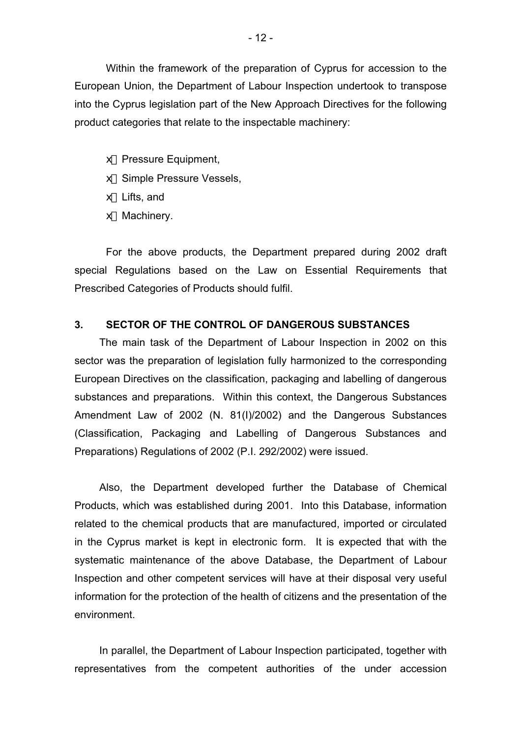Within the framework of the preparation of Cyprus for accession to the European Union, the Department of Labour Inspection undertook to transpose into the Cyprus legislation part of the New Approach Directives for the following product categories that relate to the inspectable machinery:

- Pressure Equipment,
- Simple Pressure Vessels,
- Lifts, and
- Machinery.

For the above products, the Department prepared during 2002 draft special Regulations based on the Law on Essential Requirements that Prescribed Categories of Products should fulfil.

### 3. SECTOR OF THE CONTROL OF DANGEROUS SUBSTANCES

The main task of the Department of Labour Inspection in 2002 on this sector was the preparation of legislation fully harmonized to the corresponding European Directives on the classification, packaging and labelling of dangerous substances and preparations. Within this context, the Dangerous Substances Amendment Law of 2002 (N. 81(I)/2002) and the Dangerous Substances (Classification, Packaging and Labelling of Dangerous Substances and Preparations) Regulations of 2002 (P.I. 292/2002) were issued.

Also, the Department developed further the Database of Chemical Products, which was established during 2001. Into this Database, information related to the chemical products that are manufactured, imported or circulated in the Cyprus market is kept in electronic form. It is expected that with the systematic maintenance of the above Database, the Department of Labour Inspection and other competent services will have at their disposal very useful information for the protection of the health of citizens and the presentation of the environment.

In parallel, the Department of Labour Inspection participated, together with representatives from the competent authorities of the under accession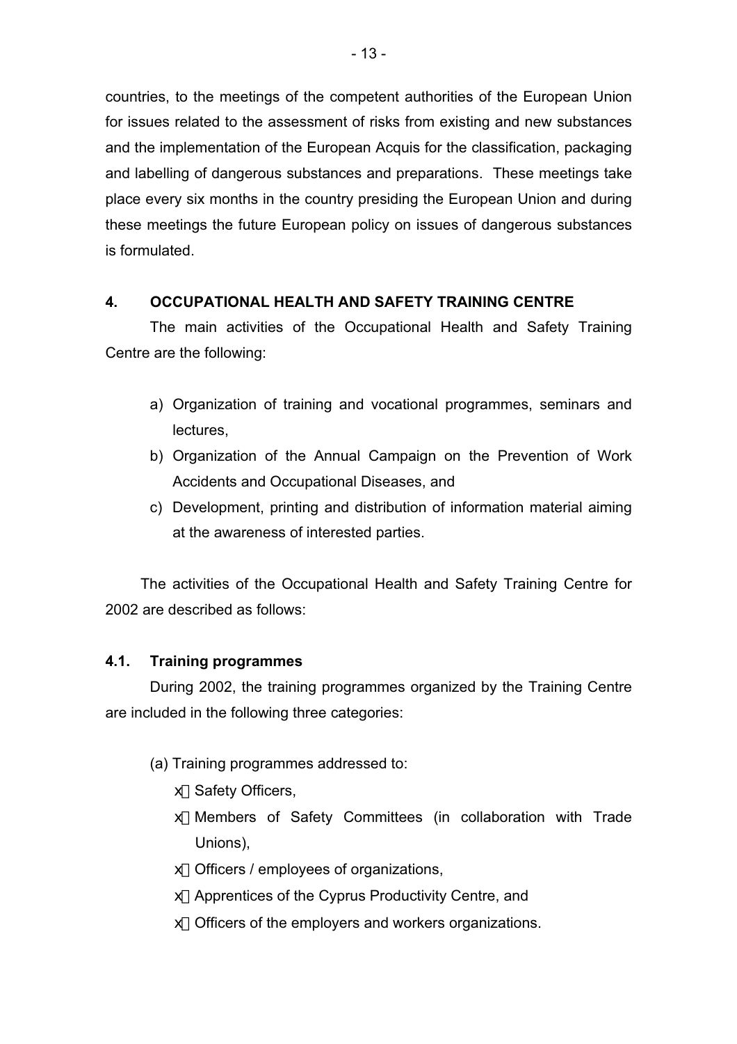countries, to the meetings of the competent authorities of the European Union for issues related to the assessment of risks from existing and new substances and the implementation of the European Acquis for the classification, packaging and labelling of dangerous substances and preparations. These meetings take place every six months in the country presiding the European Union and during these meetings the future European policy on issues of dangerous substances is formulated.

## 4. OCCUPATIONAL HEALTH AND SAFETY TRAINING CENTRE

The main activities of the Occupational Health and Safety Training Centre are the following:

a) Organization of training and vocational programmes, seminars and lectures,
b) Organization of the Annual Campaign on the Prevention of Work Accidents and Occupational Diseases, and
c) Development, printing and distribution of information material aiming at the awareness of interested parties.

The activities of the Occupational Health and Safety Training Centre for 2002 are described as follows:

### 4.1. Training programmes

During 2002, the training programmes organized by the Training Centre are included in the following three categories:

(a) Training programmes addressed to:

- Safety Officers,
- Members of Safety Committees (in collaboration with Trade Unions),
- Officers / employees of organizations,
- Apprentices of the Cyprus Productivity Centre, and
- Officers of the employers and workers organizations.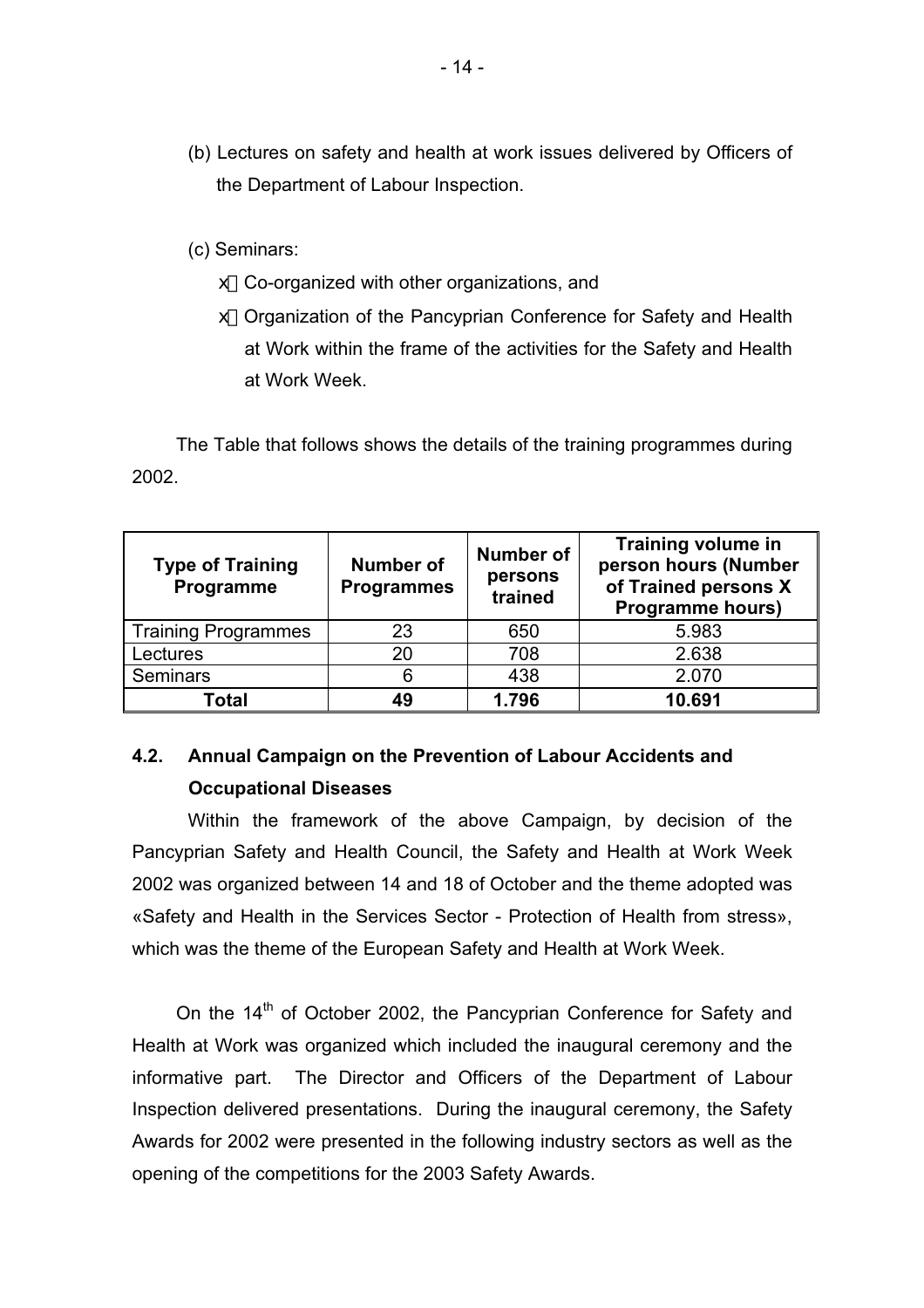(b) Lectures on safety and health at work issues delivered by Officers of the Department of Labour Inspection.

(c) Seminars:

- Co-organized with other organizations, and
- Organization of the Pancyprian Conference for Safety and Health at Work within the frame of the activities for the Safety and Health at Work Week.

The Table that follows shows the details of the training programmes during 2002.

| Type of Training Programme | Number of Programmes | Number of persons trained | Training volume in person hours (Number of Trained persons X Programme hours) |
|---|---|---|---|
| Training Programmes | 23 | 650 | 5.983 |
| Lectures | 20 | 708 | 2.638 |
| Seminars | 6 | 438 | 2.070 |
| **Total** | **49** | **1.796** | **10.691** |

### 4.2. Annual Campaign on the Prevention of Labour Accidents and Occupational Diseases

Within the framework of the above Campaign, by decision of the Pancyprian Safety and Health Council, the Safety and Health at Work Week 2002 was organized between 14 and 18 of October and the theme adopted was «Safety and Health in the Services Sector - Protection of Health from stress», which was the theme of the European Safety and Health at Work Week.

On the 14th of October 2002, the Pancyprian Conference for Safety and Health at Work was organized which included the inaugural ceremony and the informative part. The Director and Officers of the Department of Labour Inspection delivered presentations. During the inaugural ceremony, the Safety Awards for 2002 were presented in the following industry sectors as well as the opening of the competitions for the 2003 Safety Awards.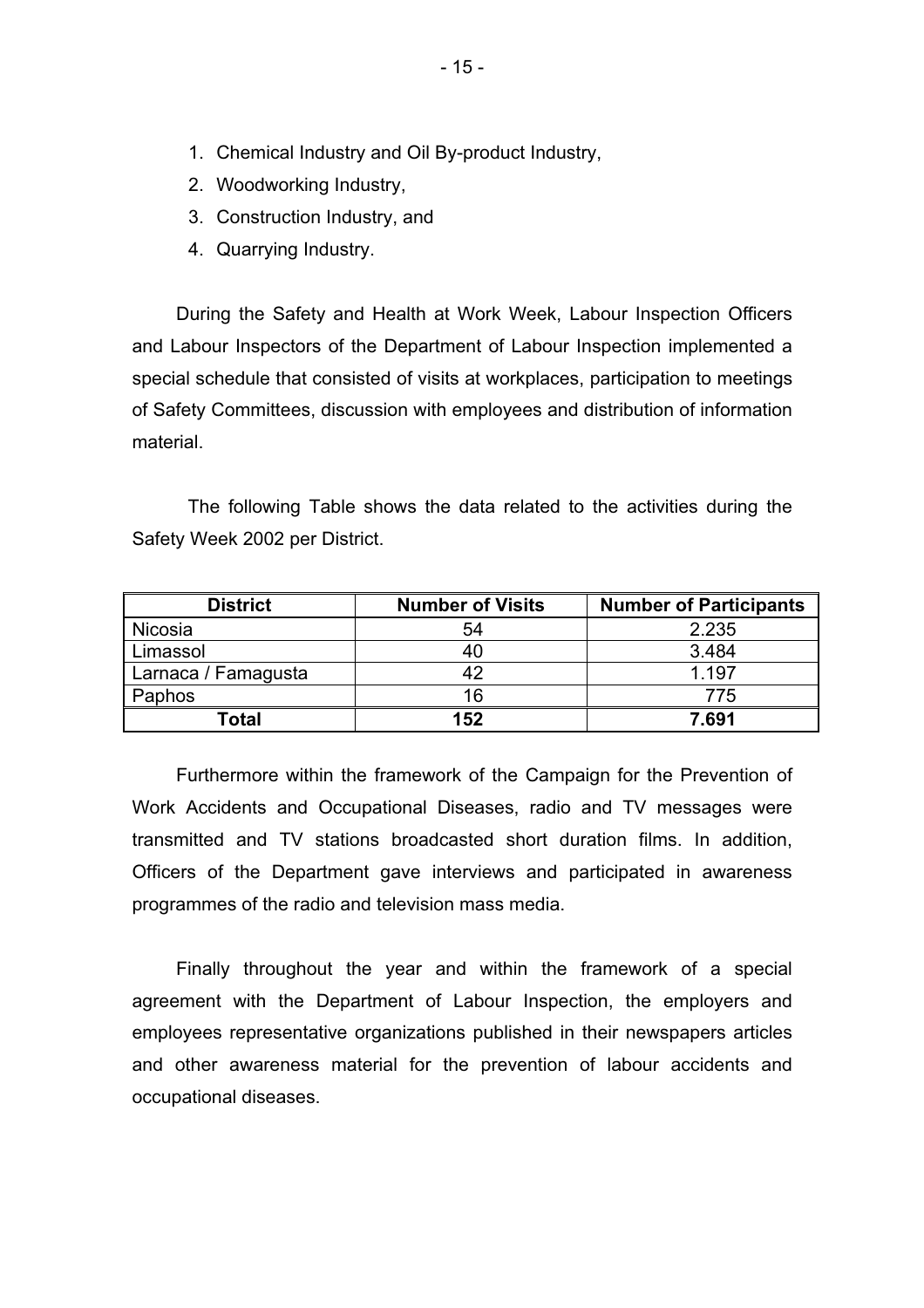1. Chemical Industry and Oil By-product Industry,
2. Woodworking Industry,
3. Construction Industry, and
4. Quarrying Industry.

During the Safety and Health at Work Week, Labour Inspection Officers and Labour Inspectors of the Department of Labour Inspection implemented a special schedule that consisted of visits at workplaces, participation to meetings of Safety Committees, discussion with employees and distribution of information material.

The following Table shows the data related to the activities during the Safety Week 2002 per District.

| District | Number of Visits | Number of Participants |
|---|---|---|
| Nicosia | 54 | 2.235 |
| Limassol | 40 | 3.484 |
| Larnaca / Famagusta | 42 | 1.197 |
| Paphos | 16 | 775 |
| **Total** | **152** | **7.691** |

Furthermore within the framework of the Campaign for the Prevention of Work Accidents and Occupational Diseases, radio and TV messages were transmitted and TV stations broadcasted short duration films. In addition, Officers of the Department gave interviews and participated in awareness programmes of the radio and television mass media.

Finally throughout the year and within the framework of a special agreement with the Department of Labour Inspection, the employers and employees representative organizations published in their newspapers articles and other awareness material for the prevention of labour accidents and occupational diseases.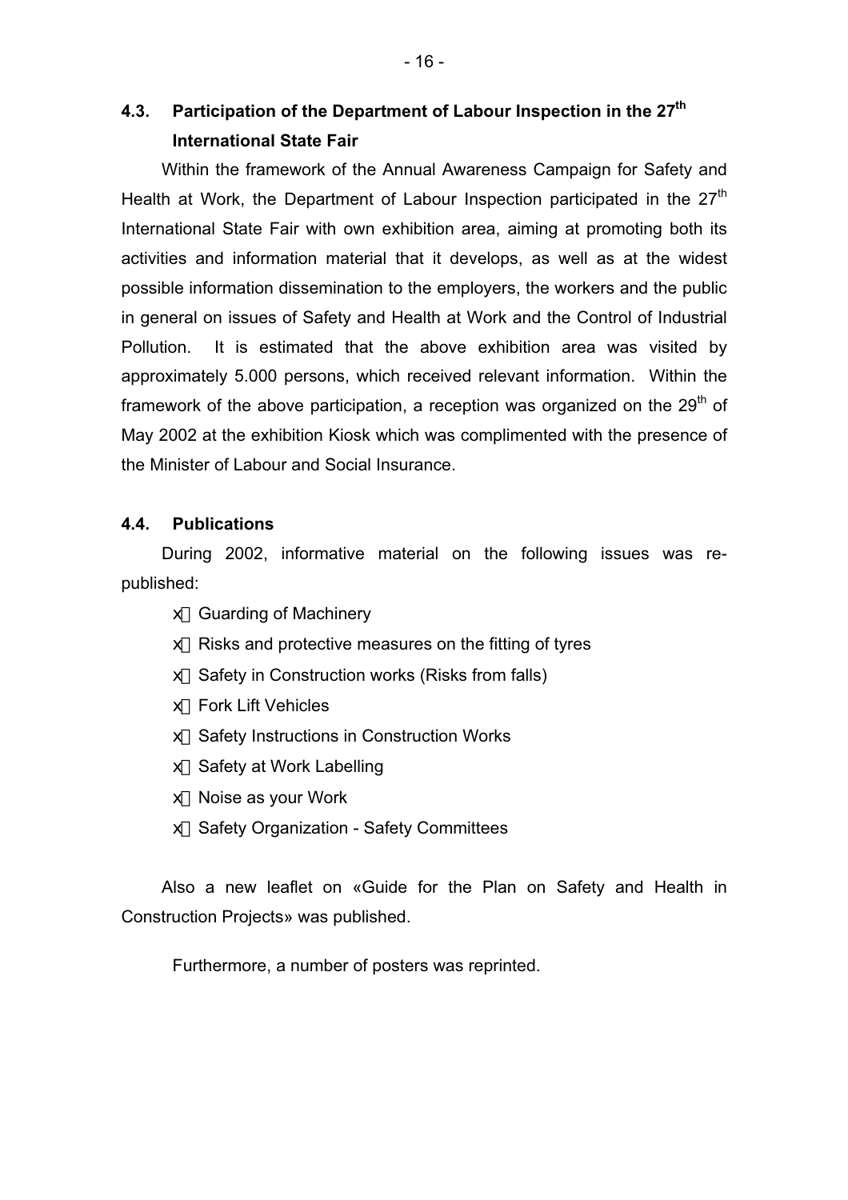## 4.3. Participation of the Department of Labour Inspection in the 27th International State Fair

Within the framework of the Annual Awareness Campaign for Safety and Health at Work, the Department of Labour Inspection participated in the 27th International State Fair with own exhibition area, aiming at promoting both its activities and information material that it develops, as well as at the widest possible information dissemination to the employers, the workers and the public in general on issues of Safety and Health at Work and the Control of Industrial Pollution. It is estimated that the above exhibition area was visited by approximately 5.000 persons, which received relevant information. Within the framework of the above participation, a reception was organized on the 29th of May 2002 at the exhibition Kiosk which was complimented with the presence of the Minister of Labour and Social Insurance.

## 4.4. Publications

During 2002, informative material on the following issues was re-published:

- Guarding of Machinery
- Risks and protective measures on the fitting of tyres
- Safety in Construction works (Risks from falls)
- Fork Lift Vehicles
- Safety Instructions in Construction Works
- Safety at Work Labelling
- Noise as your Work
- Safety Organization - Safety Committees

Also a new leaflet on «Guide for the Plan on Safety and Health in Construction Projects» was published.

Furthermore, a number of posters was reprinted.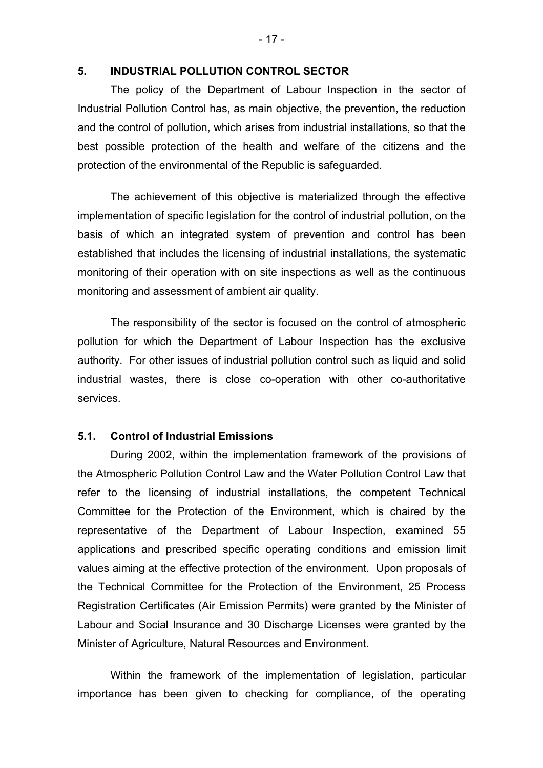## 5. INDUSTRIAL POLLUTION CONTROL SECTOR

The policy of the Department of Labour Inspection in the sector of Industrial Pollution Control has, as main objective, the prevention, the reduction and the control of pollution, which arises from industrial installations, so that the best possible protection of the health and welfare of the citizens and the protection of the environmental of the Republic is safeguarded.

The achievement of this objective is materialized through the effective implementation of specific legislation for the control of industrial pollution, on the basis of which an integrated system of prevention and control has been established that includes the licensing of industrial installations, the systematic monitoring of their operation with on site inspections as well as the continuous monitoring and assessment of ambient air quality.

The responsibility of the sector is focused on the control of atmospheric pollution for which the Department of Labour Inspection has the exclusive authority. For other issues of industrial pollution control such as liquid and solid industrial wastes, there is close co-operation with other co-authoritative services.

### 5.1. Control of Industrial Emissions

During 2002, within the implementation framework of the provisions of the Atmospheric Pollution Control Law and the Water Pollution Control Law that refer to the licensing of industrial installations, the competent Technical Committee for the Protection of the Environment, which is chaired by the representative of the Department of Labour Inspection, examined 55 applications and prescribed specific operating conditions and emission limit values aiming at the effective protection of the environment. Upon proposals of the Technical Committee for the Protection of the Environment, 25 Process Registration Certificates (Air Emission Permits) were granted by the Minister of Labour and Social Insurance and 30 Discharge Licenses were granted by the Minister of Agriculture, Natural Resources and Environment.

Within the framework of the implementation of legislation, particular importance has been given to checking for compliance, of the operating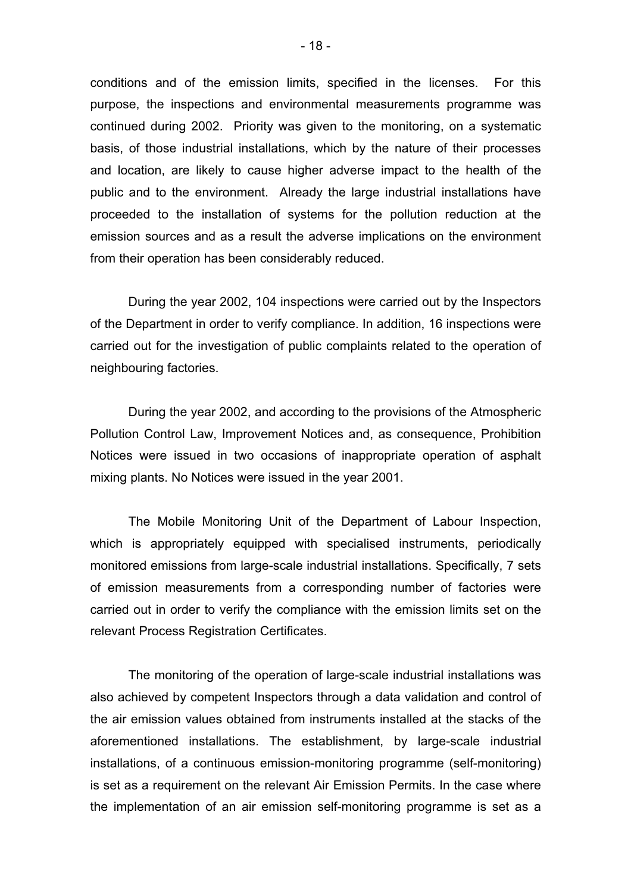conditions and of the emission limits, specified in the licenses. For this purpose, the inspections and environmental measurements programme was continued during 2002. Priority was given to the monitoring, on a systematic basis, of those industrial installations, which by the nature of their processes and location, are likely to cause higher adverse impact to the health of the public and to the environment. Already the large industrial installations have proceeded to the installation of systems for the pollution reduction at the emission sources and as a result the adverse implications on the environment from their operation has been considerably reduced.

During the year 2002, 104 inspections were carried out by the Inspectors of the Department in order to verify compliance. In addition, 16 inspections were carried out for the investigation of public complaints related to the operation of neighbouring factories.

During the year 2002, and according to the provisions of the Atmospheric Pollution Control Law, Improvement Notices and, as consequence, Prohibition Notices were issued in two occasions of inappropriate operation of asphalt mixing plants. No Notices were issued in the year 2001.

The Mobile Monitoring Unit of the Department of Labour Inspection, which is appropriately equipped with specialised instruments, periodically monitored emissions from large-scale industrial installations. Specifically, 7 sets of emission measurements from a corresponding number of factories were carried out in order to verify the compliance with the emission limits set on the relevant Process Registration Certificates.

The monitoring of the operation of large-scale industrial installations was also achieved by competent Inspectors through a data validation and control of the air emission values obtained from instruments installed at the stacks of the aforementioned installations. The establishment, by large-scale industrial installations, of a continuous emission-monitoring programme (self-monitoring) is set as a requirement on the relevant Air Emission Permits. In the case where the implementation of an air emission self-monitoring programme is set as a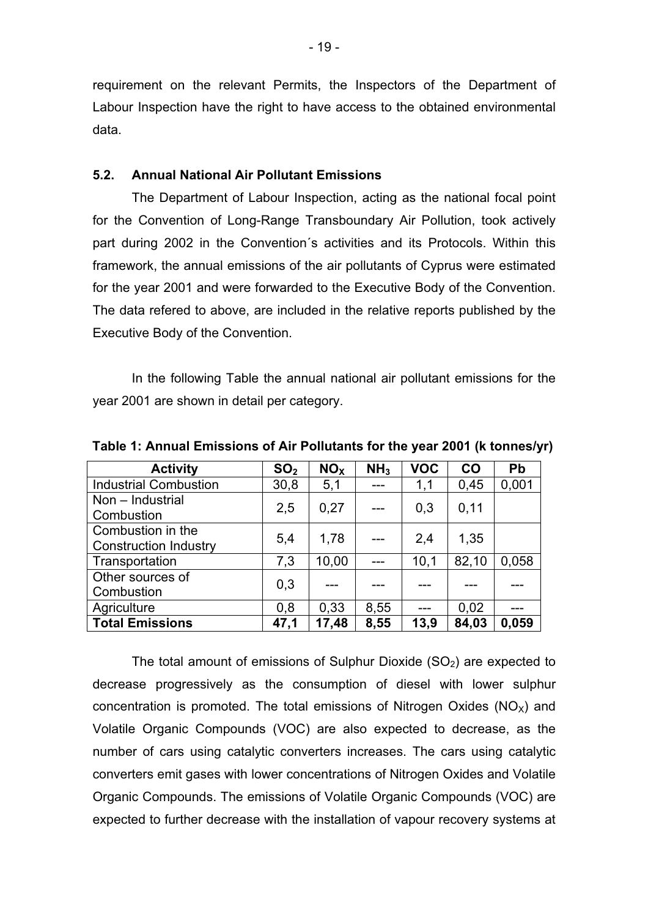requirement on the relevant Permits, the Inspectors of the Department of Labour Inspection have the right to have access to the obtained environmental data.

### 5.2. Annual National Air Pollutant Emissions

The Department of Labour Inspection, acting as the national focal point for the Convention of Long-Range Transboundary Air Pollution, took actively part during 2002 in the Convention´s activities and its Protocols. Within this framework, the annual emissions of the air pollutants of Cyprus were estimated for the year 2001 and were forwarded to the Executive Body of the Convention. The data refered to above, are included in the relative reports published by the Executive Body of the Convention.

In the following Table the annual national air pollutant emissions for the year 2001 are shown in detail per category.

**Table 1: Annual Emissions of Air Pollutants for the year 2001 (k tonnes/yr)**

| Activity | $SO_2$ | $NO_X$ | $NH_3$ | VOC | CO | Pb |
|---|---|---|---|---|---|---|
| Industrial Combustion | 30,8 | 5,1 | --- | 1,1 | 0,45 | 0,001 |
| Non – Industrial Combustion | 2,5 | 0,27 | --- | 0,3 | 0,11 | |
| Combustion in the Construction Industry | 5,4 | 1,78 | --- | 2,4 | 1,35 | |
| Transportation | 7,3 | 10,00 | --- | 10,1 | 82,10 | 0,058 |
| Other sources of Combustion | 0,3 | --- | --- | --- | --- | --- |
| Agriculture | 0,8 | 0,33 | 8,55 | --- | 0,02 | --- |
| **Total Emissions** | **47,1** | **17,48** | **8,55** | **13,9** | **84,03** | **0,059** |

The total amount of emissions of Sulphur Dioxide ($SO_2$) are expected to decrease progressively as the consumption of diesel with lower sulphur concentration is promoted. The total emissions of Nitrogen Oxides ($NO_X$) and Volatile Organic Compounds (VOC) are also expected to decrease, as the number of cars using catalytic converters increases. The cars using catalytic converters emit gases with lower concentrations of Nitrogen Oxides and Volatile Organic Compounds. The emissions of Volatile Organic Compounds (VOC) are expected to further decrease with the installation of vapour recovery systems at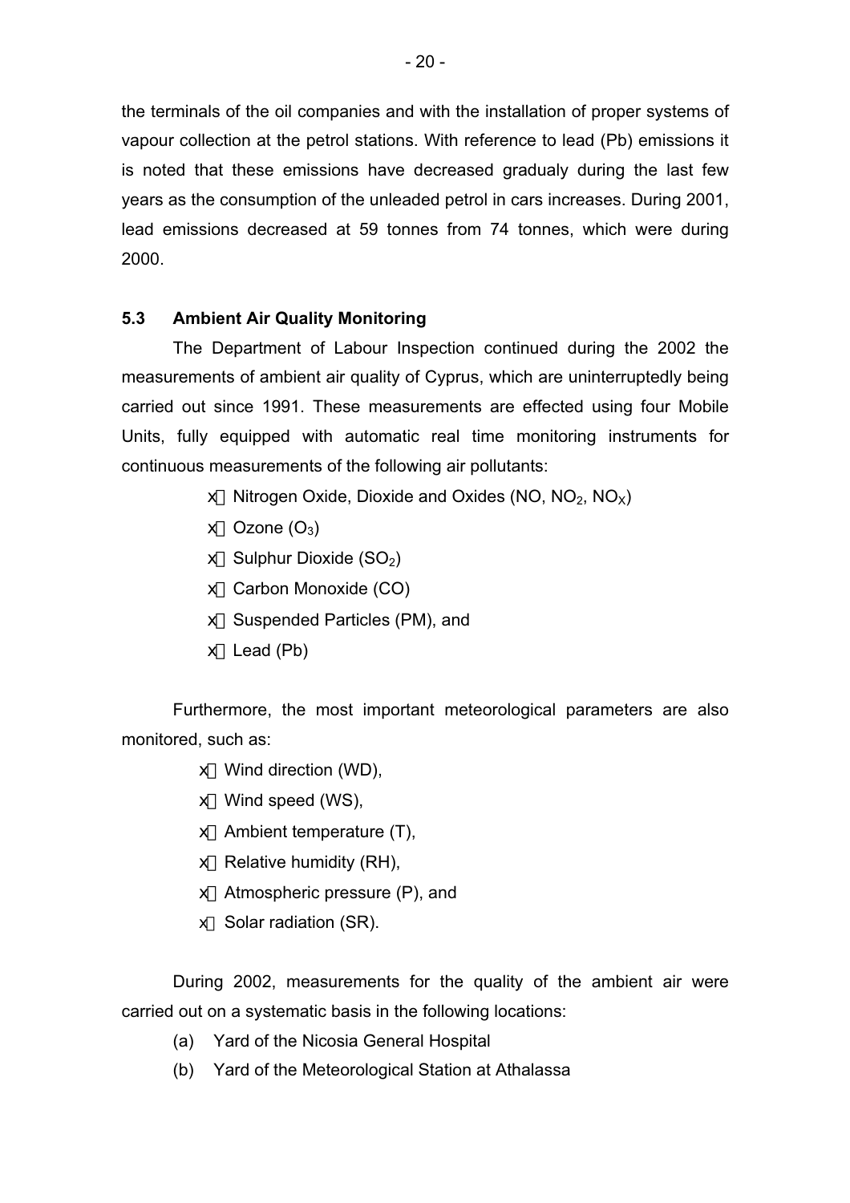the terminals of the oil companies and with the installation of proper systems of vapour collection at the petrol stations. With reference to lead (Pb) emissions it is noted that these emissions have decreased gradualy during the last few years as the consumption of the unleaded petrol in cars increases. During 2001, lead emissions decreased at 59 tonnes from 74 tonnes, which were during 2000.

### 5.3 Ambient Air Quality Monitoring

The Department of Labour Inspection continued during the 2002 the measurements of ambient air quality of Cyprus, which are uninterruptedly being carried out since 1991. These measurements are effected using four Mobile Units, fully equipped with automatic real time monitoring instruments for continuous measurements of the following air pollutants:

- Nitrogen Oxide, Dioxide and Oxides (NO, $NO_2$, $NO_X$)
- Ozone ($O_3$)
- Sulphur Dioxide ($SO_2$)
- Carbon Monoxide (CO)
- Suspended Particles (PM), and
- Lead (Pb)

Furthermore, the most important meteorological parameters are also monitored, such as:

- Wind direction (WD),
- Wind speed (WS),
- Ambient temperature (T),
- Relative humidity (RH),
- Atmospheric pressure (P), and
- Solar radiation (SR).

During 2002, measurements for the quality of the ambient air were carried out on a systematic basis in the following locations:

(a) Yard of the Nicosia General Hospital

(b) Yard of the Meteorological Station at Athalassa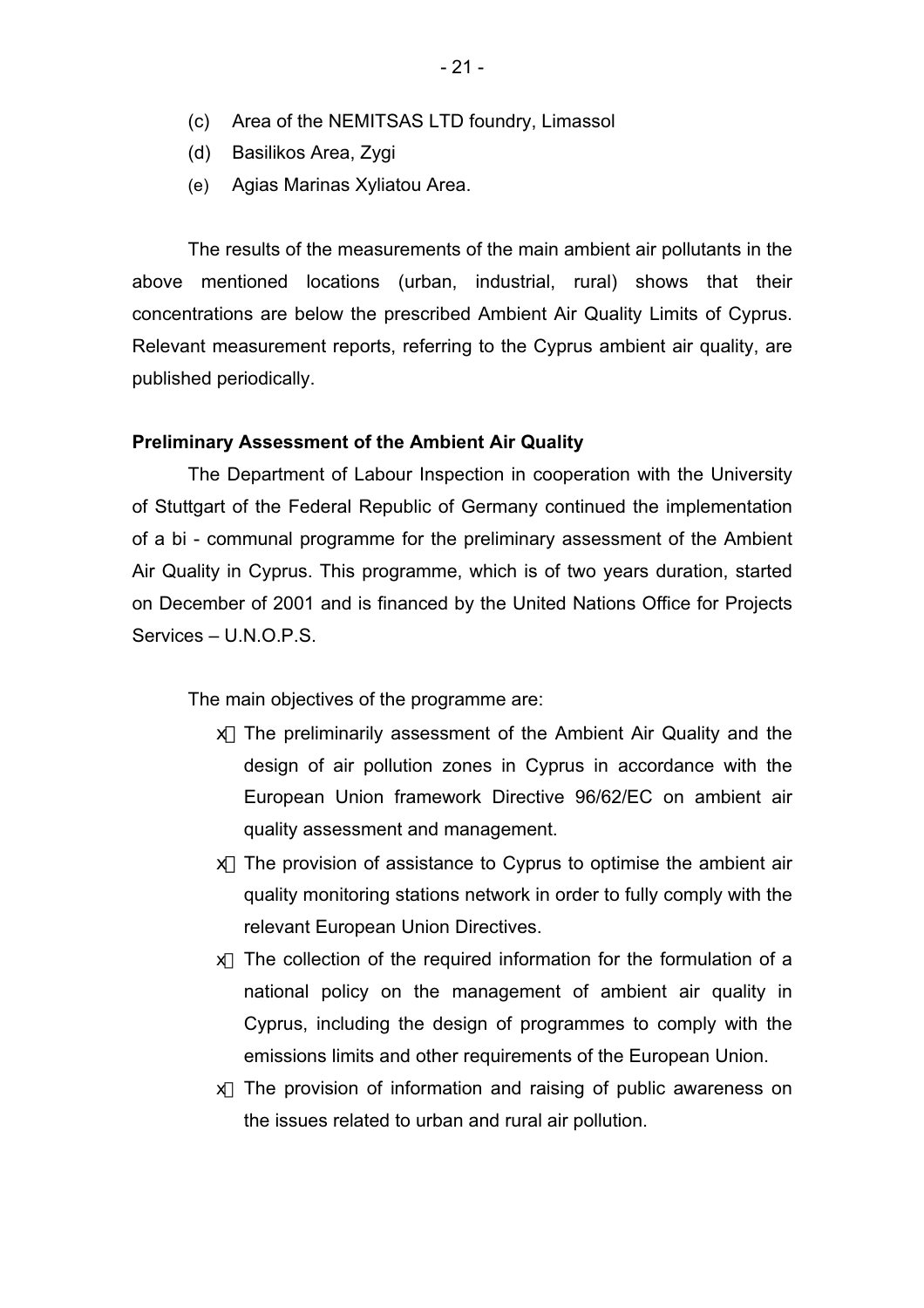(c) Area of the NEMITSAS LTD foundry, Limassol

(d) Basilikos Area, Zygi

(e) Agias Marinas Xyliatou Area.

The results of the measurements of the main ambient air pollutants in the above mentioned locations (urban, industrial, rural) shows that their concentrations are below the prescribed Ambient Air Quality Limits of Cyprus. Relevant measurement reports, referring to the Cyprus ambient air quality, are published periodically.

**Preliminary Assessment of the Ambient Air Quality**

The Department of Labour Inspection in cooperation with the University of Stuttgart of the Federal Republic of Germany continued the implementation of a bi - communal programme for the preliminary assessment of the Ambient Air Quality in Cyprus. This programme, which is of two years duration, started on December of 2001 and is financed by the United Nations Office for Projects Services – U.N.O.P.S.

The main objectives of the programme are:

- The preliminarily assessment of the Ambient Air Quality and the design of air pollution zones in Cyprus in accordance with the European Union framework Directive 96/62/EC on ambient air quality assessment and management.
- The provision of assistance to Cyprus to optimise the ambient air quality monitoring stations network in order to fully comply with the relevant European Union Directives.
- The collection of the required information for the formulation of a national policy on the management of ambient air quality in Cyprus, including the design of programmes to comply with the emissions limits and other requirements of the European Union.
- The provision of information and raising of public awareness on the issues related to urban and rural air pollution.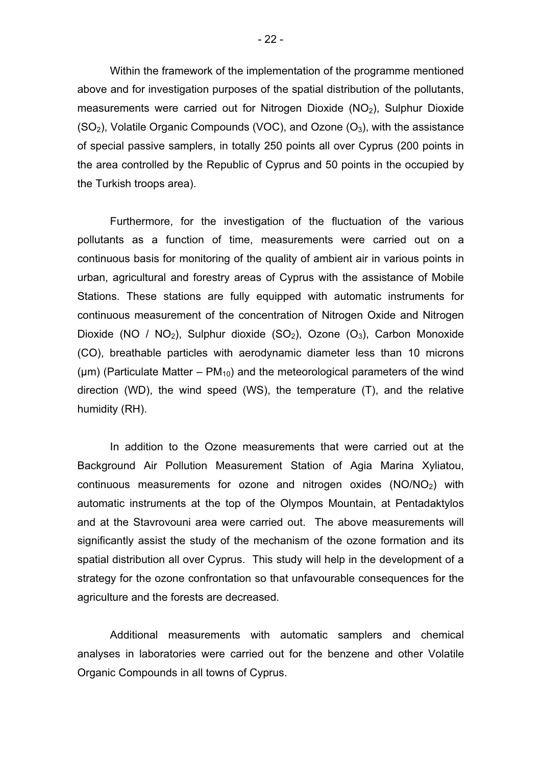Within the framework of the implementation of the programme mentioned above and for investigation purposes of the spatial distribution of the pollutants, measurements were carried out for Nitrogen Dioxide ($NO_2$), Sulphur Dioxide ($SO_2$), Volatile Organic Compounds (VOC), and Ozone ($O_3$), with the assistance of special passive samplers, in totally 250 points all over Cyprus (200 points in the area controlled by the Republic of Cyprus and 50 points in the occupied by the Turkish troops area).

Furthermore, for the investigation of the fluctuation of the various pollutants as a function of time, measurements were carried out on a continuous basis for monitoring of the quality of ambient air in various points in urban, agricultural and forestry areas of Cyprus with the assistance of Mobile Stations. These stations are fully equipped with automatic instruments for continuous measurement of the concentration of Nitrogen Oxide and Nitrogen Dioxide (NO / $NO_2$), Sulphur dioxide ($SO_2$), Ozone ($O_3$), Carbon Monoxide (CO), breathable particles with aerodynamic diameter less than 10 microns (μm) (Particulate Matter – $PM_{10}$) and the meteorological parameters of the wind direction (WD), the wind speed (WS), the temperature (T), and the relative humidity (RH).

In addition to the Ozone measurements that were carried out at the Background Air Pollution Measurement Station of Agia Marina Xyliatou, continuous measurements for ozone and nitrogen oxides ($NO/NO_2$) with automatic instruments at the top of the Olympos Mountain, at Pentadaktylos and at the Stavrovouni area were carried out. The above measurements will significantly assist the study of the mechanism of the ozone formation and its spatial distribution all over Cyprus. This study will help in the development of a strategy for the ozone confrontation so that unfavourable consequences for the agriculture and the forests are decreased.

Additional measurements with automatic samplers and chemical analyses in laboratories were carried out for the benzene and other Volatile Organic Compounds in all towns of Cyprus.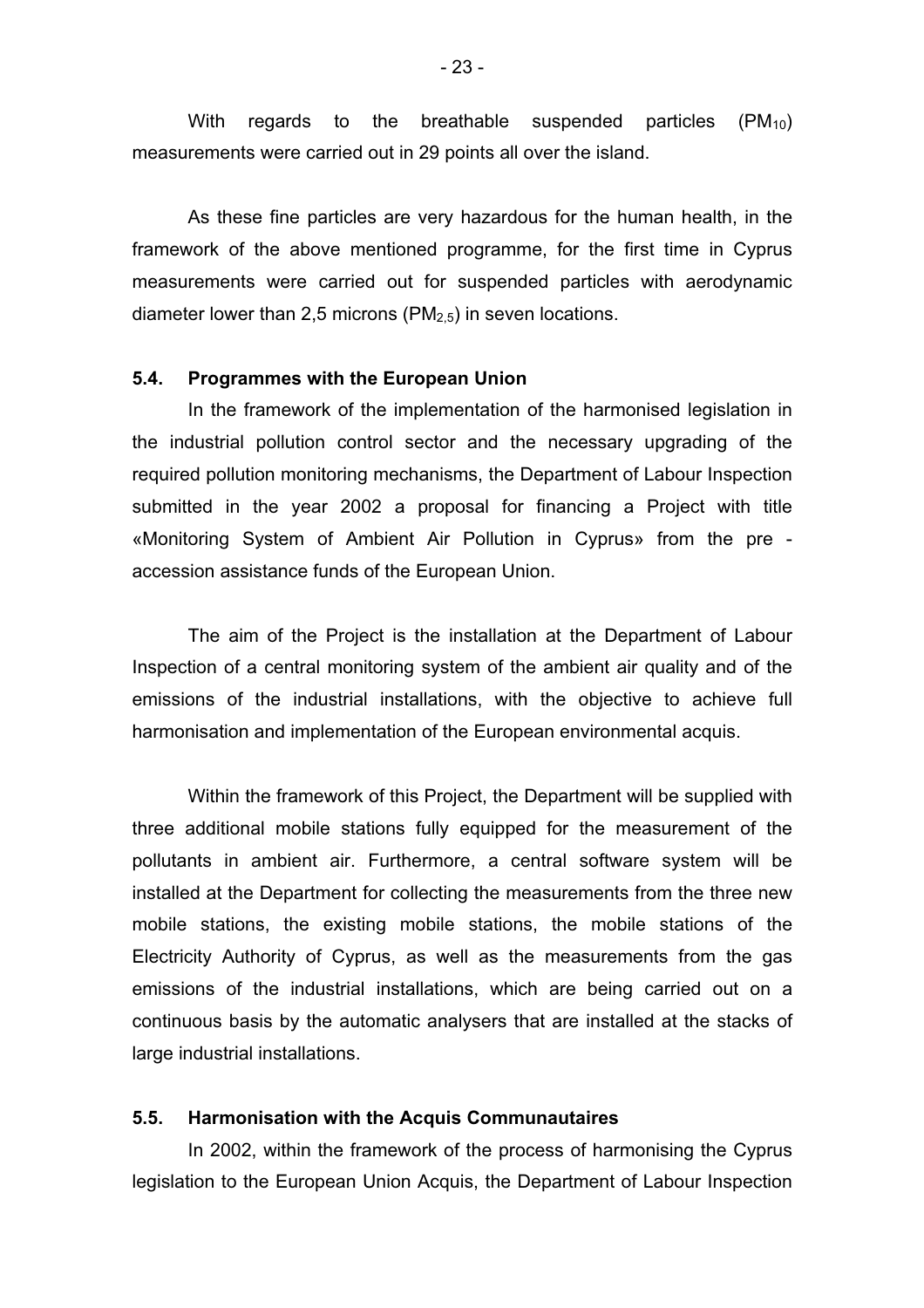With regards to the breathable suspended particles ($PM_{10}$) measurements were carried out in 29 points all over the island.

As these fine particles are very hazardous for the human health, in the framework of the above mentioned programme, for the first time in Cyprus measurements were carried out for suspended particles with aerodynamic diameter lower than 2,5 microns ($PM_{2,5}$) in seven locations.

### 5.4. Programmes with the European Union

In the framework of the implementation of the harmonised legislation in the industrial pollution control sector and the necessary upgrading of the required pollution monitoring mechanisms, the Department of Labour Inspection submitted in the year 2002 a proposal for financing a Project with title «Monitoring System of Ambient Air Pollution in Cyprus» from the pre - accession assistance funds of the European Union.

The aim of the Project is the installation at the Department of Labour Inspection of a central monitoring system of the ambient air quality and of the emissions of the industrial installations, with the objective to achieve full harmonisation and implementation of the European environmental acquis.

Within the framework of this Project, the Department will be supplied with three additional mobile stations fully equipped for the measurement of the pollutants in ambient air. Furthermore, a central software system will be installed at the Department for collecting the measurements from the three new mobile stations, the existing mobile stations, the mobile stations of the Electricity Authority of Cyprus, as well as the measurements from the gas emissions of the industrial installations, which are being carried out on a continuous basis by the automatic analysers that are installed at the stacks of large industrial installations.

### 5.5. Harmonisation with the Acquis Communautaires

In 2002, within the framework of the process of harmonising the Cyprus legislation to the European Union Acquis, the Department of Labour Inspection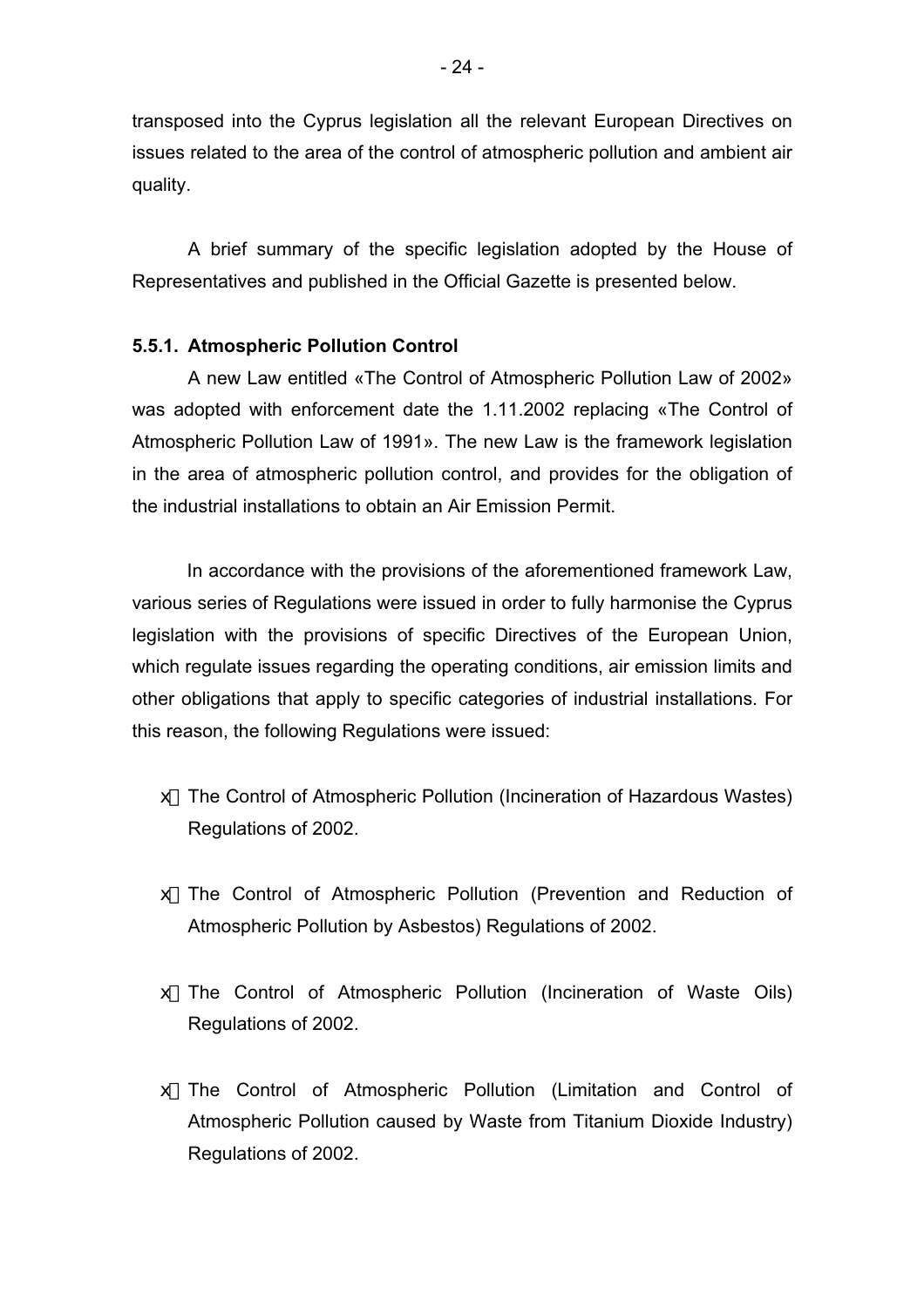transposed into the Cyprus legislation all the relevant European Directives on issues related to the area of the control of atmospheric pollution and ambient air quality.

A brief summary of the specific legislation adopted by the House of Representatives and published in the Official Gazette is presented below.

### 5.5.1. Atmospheric Pollution Control

A new Law entitled «The Control of Atmospheric Pollution Law of 2002» was adopted with enforcement date the 1.11.2002 replacing «The Control of Atmospheric Pollution Law of 1991». The new Law is the framework legislation in the area of atmospheric pollution control, and provides for the obligation of the industrial installations to obtain an Air Emission Permit.

In accordance with the provisions of the aforementioned framework Law, various series of Regulations were issued in order to fully harmonise the Cyprus legislation with the provisions of specific Directives of the European Union, which regulate issues regarding the operating conditions, air emission limits and other obligations that apply to specific categories of industrial installations. For this reason, the following Regulations were issued:

- The Control of Atmospheric Pollution (Incineration of Hazardous Wastes) Regulations of 2002.
- The Control of Atmospheric Pollution (Prevention and Reduction of Atmospheric Pollution by Asbestos) Regulations of 2002.
- The Control of Atmospheric Pollution (Incineration of Waste Oils) Regulations of 2002.
- The Control of Atmospheric Pollution (Limitation and Control of Atmospheric Pollution caused by Waste from Titanium Dioxide Industry) Regulations of 2002.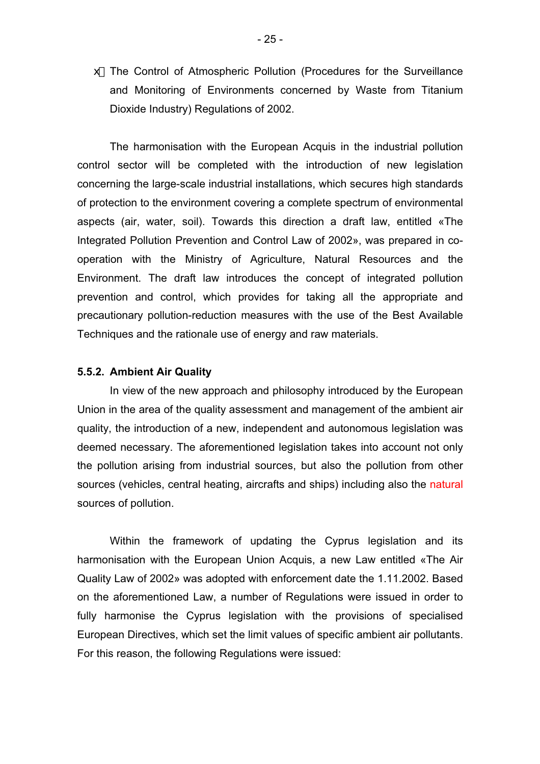- The Control of Atmospheric Pollution (Procedures for the Surveillance and Monitoring of Environments concerned by Waste from Titanium Dioxide Industry) Regulations of 2002.

The harmonisation with the European Acquis in the industrial pollution control sector will be completed with the introduction of new legislation concerning the large-scale industrial installations, which secures high standards of protection to the environment covering a complete spectrum of environmental aspects (air, water, soil). Towards this direction a draft law, entitled «The Integrated Pollution Prevention and Control Law of 2002», was prepared in co-operation with the Ministry of Agriculture, Natural Resources and the Environment. The draft law introduces the concept of integrated pollution prevention and control, which provides for taking all the appropriate and precautionary pollution-reduction measures with the use of the Best Available Techniques and the rationale use of energy and raw materials.

#### 5.5.2. Ambient Air Quality

In view of the new approach and philosophy introduced by the European Union in the area of the quality assessment and management of the ambient air quality, the introduction of a new, independent and autonomous legislation was deemed necessary. The aforementioned legislation takes into account not only the pollution arising from industrial sources, but also the pollution from other sources (vehicles, central heating, aircrafts and ships) including also the natural sources of pollution.

Within the framework of updating the Cyprus legislation and its harmonisation with the European Union Acquis, a new Law entitled «The Air Quality Law of 2002» was adopted with enforcement date the 1.11.2002. Based on the aforementioned Law, a number of Regulations were issued in order to fully harmonise the Cyprus legislation with the provisions of specialised European Directives, which set the limit values of specific ambient air pollutants. For this reason, the following Regulations were issued: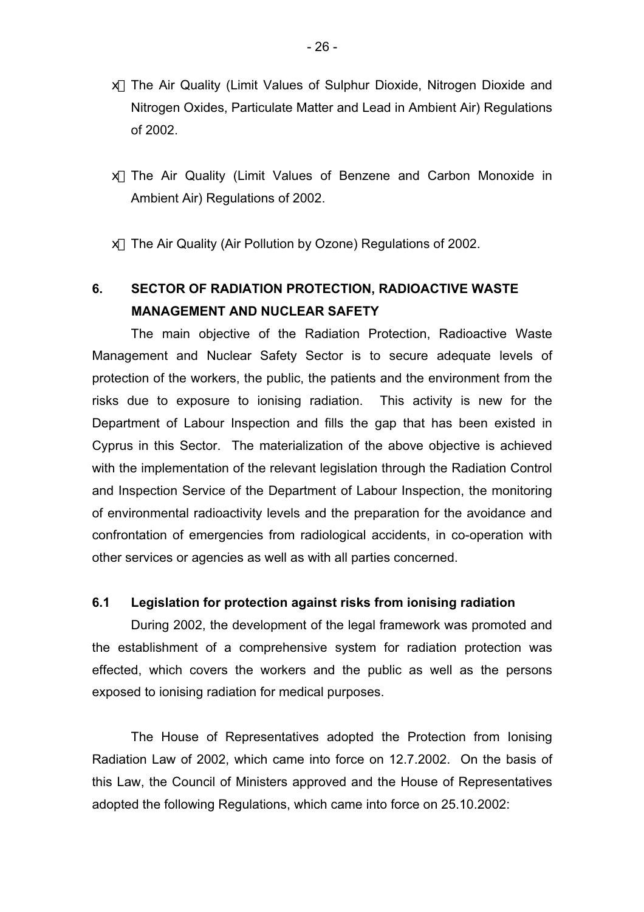- The Air Quality (Limit Values of Sulphur Dioxide, Nitrogen Dioxide and Nitrogen Oxides, Particulate Matter and Lead in Ambient Air) Regulations of 2002.

- The Air Quality (Limit Values of Benzene and Carbon Monoxide in Ambient Air) Regulations of 2002.

- The Air Quality (Air Pollution by Ozone) Regulations of 2002.

## 6. SECTOR OF RADIATION PROTECTION, RADIOACTIVE WASTE MANAGEMENT AND NUCLEAR SAFETY

The main objective of the Radiation Protection, Radioactive Waste Management and Nuclear Safety Sector is to secure adequate levels of protection of the workers, the public, the patients and the environment from the risks due to exposure to ionising radiation. This activity is new for the Department of Labour Inspection and fills the gap that has been existed in Cyprus in this Sector. The materialization of the above objective is achieved with the implementation of the relevant legislation through the Radiation Control and Inspection Service of the Department of Labour Inspection, the monitoring of environmental radioactivity levels and the preparation for the avoidance and confrontation of emergencies from radiological accidents, in co-operation with other services or agencies as well as with all parties concerned.

### 6.1 Legislation for protection against risks from ionising radiation

During 2002, the development of the legal framework was promoted and the establishment of a comprehensive system for radiation protection was effected, which covers the workers and the public as well as the persons exposed to ionising radiation for medical purposes.

The House of Representatives adopted the Protection from Ionising Radiation Law of 2002, which came into force on 12.7.2002. On the basis of this Law, the Council of Ministers approved and the House of Representatives adopted the following Regulations, which came into force on 25.10.2002: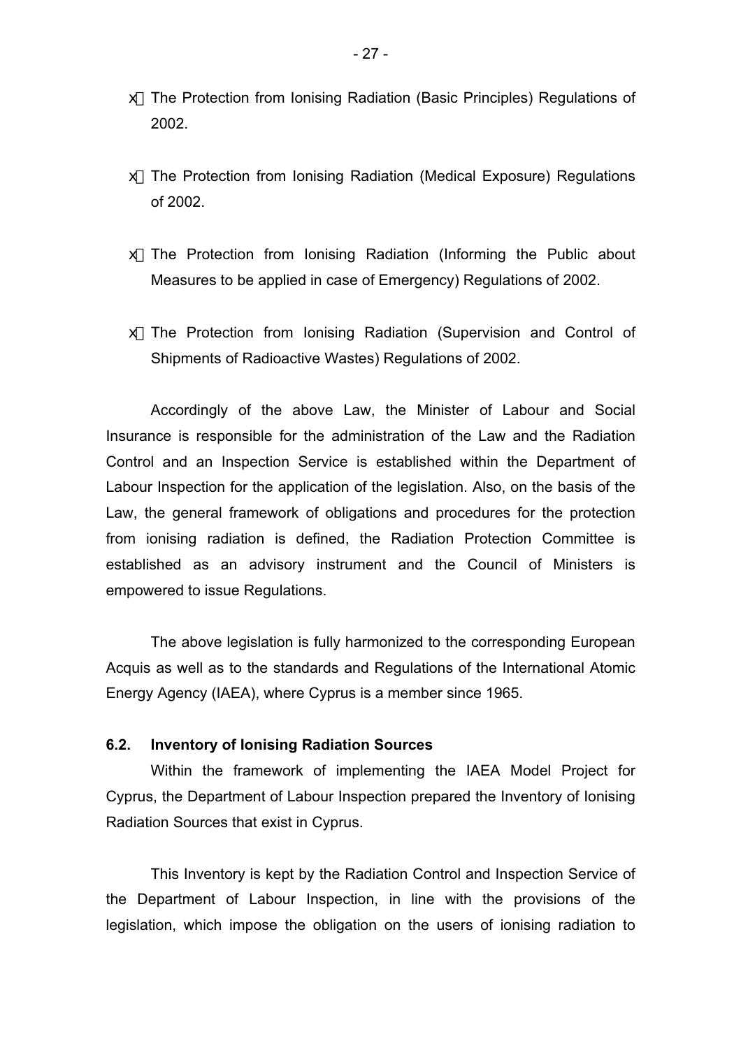- The Protection from Ionising Radiation (Basic Principles) Regulations of 2002.
- The Protection from Ionising Radiation (Medical Exposure) Regulations of 2002.
- The Protection from Ionising Radiation (Informing the Public about Measures to be applied in case of Emergency) Regulations of 2002.
- The Protection from Ionising Radiation (Supervision and Control of Shipments of Radioactive Wastes) Regulations of 2002.

Accordingly of the above Law, the Minister of Labour and Social Insurance is responsible for the administration of the Law and the Radiation Control and an Inspection Service is established within the Department of Labour Inspection for the application of the legislation. Also, on the basis of the Law, the general framework of obligations and procedures for the protection from ionising radiation is defined, the Radiation Protection Committee is established as an advisory instrument and the Council of Ministers is empowered to issue Regulations.

The above legislation is fully harmonized to the corresponding European Acquis as well as to the standards and Regulations of the International Atomic Energy Agency (IAEA), where Cyprus is a member since 1965.

### 6.2. Inventory of Ionising Radiation Sources

Within the framework of implementing the IAEA Model Project for Cyprus, the Department of Labour Inspection prepared the Inventory of Ionising Radiation Sources that exist in Cyprus.

This Inventory is kept by the Radiation Control and Inspection Service of the Department of Labour Inspection, in line with the provisions of the legislation, which impose the obligation on the users of ionising radiation to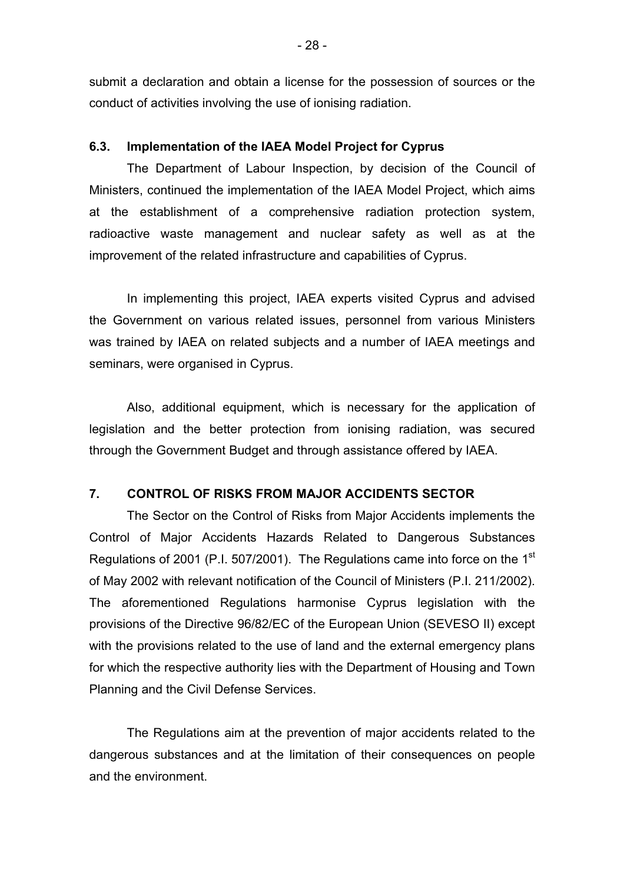submit a declaration and obtain a license for the possession of sources or the conduct of activities involving the use of ionising radiation.

### 6.3. Implementation of the IAEA Model Project for Cyprus

The Department of Labour Inspection, by decision of the Council of Ministers, continued the implementation of the IAEA Model Project, which aims at the establishment of a comprehensive radiation protection system, radioactive waste management and nuclear safety as well as at the improvement of the related infrastructure and capabilities of Cyprus.

In implementing this project, IAEA experts visited Cyprus and advised the Government on various related issues, personnel from various Ministers was trained by IAEA on related subjects and a number of IAEA meetings and seminars, were organised in Cyprus.

Also, additional equipment, which is necessary for the application of legislation and the better protection from ionising radiation, was secured through the Government Budget and through assistance offered by IAEA.

## 7. CONTROL OF RISKS FROM MAJOR ACCIDENTS SECTOR

The Sector on the Control of Risks from Major Accidents implements the Control of Major Accidents Hazards Related to Dangerous Substances Regulations of 2001 (P.I. 507/2001). The Regulations came into force on the 1st of May 2002 with relevant notification of the Council of Ministers (P.I. 211/2002). The aforementioned Regulations harmonise Cyprus legislation with the provisions of the Directive 96/82/EC of the European Union (SEVESO II) except with the provisions related to the use of land and the external emergency plans for which the respective authority lies with the Department of Housing and Town Planning and the Civil Defense Services.

The Regulations aim at the prevention of major accidents related to the dangerous substances and at the limitation of their consequences on people and the environment.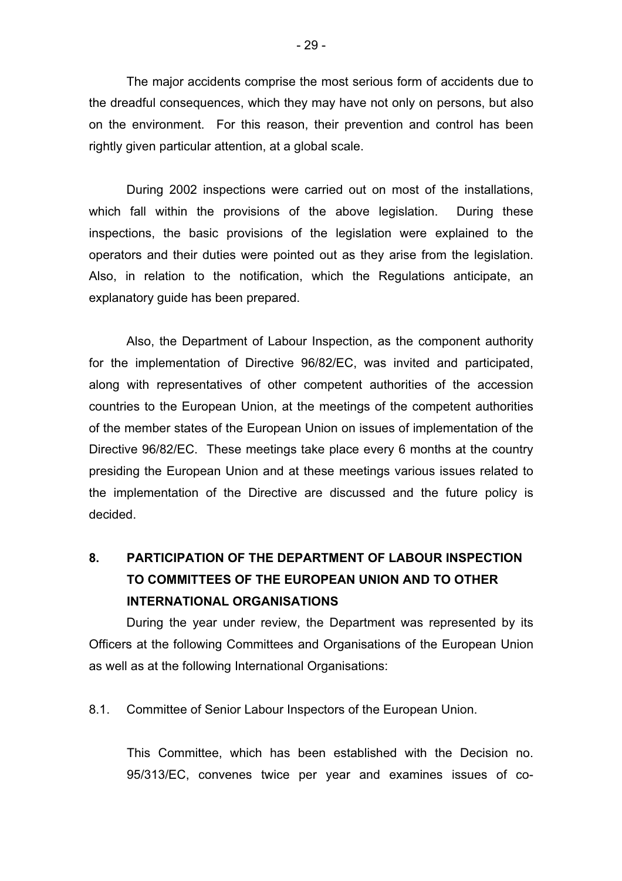The major accidents comprise the most serious form of accidents due to the dreadful consequences, which they may have not only on persons, but also on the environment. For this reason, their prevention and control has been rightly given particular attention, at a global scale.

During 2002 inspections were carried out on most of the installations, which fall within the provisions of the above legislation. During these inspections, the basic provisions of the legislation were explained to the operators and their duties were pointed out as they arise from the legislation. Also, in relation to the notification, which the Regulations anticipate, an explanatory guide has been prepared.

Also, the Department of Labour Inspection, as the component authority for the implementation of Directive 96/82/EC, was invited and participated, along with representatives of other competent authorities of the accession countries to the European Union, at the meetings of the competent authorities of the member states of the European Union on issues of implementation of the Directive 96/82/EC. These meetings take place every 6 months at the country presiding the European Union and at these meetings various issues related to the implementation of the Directive are discussed and the future policy is decided.

## 8. PARTICIPATION OF THE DEPARTMENT OF LABOUR INSPECTION TO COMMITTEES OF THE EUROPEAN UNION AND TO OTHER INTERNATIONAL ORGANISATIONS

During the year under review, the Department was represented by its Officers at the following Committees and Organisations of the European Union as well as at the following International Organisations:

8.1. Committee of Senior Labour Inspectors of the European Union.

This Committee, which has been established with the Decision no. 95/313/EC, convenes twice per year and examines issues of co-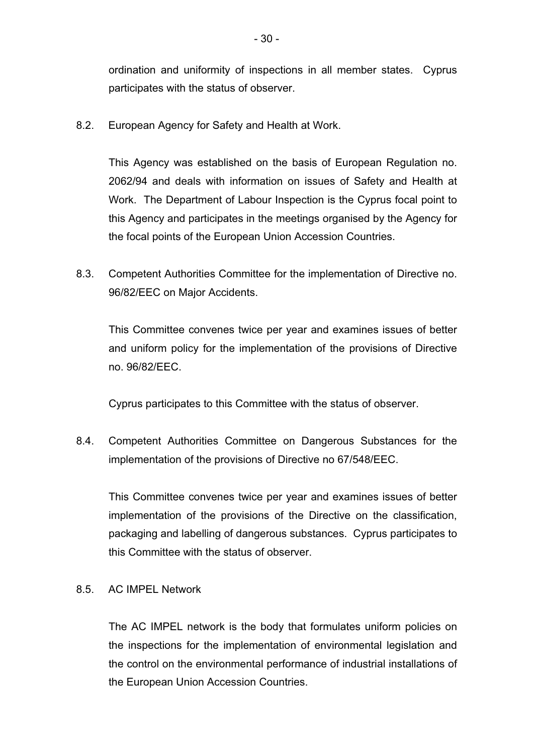ordination and uniformity of inspections in all member states. Cyprus participates with the status of observer.

8.2. European Agency for Safety and Health at Work.

This Agency was established on the basis of European Regulation no. 2062/94 and deals with information on issues of Safety and Health at Work. The Department of Labour Inspection is the Cyprus focal point to this Agency and participates in the meetings organised by the Agency for the focal points of the European Union Accession Countries.

8.3. Competent Authorities Committee for the implementation of Directive no. 96/82/EEC on Major Accidents.

This Committee convenes twice per year and examines issues of better and uniform policy for the implementation of the provisions of Directive no. 96/82/EEC.

Cyprus participates to this Committee with the status of observer.

8.4. Competent Authorities Committee on Dangerous Substances for the implementation of the provisions of Directive no 67/548/EEC.

This Committee convenes twice per year and examines issues of better implementation of the provisions of the Directive on the classification, packaging and labelling of dangerous substances. Cyprus participates to this Committee with the status of observer.

8.5. AC IMPEL Network

The AC IMPEL network is the body that formulates uniform policies on the inspections for the implementation of environmental legislation and the control on the environmental performance of industrial installations of the European Union Accession Countries.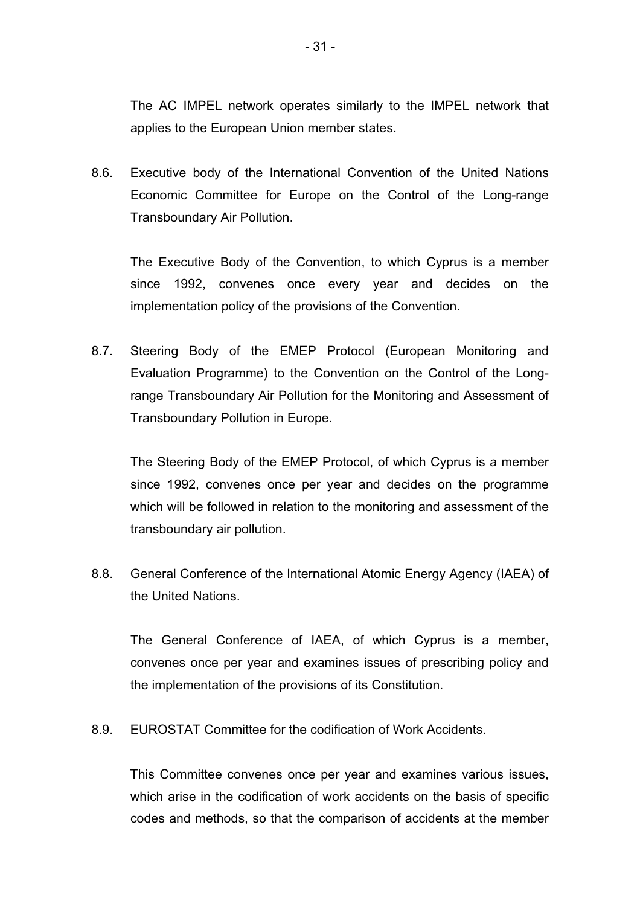The AC IMPEL network operates similarly to the IMPEL network that applies to the European Union member states.

8.6. Executive body of the International Convention of the United Nations Economic Committee for Europe on the Control of the Long-range Transboundary Air Pollution.

The Executive Body of the Convention, to which Cyprus is a member since 1992, convenes once every year and decides on the implementation policy of the provisions of the Convention.

8.7. Steering Body of the EMEP Protocol (European Monitoring and Evaluation Programme) to the Convention on the Control of the Long-range Transboundary Air Pollution for the Monitoring and Assessment of Transboundary Pollution in Europe.

The Steering Body of the EMEP Protocol, of which Cyprus is a member since 1992, convenes once per year and decides on the programme which will be followed in relation to the monitoring and assessment of the transboundary air pollution.

8.8. General Conference of the International Atomic Energy Agency (IAEA) of the United Nations.

The General Conference of IAEA, of which Cyprus is a member, convenes once per year and examines issues of prescribing policy and the implementation of the provisions of its Constitution.

8.9. EUROSTAT Committee for the codification of Work Accidents.

This Committee convenes once per year and examines various issues, which arise in the codification of work accidents on the basis of specific codes and methods, so that the comparison of accidents at the member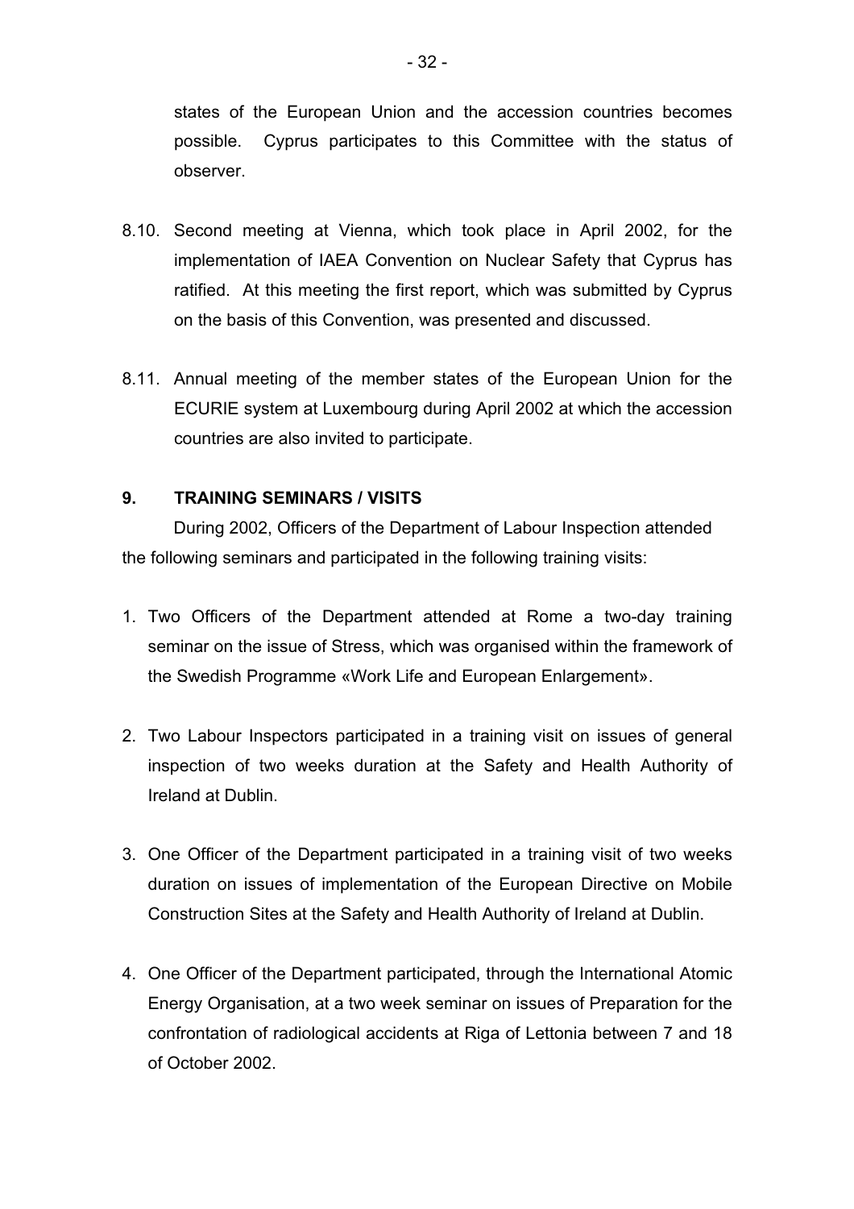states of the European Union and the accession countries becomes possible. Cyprus participates to this Committee with the status of observer.

8.10. Second meeting at Vienna, which took place in April 2002, for the implementation of IAEA Convention on Nuclear Safety that Cyprus has ratified. At this meeting the first report, which was submitted by Cyprus on the basis of this Convention, was presented and discussed.

8.11. Annual meeting of the member states of the European Union for the ECURIE system at Luxembourg during April 2002 at which the accession countries are also invited to participate.

## 9. TRAINING SEMINARS / VISITS

During 2002, Officers of the Department of Labour Inspection attended the following seminars and participated in the following training visits:

1. Two Officers of the Department attended at Rome a two-day training seminar on the issue of Stress, which was organised within the framework of the Swedish Programme «Work Life and European Enlargement».

2. Two Labour Inspectors participated in a training visit on issues of general inspection of two weeks duration at the Safety and Health Authority of Ireland at Dublin.

3. One Officer of the Department participated in a training visit of two weeks duration on issues of implementation of the European Directive on Mobile Construction Sites at the Safety and Health Authority of Ireland at Dublin.

4. One Officer of the Department participated, through the International Atomic Energy Organisation, at a two week seminar on issues of Preparation for the confrontation of radiological accidents at Riga of Lettonia between 7 and 18 of October 2002.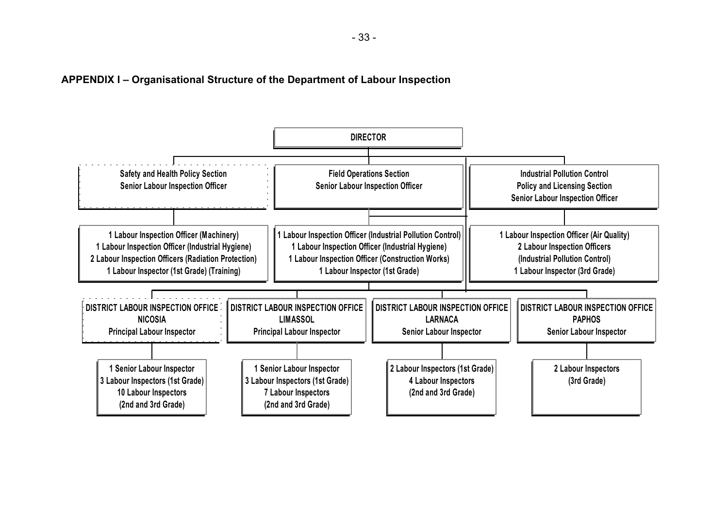## APPENDIX I – Organisational Structure of the Department of Labour Inspection

**DIRECTOR**

**Safety and Health Policy Section**
**Senior Labour Inspection Officer**

- 1 Labour Inspection Officer (Machinery)
- 1 Labour Inspection Officer (Industrial Hygiene)
- 2 Labour Inspection Officers (Radiation Protection)
- 1 Labour Inspector (1st Grade) (Training)

**Field Operations Section**
**Senior Labour Inspection Officer**

- 1 Labour Inspection Officer (Industrial Pollution Control)
- 1 Labour Inspection Officer (Industrial Hygiene)
- 1 Labour Inspection Officer (Construction Works)
- 1 Labour Inspector (1st Grade)

**Industrial Pollution Control Policy and Licensing Section**
**Senior Labour Inspection Officer**

- 1 Labour Inspection Officer (Air Quality)
- 2 Labour Inspection Officers (Industrial Pollution Control)
- 1 Labour Inspector (3rd Grade)

**DISTRICT LABOUR INSPECTION OFFICE NICOSIA**
**Principal Labour Inspector**

- 1 Senior Labour Inspector
- 3 Labour Inspectors (1st Grade)
- 10 Labour Inspectors (2nd and 3rd Grade)

**DISTRICT LABOUR INSPECTION OFFICE LIMASSOL**
**Principal Labour Inspector**

- 1 Senior Labour Inspector
- 3 Labour Inspectors (1st Grade)
- 7 Labour Inspectors (2nd and 3rd Grade)

**DISTRICT LABOUR INSPECTION OFFICE LARNACA**
**Senior Labour Inspector**

- 2 Labour Inspectors (1st Grade)
- 4 Labour Inspectors (2nd and 3rd Grade)

**DISTRICT LABOUR INSPECTION OFFICE PAPHOS**
**Senior Labour Inspector**

- 2 Labour Inspectors (3rd Grade)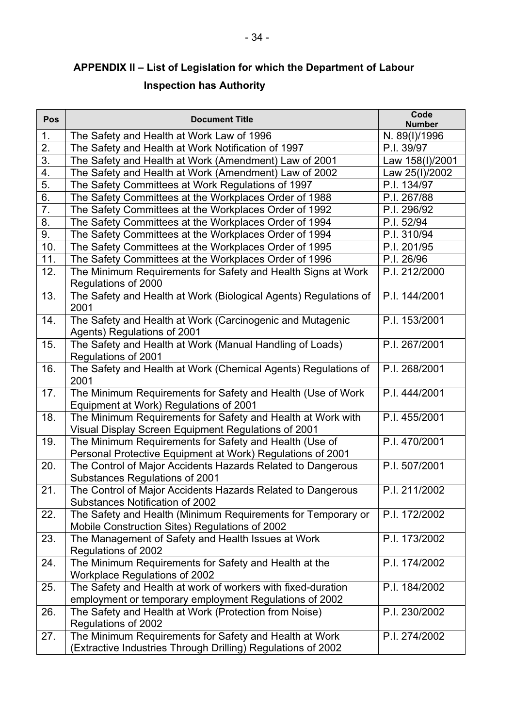## APPENDIX II – List of Legislation for which the Department of Labour Inspection has Authority

| Pos | Document Title | Code Number |
|---|---|---|
| 1. | The Safety and Health at Work Law of 1996 | N. 89(I)/1996 |
| 2. | The Safety and Health at Work Notification of 1997 | P.I. 39/97 |
| 3. | The Safety and Health at Work (Amendment) Law of 2001 | Law 158(I)/2001 |
| 4. | The Safety and Health at Work (Amendment) Law of 2002 | Law 25(I)/2002 |
| 5. | The Safety Committees at Work Regulations of 1997 | P.I. 134/97 |
| 6. | The Safety Committees at the Workplaces Order of 1988 | P.I. 267/88 |
| 7. | The Safety Committees at the Workplaces Order of 1992 | P.I. 296/92 |
| 8. | The Safety Committees at the Workplaces Order of 1994 | P.I. 52/94 |
| 9. | The Safety Committees at the Workplaces Order of 1994 | P.I. 310/94 |
| 10. | The Safety Committees at the Workplaces Order of 1995 | P.I. 201/95 |
| 11. | The Safety Committees at the Workplaces Order of 1996 | P.I. 26/96 |
| 12. | The Minimum Requirements for Safety and Health Signs at Work Regulations of 2000 | P.I. 212/2000 |
| 13. | The Safety and Health at Work (Biological Agents) Regulations of 2001 | P.I. 144/2001 |
| 14. | The Safety and Health at Work (Carcinogenic and Mutagenic Agents) Regulations of 2001 | P.I. 153/2001 |
| 15. | The Safety and Health at Work (Manual Handling of Loads) Regulations of 2001 | P.I. 267/2001 |
| 16. | The Safety and Health at Work (Chemical Agents) Regulations of 2001 | P.I. 268/2001 |
| 17. | The Minimum Requirements for Safety and Health (Use of Work Equipment at Work) Regulations of 2001 | P.I. 444/2001 |
| 18. | The Minimum Requirements for Safety and Health at Work with Visual Display Screen Equipment Regulations of 2001 | P.I. 455/2001 |
| 19. | The Minimum Requirements for Safety and Health (Use of Personal Protective Equipment at Work) Regulations of 2001 | P.I. 470/2001 |
| 20. | The Control of Major Accidents Hazards Related to Dangerous Substances Regulations of 2001 | P.I. 507/2001 |
| 21. | The Control of Major Accidents Hazards Related to Dangerous Substances Notification of 2002 | P.I. 211/2002 |
| 22. | The Safety and Health (Minimum Requirements for Temporary or Mobile Construction Sites) Regulations of 2002 | P.I. 172/2002 |
| 23. | The Management of Safety and Health Issues at Work Regulations of 2002 | P.I. 173/2002 |
| 24. | The Minimum Requirements for Safety and Health at the Workplace Regulations of 2002 | P.I. 174/2002 |
| 25. | The Safety and Health at work of workers with fixed-duration employment or temporary employment Regulations of 2002 | P.I. 184/2002 |
| 26. | The Safety and Health at Work (Protection from Noise) Regulations of 2002 | P.I. 230/2002 |
| 27. | The Minimum Requirements for Safety and Health at Work (Extractive Industries Through Drilling) Regulations of 2002 | P.I. 274/2002 |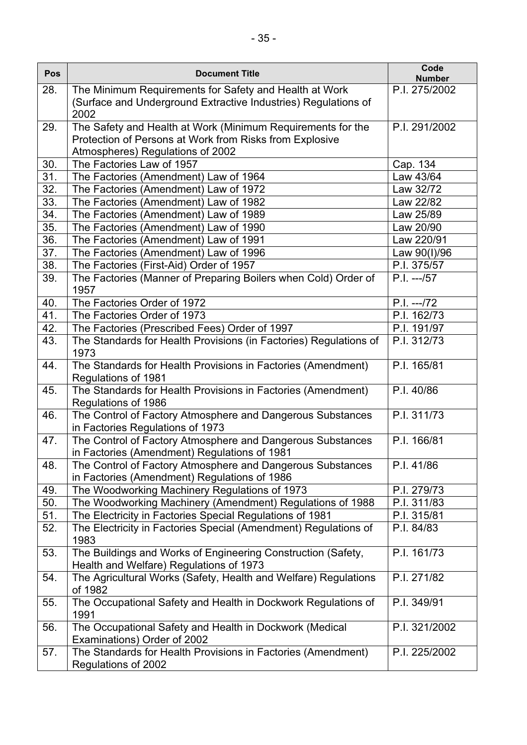| Pos | Document Title | Code Number |
| --- | --- | --- |
| 28. | The Minimum Requirements for Safety and Health at Work (Surface and Underground Extractive Industries) Regulations of 2002 | P.I. 275/2002 |
| 29. | The Safety and Health at Work (Minimum Requirements for the Protection of Persons at Work from Risks from Explosive Atmospheres) Regulations of 2002 | P.I. 291/2002 |
| 30. | The Factories Law of 1957 | Cap. 134 |
| 31. | The Factories (Amendment) Law of 1964 | Law 43/64 |
| 32. | The Factories (Amendment) Law of 1972 | Law 32/72 |
| 33. | The Factories (Amendment) Law of 1982 | Law 22/82 |
| 34. | The Factories (Amendment) Law of 1989 | Law 25/89 |
| 35. | The Factories (Amendment) Law of 1990 | Law 20/90 |
| 36. | The Factories (Amendment) Law of 1991 | Law 220/91 |
| 37. | The Factories (Amendment) Law of 1996 | Law 90(I)/96 |
| 38. | The Factories (First-Aid) Order of 1957 | P.I. 375/57 |
| 39. | The Factories (Manner of Preparing Boilers when Cold) Order of 1957 | P.I. ---/57 |
| 40. | The Factories Order of 1972 | P.I. ---/72 |
| 41. | The Factories Order of 1973 | P.I. 162/73 |
| 42. | The Factories (Prescribed Fees) Order of 1997 | P.I. 191/97 |
| 43. | The Standards for Health Provisions (in Factories) Regulations of 1973 | P.I. 312/73 |
| 44. | The Standards for Health Provisions in Factories (Amendment) Regulations of 1981 | P.I. 165/81 |
| 45. | The Standards for Health Provisions in Factories (Amendment) Regulations of 1986 | P.I. 40/86 |
| 46. | The Control of Factory Atmosphere and Dangerous Substances in Factories Regulations of 1973 | P.I. 311/73 |
| 47. | The Control of Factory Atmosphere and Dangerous Substances in Factories (Amendment) Regulations of 1981 | P.I. 166/81 |
| 48. | The Control of Factory Atmosphere and Dangerous Substances in Factories (Amendment) Regulations of 1986 | P.I. 41/86 |
| 49. | The Woodworking Machinery Regulations of 1973 | P.I. 279/73 |
| 50. | The Woodworking Machinery (Amendment) Regulations of 1988 | P.I. 311/83 |
| 51. | The Electricity in Factories Special Regulations of 1981 | P.I. 315/81 |
| 52. | The Electricity in Factories Special (Amendment) Regulations of 1983 | P.I. 84/83 |
| 53. | The Buildings and Works of Engineering Construction (Safety, Health and Welfare) Regulations of 1973 | P.I. 161/73 |
| 54. | The Agricultural Works (Safety, Health and Welfare) Regulations of 1982 | P.I. 271/82 |
| 55. | The Occupational Safety and Health in Dockwork Regulations of 1991 | P.I. 349/91 |
| 56. | The Occupational Safety and Health in Dockwork (Medical Examinations) Order of 2002 | P.I. 321/2002 |
| 57. | The Standards for Health Provisions in Factories (Amendment) Regulations of 2002 | P.I. 225/2002 |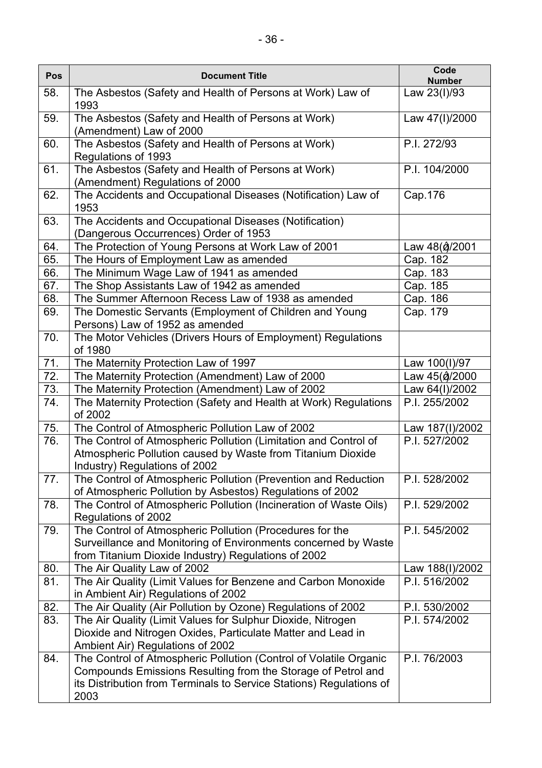| Pos | Document Title | Code Number |
|---|---|---|
| 58. | The Asbestos (Safety and Health of Persons at Work) Law of 1993 | Law 23(I)/93 |
| 59. | The Asbestos (Safety and Health of Persons at Work) (Amendment) Law of 2000 | Law 47(I)/2000 |
| 60. | The Asbestos (Safety and Health of Persons at Work) Regulations of 1993 | P.I. 272/93 |
| 61. | The Asbestos (Safety and Health of Persons at Work) (Amendment) Regulations of 2000 | P.I. 104/2000 |
| 62. | The Accidents and Occupational Diseases (Notification) Law of 1953 | Cap.176 |
| 63. | The Accidents and Occupational Diseases (Notification) (Dangerous Occurrences) Order of 1953 | |
| 64. | The Protection of Young Persons at Work Law of 2001 | Law 48(I)/2001 |
| 65. | The Hours of Employment Law as amended | Cap. 182 |
| 66. | The Minimum Wage Law of 1941 as amended | Cap. 183 |
| 67. | The Shop Assistants Law of 1942 as amended | Cap. 185 |
| 68. | The Summer Afternoon Recess Law of 1938 as amended | Cap. 186 |
| 69. | The Domestic Servants (Employment of Children and Young Persons) Law of 1952 as amended | Cap. 179 |
| 70. | The Motor Vehicles (Drivers Hours of Employment) Regulations of 1980 | |
| 71. | The Maternity Protection Law of 1997 | Law 100(I)/97 |
| 72. | The Maternity Protection (Amendment) Law of 2000 | Law 45(I)/2000 |
| 73. | The Maternity Protection (Amendment) Law of 2002 | Law 64(I)/2002 |
| 74. | The Maternity Protection (Safety and Health at Work) Regulations of 2002 | P.I. 255/2002 |
| 75. | The Control of Atmospheric Pollution Law of 2002 | Law 187(I)/2002 |
| 76. | The Control of Atmospheric Pollution (Limitation and Control of Atmospheric Pollution caused by Waste from Titanium Dioxide Industry) Regulations of 2002 | P.I. 527/2002 |
| 77. | The Control of Atmospheric Pollution (Prevention and Reduction of Atmospheric Pollution by Asbestos) Regulations of 2002 | P.I. 528/2002 |
| 78. | The Control of Atmospheric Pollution (Incineration of Waste Oils) Regulations of 2002 | P.I. 529/2002 |
| 79. | The Control of Atmospheric Pollution (Procedures for the Surveillance and Monitoring of Environments concerned by Waste from Titanium Dioxide Industry) Regulations of 2002 | P.I. 545/2002 |
| 80. | The Air Quality Law of 2002 | Law 188(I)/2002 |
| 81. | The Air Quality (Limit Values for Benzene and Carbon Monoxide in Ambient Air) Regulations of 2002 | P.I. 516/2002 |
| 82. | The Air Quality (Air Pollution by Ozone) Regulations of 2002 | P.I. 530/2002 |
| 83. | The Air Quality (Limit Values for Sulphur Dioxide, Nitrogen Dioxide and Nitrogen Oxides, Particulate Matter and Lead in Ambient Air) Regulations of 2002 | P.I. 574/2002 |
| 84. | The Control of Atmospheric Pollution (Control of Volatile Organic Compounds Emissions Resulting from the Storage of Petrol and its Distribution from Terminals to Service Stations) Regulations of 2003 | P.I. 76/2003 |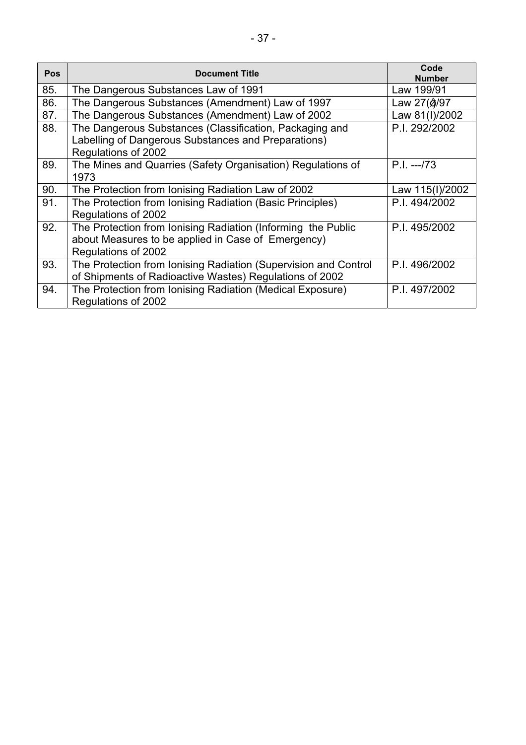| Pos | Document Title | Code Number |
|---|---|---|
| 85. | The Dangerous Substances Law of 1991 | Law 199/91 |
| 86. | The Dangerous Substances (Amendment) Law of 1997 | Law 27(Ι)/97 |
| 87. | The Dangerous Substances (Amendment) Law of 2002 | Law 81(I)/2002 |
| 88. | The Dangerous Substances (Classification, Packaging and Labelling of Dangerous Substances and Preparations) Regulations of 2002 | P.I. 292/2002 |
| 89. | The Mines and Quarries (Safety Organisation) Regulations of 1973 | P.I. ---/73 |
| 90. | The Protection from Ionising Radiation Law of 2002 | Law 115(I)/2002 |
| 91. | The Protection from Ionising Radiation (Basic Principles) Regulations of 2002 | P.I. 494/2002 |
| 92. | The Protection from Ionising Radiation (Informing the Public about Measures to be applied in Case of Emergency) Regulations of 2002 | P.I. 495/2002 |
| 93. | The Protection from Ionising Radiation (Supervision and Control of Shipments of Radioactive Wastes) Regulations of 2002 | P.I. 496/2002 |
| 94. | The Protection from Ionising Radiation (Medical Exposure) Regulations of 2002 | P.I. 497/2002 |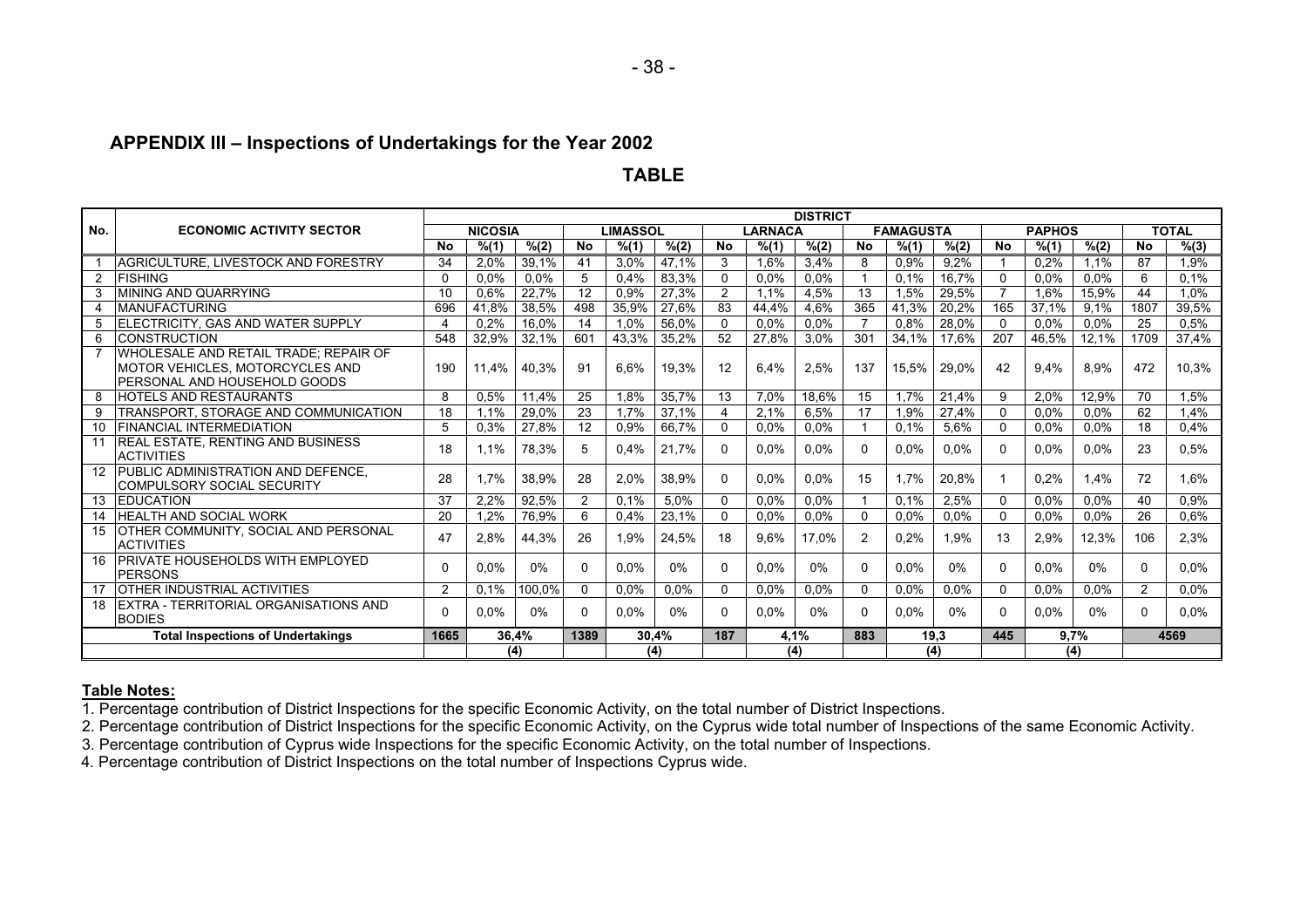## APPENDIX III – Inspections of Undertakings for the Year 2002

### TABLE

| No. | ECONOMIC ACTIVITY SECTOR | DISTRICT | | | | | | | | | | | | | | | | |
|---|---|---|---|---|---|---|---|---|---|---|---|---|---|---|---|---|---|---|
| | | NICOSIA | | | LIMASSOL | | | LARNACA | | | FAMAGUSTA | | | PAPHOS | | | TOTAL | |
| | | No | %(1) | %(2) | No | %(1) | %(2) | No | %(1) | %(2) | No | %(1) | %(2) | No | %(1) | %(2) | No | %(3) |
| 1 | AGRICULTURE, LIVESTOCK AND FORESTRY | 34 | 2,0% | 39,1% | 41 | 3,0% | 47,1% | 3 | 1,6% | 3,4% | 8 | 0,9% | 9,2% | 1 | 0,2% | 1,1% | 87 | 1,9% |
| 2 | FISHING | 0 | 0,0% | 0,0% | 5 | 0,4% | 83,3% | 0 | 0,0% | 0,0% | 1 | 0,1% | 16,7% | 0 | 0,0% | 0,0% | 6 | 0,1% |
| 3 | MINING AND QUARRYING | 10 | 0,6% | 22,7% | 12 | 0,9% | 27,3% | 2 | 1,1% | 4,5% | 13 | 1,5% | 29,5% | 7 | 1,6% | 15,9% | 44 | 1,0% |
| 4 | MANUFACTURING | 696 | 41,8% | 38,5% | 498 | 35,9% | 27,6% | 83 | 44,4% | 4,6% | 365 | 41,3% | 20,2% | 165 | 37,1% | 9,1% | 1807 | 39,5% |
| 5 | ELECTRICITY, GAS AND WATER SUPPLY | 4 | 0,2% | 16,0% | 14 | 1,0% | 56,0% | 0 | 0,0% | 0,0% | 7 | 0,8% | 28,0% | 0 | 0,0% | 0,0% | 25 | 0,5% |
| 6 | CONSTRUCTION | 548 | 32,9% | 32,1% | 601 | 43,3% | 35,2% | 52 | 27,8% | 3,0% | 301 | 34,1% | 17,6% | 207 | 46,5% | 12,1% | 1709 | 37,4% |
| 7 | WHOLESALE AND RETAIL TRADE; REPAIR OF MOTOR VEHICLES, MOTORCYCLES AND PERSONAL AND HOUSEHOLD GOODS | 190 | 11,4% | 40,3% | 91 | 6,6% | 19,3% | 12 | 6,4% | 2,5% | 137 | 15,5% | 29,0% | 42 | 9,4% | 8,9% | 472 | 10,3% |
| 8 | HOTELS AND RESTAURANTS | 8 | 0,5% | 11,4% | 25 | 1,8% | 35,7% | 13 | 7,0% | 18,6% | 15 | 1,7% | 21,4% | 9 | 2,0% | 12,9% | 70 | 1,5% |
| 9 | TRANSPORT, STORAGE AND COMMUNICATION | 18 | 1,1% | 29,0% | 23 | 1,7% | 37,1% | 4 | 2,1% | 6,5% | 17 | 1,9% | 27,4% | 0 | 0,0% | 0,0% | 62 | 1,4% |
| 10 | FINANCIAL INTERMEDIATION | 5 | 0,3% | 27,8% | 12 | 0,9% | 66,7% | 0 | 0,0% | 0,0% | 1 | 0,1% | 5,6% | 0 | 0,0% | 0,0% | 18 | 0,4% |
| 11 | REAL ESTATE, RENTING AND BUSINESS ACTIVITIES | 18 | 1,1% | 78,3% | 5 | 0,4% | 21,7% | 0 | 0,0% | 0,0% | 0 | 0,0% | 0,0% | 0 | 0,0% | 0,0% | 23 | 0,5% |
| 12 | PUBLIC ADMINISTRATION AND DEFENCE, COMPULSORY SOCIAL SECURITY | 28 | 1,7% | 38,9% | 28 | 2,0% | 38,9% | 0 | 0,0% | 0,0% | 15 | 1,7% | 20,8% | 1 | 0,2% | 1,4% | 72 | 1,6% |
| 13 | EDUCATION | 37 | 2,2% | 92,5% | 2 | 0,1% | 5,0% | 0 | 0,0% | 0,0% | 1 | 0,1% | 2,5% | 0 | 0,0% | 0,0% | 40 | 0,9% |
| 14 | HEALTH AND SOCIAL WORK | 20 | 1,2% | 76,9% | 6 | 0,4% | 23,1% | 0 | 0,0% | 0,0% | 0 | 0,0% | 0,0% | 0 | 0,0% | 0,0% | 26 | 0,6% |
| 15 | OTHER COMMUNITY, SOCIAL AND PERSONAL ACTIVITIES | 47 | 2,8% | 44,3% | 26 | 1,9% | 24,5% | 18 | 9,6% | 17,0% | 2 | 0,2% | 1,9% | 13 | 2,9% | 12,3% | 106 | 2,3% |
| 16 | PRIVATE HOUSEHOLDS WITH EMPLOYED PERSONS | 0 | 0,0% | 0% | 0 | 0,0% | 0% | 0 | 0,0% | 0% | 0 | 0,0% | 0% | 0 | 0,0% | 0% | 0 | 0,0% |
| 17 | OTHER INDUSTRIAL ACTIVITIES | 2 | 0,1% | 100,0% | 0 | 0,0% | 0,0% | 0 | 0,0% | 0,0% | 0 | 0,0% | 0,0% | 0 | 0,0% | 0,0% | 2 | 0,0% |
| 18 | EXTRA - TERRITORIAL ORGANISATIONS AND BODIES | 0 | 0,0% | 0% | 0 | 0,0% | 0% | 0 | 0,0% | 0% | 0 | 0,0% | 0% | 0 | 0,0% | 0% | 0 | 0,0% |
| | **Total Inspections of Undertakings** | **1665** | **36,4%** | | **1389** | **30,4%** | | **187** | **4,1%** | | **883** | **19,3** | | **445** | **9,7%** | | **4569** | |
| | | | **(4)** | | | **(4)** | | | **(4)** | | | **(4)** | | | **(4)** | | | |

**Table Notes:**

1. Percentage contribution of District Inspections for the specific Economic Activity, on the total number of District Inspections.
2. Percentage contribution of District Inspections for the specific Economic Activity, on the Cyprus wide total number of Inspections of the same Economic Activity.
3. Percentage contribution of Cyprus wide Inspections for the specific Economic Activity, on the total number of Inspections.
4. Percentage contribution of District Inspections on the total number of Inspections Cyprus wide.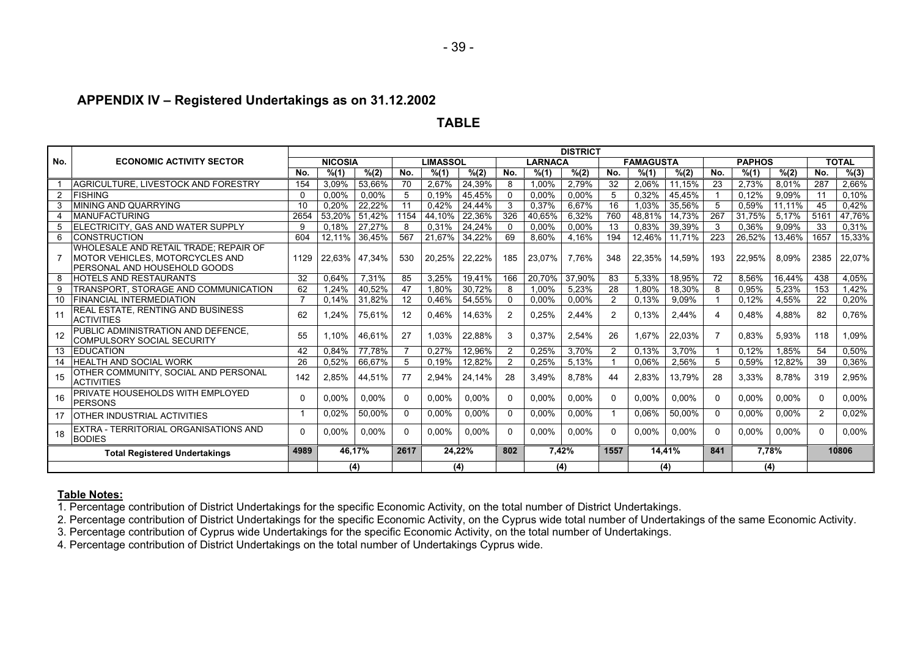## APPENDIX IV – Registered Undertakings as on 31.12.2002

### TABLE

| No. | ECONOMIC ACTIVITY SECTOR | DISTRICT | | | | | | | | | | | | | | | | |
|---|---|---|---|---|---|---|---|---|---|---|---|---|---|---|---|---|---|---|
| | | NICOSIA | | | LIMASSOL | | | LARNACA | | | FAMAGUSTA | | | PAPHOS | | | TOTAL | |
| | | No. | %(1) | %(2) | No. | %(1) | %(2) | No. | %(1) | %(2) | No. | %(1) | %(2) | No. | %(1) | %(2) | No. | %(3) |
| 1 | AGRICULTURE, LIVESTOCK AND FORESTRY | 154 | 3,09% | 53,66% | 70 | 2,67% | 24,39% | 8 | 1,00% | 2,79% | 32 | 2,06% | 11,15% | 23 | 2,73% | 8,01% | 287 | 2,66% |
| 2 | FISHING | 0 | 0,00% | 0,00% | 5 | 0,19% | 45,45% | 0 | 0,00% | 0,00% | 5 | 0,32% | 45,45% | 1 | 0,12% | 9,09% | 11 | 0,10% |
| 3 | MINING AND QUARRYING | 10 | 0,20% | 22,22% | 11 | 0,42% | 24,44% | 3 | 0,37% | 6,67% | 16 | 1,03% | 35,56% | 5 | 0,59% | 11,11% | 45 | 0,42% |
| 4 | MANUFACTURING | 2654 | 53,20% | 51,42% | 1154 | 44,10% | 22,36% | 326 | 40,65% | 6,32% | 760 | 48,81% | 14,73% | 267 | 31,75% | 5,17% | 5161 | 47,76% |
| 5 | ELECTRICITY, GAS AND WATER SUPPLY | 9 | 0,18% | 27,27% | 8 | 0,31% | 24,24% | 0 | 0,00% | 0,00% | 13 | 0,83% | 39,39% | 3 | 0,36% | 9,09% | 33 | 0,31% |
| 6 | CONSTRUCTION | 604 | 12,11% | 36,45% | 567 | 21,67% | 34,22% | 69 | 8,60% | 4,16% | 194 | 12,46% | 11,71% | 223 | 26,52% | 13,46% | 1657 | 15,33% |
| 7 | WHOLESALE AND RETAIL TRADE; REPAIR OF MOTOR VEHICLES, MOTORCYCLES AND PERSONAL AND HOUSEHOLD GOODS | 1129 | 22,63% | 47,34% | 530 | 20,25% | 22,22% | 185 | 23,07% | 7,76% | 348 | 22,35% | 14,59% | 193 | 22,95% | 8,09% | 2385 | 22,07% |
| 8 | HOTELS AND RESTAURANTS | 32 | 0,64% | 7,31% | 85 | 3,25% | 19,41% | 166 | 20,70% | 37,90% | 83 | 5,33% | 18,95% | 72 | 8,56% | 16,44% | 438 | 4,05% |
| 9 | TRANSPORT, STORAGE AND COMMUNICATION | 62 | 1,24% | 40,52% | 47 | 1,80% | 30,72% | 8 | 1,00% | 5,23% | 28 | 1,80% | 18,30% | 8 | 0,95% | 5,23% | 153 | 1,42% |
| 10 | FINANCIAL INTERMEDIATION | 7 | 0,14% | 31,82% | 12 | 0,46% | 54,55% | 0 | 0,00% | 0,00% | 2 | 0,13% | 9,09% | 1 | 0,12% | 4,55% | 22 | 0,20% |
| 11 | REAL ESTATE, RENTING AND BUSINESS ACTIVITIES | 62 | 1,24% | 75,61% | 12 | 0,46% | 14,63% | 2 | 0,25% | 2,44% | 2 | 0,13% | 2,44% | 4 | 0,48% | 4,88% | 82 | 0,76% |
| 12 | PUBLIC ADMINISTRATION AND DEFENCE, COMPULSORY SOCIAL SECURITY | 55 | 1,10% | 46,61% | 27 | 1,03% | 22,88% | 3 | 0,37% | 2,54% | 26 | 1,67% | 22,03% | 7 | 0,83% | 5,93% | 118 | 1,09% |
| 13 | EDUCATION | 42 | 0,84% | 77,78% | 7 | 0,27% | 12,96% | 2 | 0,25% | 3,70% | 2 | 0,13% | 3,70% | 1 | 0,12% | 1,85% | 54 | 0,50% |
| 14 | HEALTH AND SOCIAL WORK | 26 | 0,52% | 66,67% | 5 | 0,19% | 12,82% | 2 | 0,25% | 5,13% | 1 | 0,06% | 2,56% | 5 | 0,59% | 12,82% | 39 | 0,36% |
| 15 | OTHER COMMUNITY, SOCIAL AND PERSONAL ACTIVITIES | 142 | 2,85% | 44,51% | 77 | 2,94% | 24,14% | 28 | 3,49% | 8,78% | 44 | 2,83% | 13,79% | 28 | 3,33% | 8,78% | 319 | 2,95% |
| 16 | PRIVATE HOUSEHOLDS WITH EMPLOYED PERSONS | 0 | 0,00% | 0,00% | 0 | 0,00% | 0,00% | 0 | 0,00% | 0,00% | 0 | 0,00% | 0,00% | 0 | 0,00% | 0,00% | 0 | 0,00% |
| 17 | OTHER INDUSTRIAL ACTIVITIES | 1 | 0,02% | 50,00% | 0 | 0,00% | 0,00% | 0 | 0,00% | 0,00% | 1 | 0,06% | 50,00% | 0 | 0,00% | 0,00% | 2 | 0,02% |
| 18 | EXTRA - TERRITORIAL ORGANISATIONS AND BODIES | 0 | 0,00% | 0,00% | 0 | 0,00% | 0,00% | 0 | 0,00% | 0,00% | 0 | 0,00% | 0,00% | 0 | 0,00% | 0,00% | 0 | 0,00% |
| | **Total Registered Undertakings** | **4989** | **46,17%** | | **2617** | **24,22%** | | **802** | **7,42%** | | **1557** | **14,41%** | | **841** | **7,78%** | | **10806** | |
| | | | **(4)** | | | **(4)** | | | **(4)** | | | **(4)** | | | **(4)** | | | |

**Table Notes:**

1. Percentage contribution of District Undertakings for the specific Economic Activity, on the total number of District Undertakings.
2. Percentage contribution of District Undertakings for the specific Economic Activity, on the Cyprus wide total number of Undertakings of the same Economic Activity.
3. Percentage contribution of Cyprus wide Undertakings for the specific Economic Activity, on the total number of Undertakings.
4. Percentage contribution of District Undertakings on the total number of Undertakings Cyprus wide.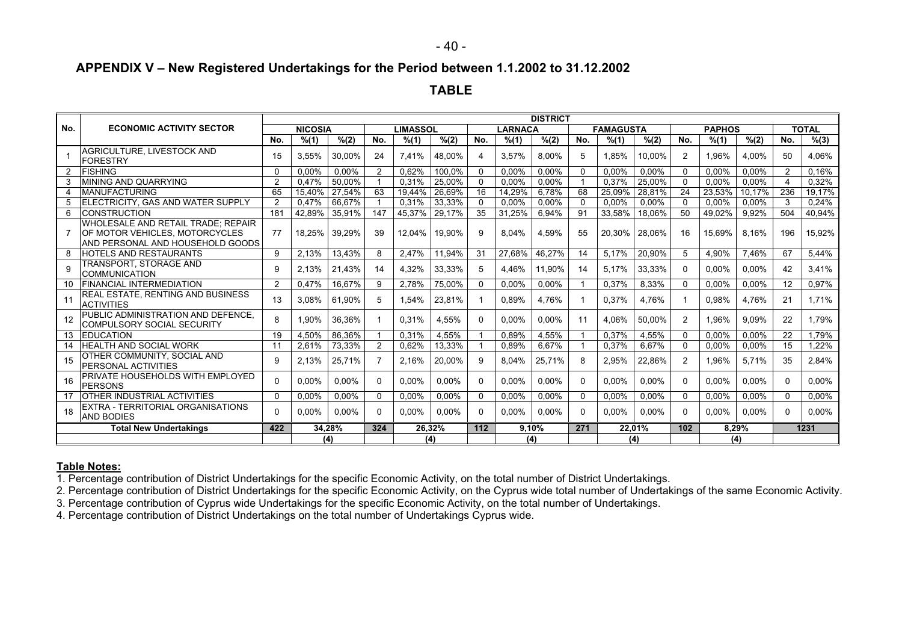## APPENDIX V – New Registered Undertakings for the Period between 1.1.2002 to 31.12.2002

### TABLE

| No. | ECONOMIC ACTIVITY SECTOR | DISTRICT | | | | | | | | | | | | | | | | |
|---|---|---|---|---|---|---|---|---|---|---|---|---|---|---|---|---|---|---|
| | | NICOSIA | | | LIMASSOL | | | LARNACA | | | FAMAGUSTA | | | PAPHOS | | | TOTAL | |
| | | No. | %(1) | %(2) | No. | %(1) | %(2) | No. | %(1) | %(2) | No. | %(1) | %(2) | No. | %(1) | %(2) | No. | %(3) |
| 1 | AGRICULTURE, LIVESTOCK AND FORESTRY | 15 | 3,55% | 30,00% | 24 | 7,41% | 48,00% | 4 | 3,57% | 8,00% | 5 | 1,85% | 10,00% | 2 | 1,96% | 4,00% | 50 | 4,06% |
| 2 | FISHING | 0 | 0,00% | 0,00% | 2 | 0,62% | 100,0% | 0 | 0,00% | 0,00% | 0 | 0,00% | 0,00% | 0 | 0,00% | 0,00% | 2 | 0,16% |
| 3 | MINING AND QUARRYING | 2 | 0,47% | 50,00% | 1 | 0,31% | 25,00% | 0 | 0,00% | 0,00% | 1 | 0,37% | 25,00% | 0 | 0,00% | 0,00% | 4 | 0,32% |
| 4 | MANUFACTURING | 65 | 15,40% | 27,54% | 63 | 19,44% | 26,69% | 16 | 14,29% | 6,78% | 68 | 25,09% | 28,81% | 24 | 23,53% | 10,17% | 236 | 19,17% |
| 5 | ELECTRICITY, GAS AND WATER SUPPLY | 2 | 0,47% | 66,67% | 1 | 0,31% | 33,33% | 0 | 0,00% | 0,00% | 0 | 0,00% | 0,00% | 0 | 0,00% | 0,00% | 3 | 0,24% |
| 6 | CONSTRUCTION | 181 | 42,89% | 35,91% | 147 | 45,37% | 29,17% | 35 | 31,25% | 6,94% | 91 | 33,58% | 18,06% | 50 | 49,02% | 9,92% | 504 | 40,94% |
| 7 | WHOLESALE AND RETAIL TRADE; REPAIR OF MOTOR VEHICLES, MOTORCYCLES AND PERSONAL AND HOUSEHOLD GOODS | 77 | 18,25% | 39,29% | 39 | 12,04% | 19,90% | 9 | 8,04% | 4,59% | 55 | 20,30% | 28,06% | 16 | 15,69% | 8,16% | 196 | 15,92% |
| 8 | HOTELS AND RESTAURANTS | 9 | 2,13% | 13,43% | 8 | 2,47% | 11,94% | 31 | 27,68% | 46,27% | 14 | 5,17% | 20,90% | 5 | 4,90% | 7,46% | 67 | 5,44% |
| 9 | TRANSPORT, STORAGE AND COMMUNICATION | 9 | 2,13% | 21,43% | 14 | 4,32% | 33,33% | 5 | 4,46% | 11,90% | 14 | 5,17% | 33,33% | 0 | 0,00% | 0,00% | 42 | 3,41% |
| 10 | FINANCIAL INTERMEDIATION | 2 | 0,47% | 16,67% | 9 | 2,78% | 75,00% | 0 | 0,00% | 0,00% | 1 | 0,37% | 8,33% | 0 | 0,00% | 0,00% | 12 | 0,97% |
| 11 | REAL ESTATE, RENTING AND BUSINESS ACTIVITIES | 13 | 3,08% | 61,90% | 5 | 1,54% | 23,81% | 1 | 0,89% | 4,76% | 1 | 0,37% | 4,76% | 1 | 0,98% | 4,76% | 21 | 1,71% |
| 12 | PUBLIC ADMINISTRATION AND DEFENCE, COMPULSORY SOCIAL SECURITY | 8 | 1,90% | 36,36% | 1 | 0,31% | 4,55% | 0 | 0,00% | 0,00% | 11 | 4,06% | 50,00% | 2 | 1,96% | 9,09% | 22 | 1,79% |
| 13 | EDUCATION | 19 | 4,50% | 86,36% | 1 | 0,31% | 4,55% | 1 | 0,89% | 4,55% | 1 | 0,37% | 4,55% | 0 | 0,00% | 0,00% | 22 | 1,79% |
| 14 | HEALTH AND SOCIAL WORK | 11 | 2,61% | 73,33% | 2 | 0,62% | 13,33% | 1 | 0,89% | 6,67% | 1 | 0,37% | 6,67% | 0 | 0,00% | 0,00% | 15 | 1,22% |
| 15 | OTHER COMMUNITY, SOCIAL AND PERSONAL ACTIVITIES | 9 | 2,13% | 25,71% | 7 | 2,16% | 20,00% | 9 | 8,04% | 25,71% | 8 | 2,95% | 22,86% | 2 | 1,96% | 5,71% | 35 | 2,84% |
| 16 | PRIVATE HOUSEHOLDS WITH EMPLOYED PERSONS | 0 | 0,00% | 0,00% | 0 | 0,00% | 0,00% | 0 | 0,00% | 0,00% | 0 | 0,00% | 0,00% | 0 | 0,00% | 0,00% | 0 | 0,00% |
| 17 | OTHER INDUSTRIAL ACTIVITIES | 0 | 0,00% | 0,00% | 0 | 0,00% | 0,00% | 0 | 0,00% | 0,00% | 0 | 0,00% | 0,00% | 0 | 0,00% | 0,00% | 0 | 0,00% |
| 18 | EXTRA - TERRITORIAL ORGANISATIONS AND BODIES | 0 | 0,00% | 0,00% | 0 | 0,00% | 0,00% | 0 | 0,00% | 0,00% | 0 | 0,00% | 0,00% | 0 | 0,00% | 0,00% | 0 | 0,00% |
| | **Total New Undertakings** | **422** | **34,28%** | | **324** | **26,32%** | | **112** | **9,10%** | | **271** | **22,01%** | | **102** | **8,29%** | | **1231** | |
| | | | (4) | | | (4) | | | (4) | | | (4) | | | (4) | | | |

**Table Notes:**

1. Percentage contribution of District Undertakings for the specific Economic Activity, on the total number of District Undertakings.
2. Percentage contribution of District Undertakings for the specific Economic Activity, on the Cyprus wide total number of Undertakings of the same Economic Activity.
3. Percentage contribution of Cyprus wide Undertakings for the specific Economic Activity, on the total number of Undertakings.
4. Percentage contribution of District Undertakings on the total number of Undertakings Cyprus wide.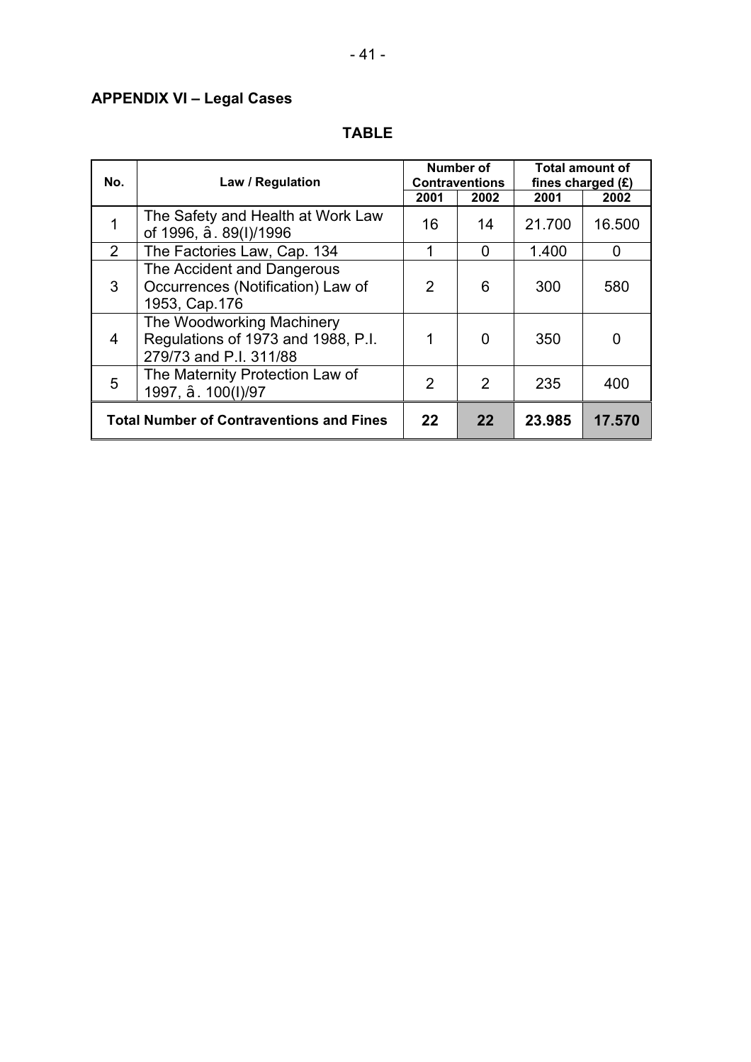## APPENDIX VI – Legal Cases

**TABLE**

| No. | Law / Regulation | Number of Contraventions | | Total amount of fines charged (£) | |
|---|---|---|---|---|---|
| | | 2001 | 2002 | 2001 | 2002 |
| 1 | The Safety and Health at Work Law of 1996, â. 89(I)/1996 | 16 | 14 | 21.700 | 16.500 |
| 2 | The Factories Law, Cap. 134 | 1 | 0 | 1.400 | 0 |
| 3 | The Accident and Dangerous Occurrences (Notification) Law of 1953, Cap.176 | 2 | 6 | 300 | 580 |
| 4 | The Woodworking Machinery Regulations of 1973 and 1988, P.I. 279/73 and P.I. 311/88 | 1 | 0 | 350 | 0 |
| 5 | The Maternity Protection Law of 1997, â. 100(I)/97 | 2 | 2 | 235 | 400 |
| **Total Number of Contraventions and Fines** | | **22** | **22** | **23.985** | **17.570** |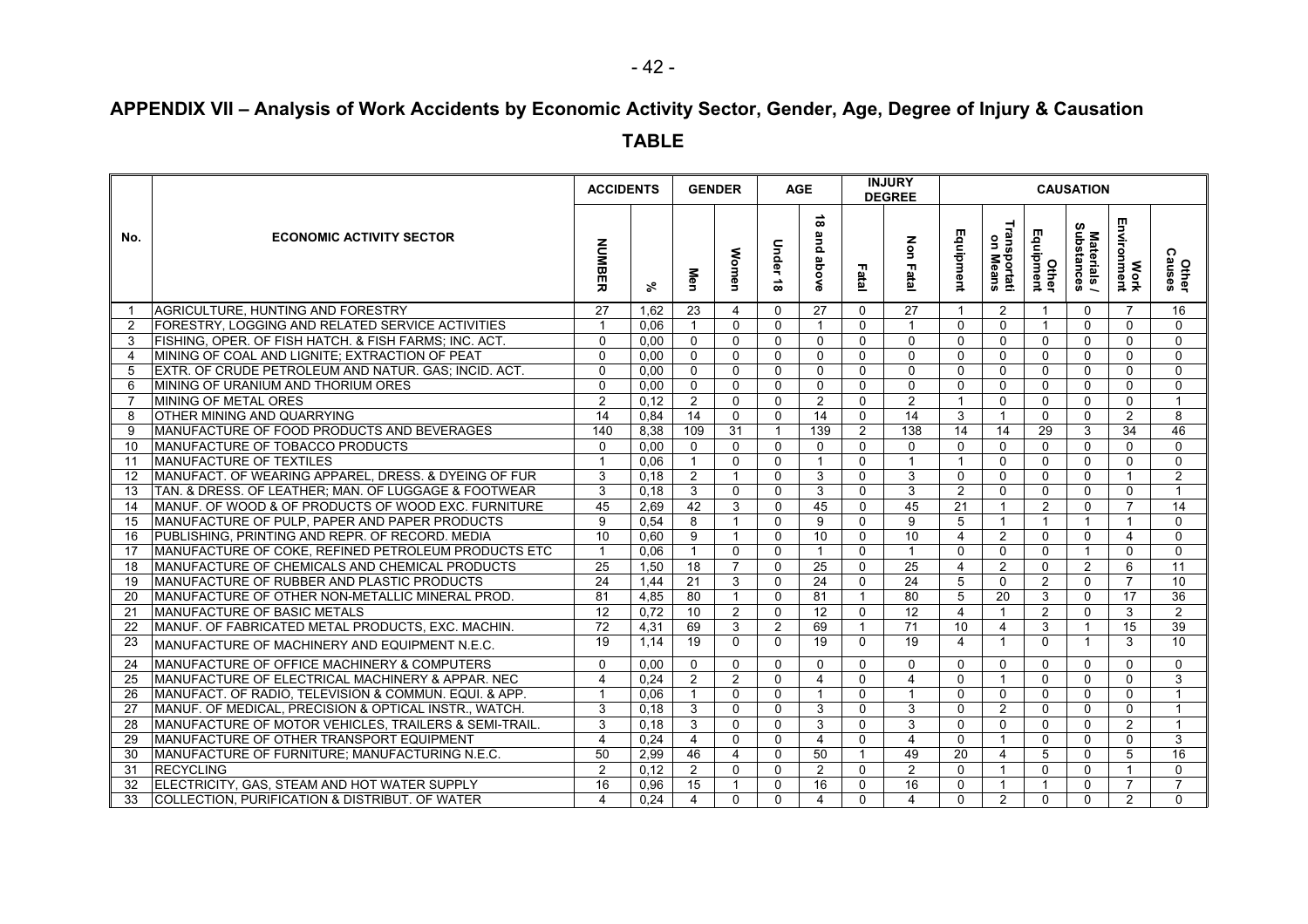# APPENDIX VII – Analysis of Work Accidents by Economic Activity Sector, Gender, Age, Degree of Injury & Causation

## TABLE

| No. | ECONOMIC ACTIVITY SECTOR | ACCIDENTS | | GENDER | | AGE | | INJURY DEGREE | | CAUSATION | | | | | |
|---|---|---|---|---|---|---|---|---|---|---|---|---|---|---|---|
| | | NUMBER | % | Men | Women | Under 18 | 18 and above | Fatal | Non Fatal | Equipment | Transportation Means | Other Equipment | Materials / Substances | Work Environment | Other Causes |
| 1 | AGRICULTURE, HUNTING AND FORESTRY | 27 | 1,62 | 23 | 4 | 0 | 27 | 0 | 27 | 1 | 2 | 1 | 0 | 7 | 16 |
| 2 | FORESTRY, LOGGING AND RELATED SERVICE ACTIVITIES | 1 | 0,06 | 1 | 0 | 0 | 1 | 0 | 1 | 0 | 0 | 1 | 0 | 0 | 0 |
| 3 | FISHING, OPER. OF FISH HATCH. & FISH FARMS; INC. ACT. | 0 | 0,00 | 0 | 0 | 0 | 0 | 0 | 0 | 0 | 0 | 0 | 0 | 0 | 0 |
| 4 | MINING OF COAL AND LIGNITE; EXTRACTION OF PEAT | 0 | 0,00 | 0 | 0 | 0 | 0 | 0 | 0 | 0 | 0 | 0 | 0 | 0 | 0 |
| 5 | EXTR. OF CRUDE PETROLEUM AND NATUR. GAS; INCID. ACT. | 0 | 0,00 | 0 | 0 | 0 | 0 | 0 | 0 | 0 | 0 | 0 | 0 | 0 | 0 |
| 6 | MINING OF URANIUM AND THORIUM ORES | 0 | 0,00 | 0 | 0 | 0 | 0 | 0 | 0 | 0 | 0 | 0 | 0 | 0 | 0 |
| 7 | MINING OF METAL ORES | 2 | 0,12 | 2 | 0 | 0 | 2 | 0 | 2 | 1 | 0 | 0 | 0 | 0 | 1 |
| 8 | OTHER MINING AND QUARRYING | 14 | 0,84 | 14 | 0 | 0 | 14 | 0 | 14 | 3 | 1 | 0 | 0 | 2 | 8 |
| 9 | MANUFACTURE OF FOOD PRODUCTS AND BEVERAGES | 140 | 8,38 | 109 | 31 | 1 | 139 | 2 | 138 | 14 | 14 | 29 | 3 | 34 | 46 |
| 10 | MANUFACTURE OF TOBACCO PRODUCTS | 0 | 0,00 | 0 | 0 | 0 | 0 | 0 | 0 | 0 | 0 | 0 | 0 | 0 | 0 |
| 11 | MANUFACTURE OF TEXTILES | 1 | 0,06 | 1 | 0 | 0 | 1 | 0 | 1 | 1 | 0 | 0 | 0 | 0 | 0 |
| 12 | MANUFACT. OF WEARING APPAREL, DRESS. & DYEING OF FUR | 3 | 0,18 | 2 | 1 | 0 | 3 | 0 | 3 | 0 | 0 | 0 | 0 | 1 | 2 |
| 13 | TAN. & DRESS. OF LEATHER; MAN. OF LUGGAGE & FOOTWEAR | 3 | 0,18 | 3 | 0 | 0 | 3 | 0 | 3 | 2 | 0 | 0 | 0 | 0 | 1 |
| 14 | MANUF. OF WOOD & OF PRODUCTS OF WOOD EXC. FURNITURE | 45 | 2,69 | 42 | 3 | 0 | 45 | 0 | 45 | 21 | 1 | 2 | 0 | 7 | 14 |
| 15 | MANUFACTURE OF PULP, PAPER AND PAPER PRODUCTS | 9 | 0,54 | 8 | 1 | 0 | 9 | 0 | 9 | 5 | 1 | 1 | 1 | 1 | 0 |
| 16 | PUBLISHING, PRINTING AND REPR. OF RECORD. MEDIA | 10 | 0,60 | 9 | 1 | 0 | 10 | 0 | 10 | 4 | 2 | 0 | 0 | 4 | 0 |
| 17 | MANUFACTURE OF COKE, REFINED PETROLEUM PRODUCTS ETC | 1 | 0,06 | 1 | 0 | 0 | 1 | 0 | 1 | 0 | 0 | 0 | 1 | 0 | 0 |
| 18 | MANUFACTURE OF CHEMICALS AND CHEMICAL PRODUCTS | 25 | 1,50 | 18 | 7 | 0 | 25 | 0 | 25 | 4 | 2 | 0 | 2 | 6 | 11 |
| 19 | MANUFACTURE OF RUBBER AND PLASTIC PRODUCTS | 24 | 1,44 | 21 | 3 | 0 | 24 | 0 | 24 | 5 | 0 | 2 | 0 | 7 | 10 |
| 20 | MANUFACTURE OF OTHER NON-METALLIC MINERAL PROD. | 81 | 4,85 | 80 | 1 | 0 | 81 | 1 | 80 | 5 | 20 | 3 | 0 | 17 | 36 |
| 21 | MANUFACTURE OF BASIC METALS | 12 | 0,72 | 10 | 2 | 0 | 12 | 0 | 12 | 4 | 1 | 2 | 0 | 3 | 2 |
| 22 | MANUF. OF FABRICATED METAL PRODUCTS, EXC. MACHIN. | 72 | 4,31 | 69 | 3 | 2 | 69 | 1 | 71 | 10 | 4 | 3 | 1 | 15 | 39 |
| 23 | MANUFACTURE OF MACHINERY AND EQUIPMENT N.E.C. | 19 | 1,14 | 19 | 0 | 0 | 19 | 0 | 19 | 4 | 1 | 0 | 1 | 3 | 10 |
| 24 | MANUFACTURE OF OFFICE MACHINERY & COMPUTERS | 0 | 0,00 | 0 | 0 | 0 | 0 | 0 | 0 | 0 | 0 | 0 | 0 | 0 | 0 |
| 25 | MANUFACTURE OF ELECTRICAL MACHINERY & APPAR. NEC | 4 | 0,24 | 2 | 2 | 0 | 4 | 0 | 4 | 0 | 1 | 0 | 0 | 0 | 3 |
| 26 | MANUFACT. OF RADIO, TELEVISION & COMMUN. EQUI. & APP. | 1 | 0,06 | 1 | 0 | 0 | 1 | 0 | 1 | 0 | 0 | 0 | 0 | 0 | 1 |
| 27 | MANUF. OF MEDICAL, PRECISION & OPTICAL INSTR., WATCH. | 3 | 0,18 | 3 | 0 | 0 | 3 | 0 | 3 | 0 | 2 | 0 | 0 | 0 | 1 |
| 28 | MANUFACTURE OF MOTOR VEHICLES, TRAILERS & SEMI-TRAIL. | 3 | 0,18 | 3 | 0 | 0 | 3 | 0 | 3 | 0 | 0 | 0 | 0 | 2 | 1 |
| 29 | MANUFACTURE OF OTHER TRANSPORT EQUIPMENT | 4 | 0,24 | 4 | 0 | 0 | 4 | 0 | 4 | 0 | 1 | 0 | 0 | 0 | 3 |
| 30 | MANUFACTURE OF FURNITURE; MANUFACTURING N.E.C. | 50 | 2,99 | 46 | 4 | 0 | 50 | 1 | 49 | 20 | 4 | 5 | 0 | 5 | 16 |
| 31 | RECYCLING | 2 | 0,12 | 2 | 0 | 0 | 2 | 0 | 2 | 0 | 1 | 0 | 0 | 1 | 0 |
| 32 | ELECTRICITY, GAS, STEAM AND HOT WATER SUPPLY | 16 | 0,96 | 15 | 1 | 0 | 16 | 0 | 16 | 0 | 1 | 1 | 0 | 7 | 7 |
| 33 | COLLECTION, PURIFICATION & DISTRIBUT. OF WATER | 4 | 0,24 | 4 | 0 | 0 | 4 | 0 | 4 | 0 | 2 | 0 | 0 | 2 | 0 |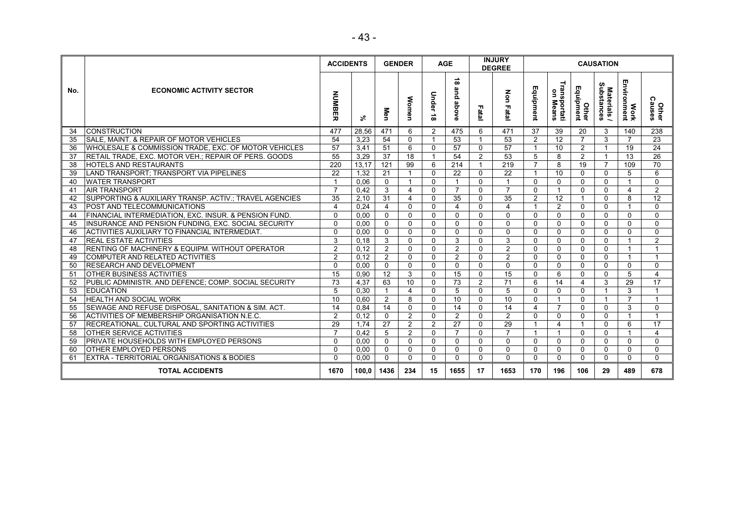| No. | ECONOMIC ACTIVITY SECTOR | ACCIDENTS | | GENDER | | AGE | | INJURY DEGREE | | CAUSATION | | | | | |
|---|---|---|---|---|---|---|---|---|---|---|---|---|---|---|---|
| | | NUMBER | % | Men | Women | Under 18 | 18 and above | Fatal | Non Fatal | Equipment | Transportation Means | Other Equipment | Materials / Substances | Work Environment | Other Causes |
| 34 | CONSTRUCTION | 477 | 28,56 | 471 | 6 | 2 | 475 | 6 | 471 | 37 | 39 | 20 | 3 | 140 | 238 |
| 35 | SALE, MAINT. & REPAIR OF MOTOR VEHICLES | 54 | 3,23 | 54 | 0 | 1 | 53 | 1 | 53 | 2 | 12 | 7 | 3 | 7 | 23 |
| 36 | WHOLESALE & COMMISSION TRADE, EXC. OF MOTOR VEHICLES | 57 | 3,41 | 51 | 6 | 0 | 57 | 0 | 57 | 1 | 10 | 2 | 1 | 19 | 24 |
| 37 | RETAIL TRADE, EXC. MOTOR VEH.; REPAIR OF PERS. GOODS | 55 | 3,29 | 37 | 18 | 1 | 54 | 2 | 53 | 5 | 8 | 2 | 1 | 13 | 26 |
| 38 | HOTELS AND RESTAURANTS | 220 | 13,17 | 121 | 99 | 6 | 214 | 1 | 219 | 7 | 8 | 19 | 7 | 109 | 70 |
| 39 | LAND TRANSPORT; TRANSPORT VIA PIPELINES | 22 | 1,32 | 21 | 1 | 0 | 22 | 0 | 22 | 1 | 10 | 0 | 0 | 5 | 6 |
| 40 | WATER TRANSPORT | 1 | 0,06 | 0 | 1 | 0 | 1 | 0 | 1 | 0 | 0 | 0 | 0 | 1 | 0 |
| 41 | AIR TRANSPORT | 7 | 0,42 | 3 | 4 | 0 | 7 | 0 | 7 | 0 | 1 | 0 | 0 | 4 | 2 |
| 42 | SUPPORTING & AUXILIARY TRANSP. ACTIV.; TRAVEL AGENCIES | 35 | 2,10 | 31 | 4 | 0 | 35 | 0 | 35 | 2 | 12 | 1 | 0 | 8 | 12 |
| 43 | POST AND TELECOMMUNICATIONS | 4 | 0,24 | 4 | 0 | 0 | 4 | 0 | 4 | 1 | 2 | 0 | 0 | 1 | 0 |
| 44 | FINANCIAL INTERMEDIATION, EXC. INSUR. & PENSION FUND. | 0 | 0,00 | 0 | 0 | 0 | 0 | 0 | 0 | 0 | 0 | 0 | 0 | 0 | 0 |
| 45 | INSURANCE AND PENSION FUNDING, EXC. SOCIAL SECURITY | 0 | 0,00 | 0 | 0 | 0 | 0 | 0 | 0 | 0 | 0 | 0 | 0 | 0 | 0 |
| 46 | ACTIVITIES AUXILIARY TO FINANCIAL INTERMEDIAT. | 0 | 0,00 | 0 | 0 | 0 | 0 | 0 | 0 | 0 | 0 | 0 | 0 | 0 | 0 |
| 47 | REAL ESTATE ACTIVITIES | 3 | 0,18 | 3 | 0 | 0 | 3 | 0 | 3 | 0 | 0 | 0 | 0 | 1 | 2 |
| 48 | RENTING OF MACHINERY & EQUIPM. WITHOUT OPERATOR | 2 | 0,12 | 2 | 0 | 0 | 2 | 0 | 2 | 0 | 0 | 0 | 0 | 1 | 1 |
| 49 | COMPUTER AND RELATED ACTIVITIES | 2 | 0,12 | 2 | 0 | 0 | 2 | 0 | 2 | 0 | 0 | 0 | 0 | 1 | 1 |
| 50 | RESEARCH AND DEVELOPMENT | 0 | 0,00 | 0 | 0 | 0 | 0 | 0 | 0 | 0 | 0 | 0 | 0 | 0 | 0 |
| 51 | OTHER BUSINESS ACTIVITIES | 15 | 0,90 | 12 | 3 | 0 | 15 | 0 | 15 | 0 | 6 | 0 | 0 | 5 | 4 |
| 52 | PUBLIC ADMINISTR. AND DEFENCE; COMP. SOCIAL SECURITY | 73 | 4,37 | 63 | 10 | 0 | 73 | 2 | 71 | 6 | 14 | 4 | 3 | 29 | 17 |
| 53 | EDUCATION | 5 | 0,30 | 1 | 4 | 0 | 5 | 0 | 5 | 0 | 0 | 0 | 1 | 3 | 1 |
| 54 | HEALTH AND SOCIAL WORK | 10 | 0,60 | 2 | 8 | 0 | 10 | 0 | 10 | 0 | 1 | 0 | 1 | 7 | 1 |
| 55 | SEWAGE AND REFUSE DISPOSAL, SANITATION & SIM. ACT. | 14 | 0,84 | 14 | 0 | 0 | 14 | 0 | 14 | 4 | 7 | 0 | 0 | 3 | 0 |
| 56 | ACTIVITIES OF MEMBERSHIP ORGANISATION N.E.C. | 2 | 0,12 | 0 | 2 | 0 | 2 | 0 | 2 | 0 | 0 | 0 | 0 | 1 | 1 |
| 57 | RECREATIONAL, CULTURAL AND SPORTING ACTIVITIES | 29 | 1,74 | 27 | 2 | 2 | 27 | 0 | 29 | 1 | 4 | 1 | 0 | 6 | 17 |
| 58 | OTHER SERVICE ACTIVITIES | 7 | 0,42 | 5 | 2 | 0 | 7 | 0 | 7 | 1 | 1 | 0 | 0 | 1 | 4 |
| 59 | PRIVATE HOUSEHOLDS WITH EMPLOYED PERSONS | 0 | 0,00 | 0 | 0 | 0 | 0 | 0 | 0 | 0 | 0 | 0 | 0 | 0 | 0 |
| 60 | OTHER EMPLOYED PERSONS | 0 | 0,00 | 0 | 0 | 0 | 0 | 0 | 0 | 0 | 0 | 0 | 0 | 0 | 0 |
| 61 | EXTRA - TERRITORIAL ORGANISATIONS & BODIES | 0 | 0,00 | 0 | 0 | 0 | 0 | 0 | 0 | 0 | 0 | 0 | 0 | 0 | 0 |
| | **TOTAL ACCIDENTS** | **1670** | **100,0** | **1436** | **234** | **15** | **1655** | **17** | **1653** | **170** | **196** | **106** | **29** | **489** | **678** |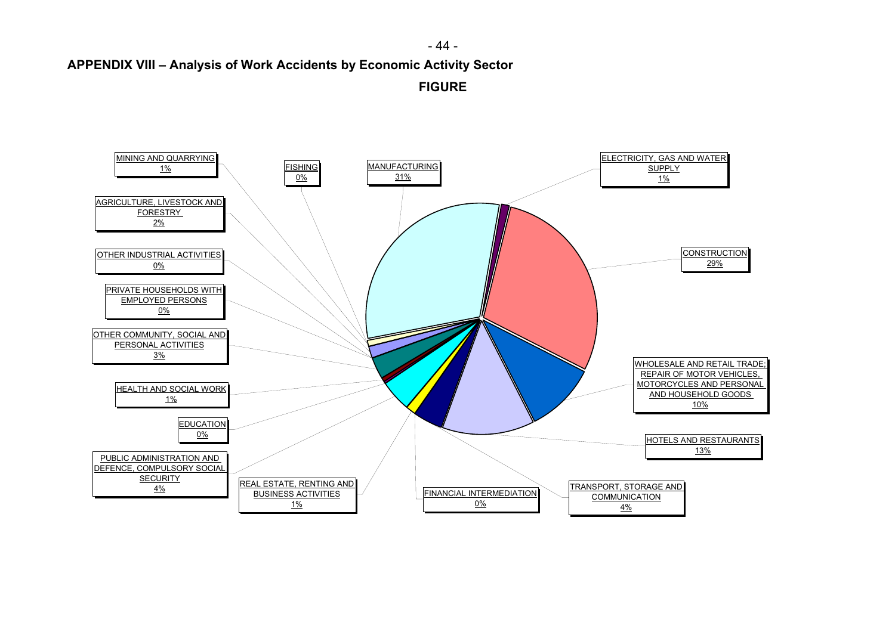## APPENDIX VIII – Analysis of Work Accidents by Economic Activity Sector

**FIGURE**

| Sector | % |
|---|---|
| MINING AND QUARRYING | 1% |
| FISHING | 0% |
| MANUFACTURING | 31% |
| ELECTRICITY, GAS AND WATER SUPPLY | 1% |
| AGRICULTURE, LIVESTOCK AND FORESTRY | 2% |
| CONSTRUCTION | 29% |
| OTHER INDUSTRIAL ACTIVITIES | 0% |
| PRIVATE HOUSEHOLDS WITH EMPLOYED PERSONS | 0% |
| OTHER COMMUNITY, SOCIAL AND PERSONAL ACTIVITIES | 3% |
| WHOLESALE AND RETAIL TRADE; REPAIR OF MOTOR VEHICLES, MOTORCYCLES AND PERSONAL AND HOUSEHOLD GOODS | 10% |
| HEALTH AND SOCIAL WORK | 1% |
| EDUCATION | 0% |
| HOTELS AND RESTAURANTS | 13% |
| PUBLIC ADMINISTRATION AND DEFENCE, COMPULSORY SOCIAL SECURITY | 4% |
| REAL ESTATE, RENTING AND BUSINESS ACTIVITIES | 1% |
| FINANCIAL INTERMEDIATION | 0% |
| TRANSPORT, STORAGE AND COMMUNICATION | 4% |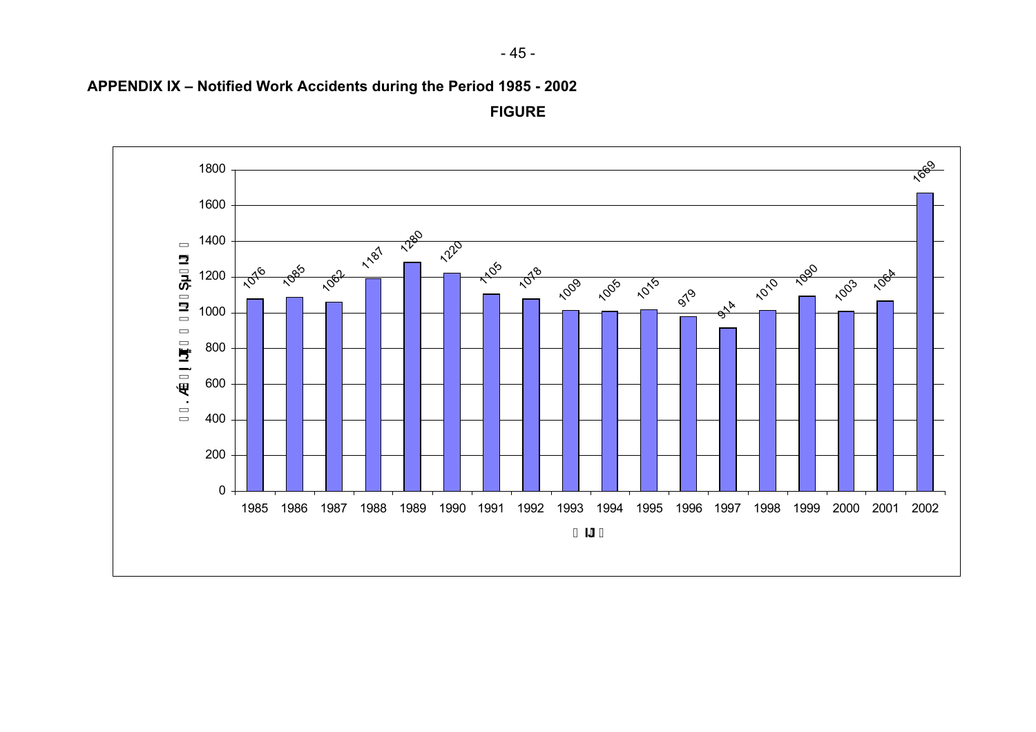**APPENDIX IX – Notified Work Accidents during the Period 1985 - 2002**

**FIGURE**

| Year | Notified Work Accidents |
|---|---|
| 1985 | 1076 |
| 1986 | 1085 |
| 1987 | 1062 |
| 1988 | 1187 |
| 1989 | 1280 |
| 1990 | 1220 |
| 1991 | 1105 |
| 1992 | 1078 |
| 1993 | 1009 |
| 1994 | 1005 |
| 1995 | 1015 |
| 1996 | 979 |
| 1997 | 914 |
| 1998 | 1010 |
| 1999 | 1090 |
| 2000 | 1003 |
| 2001 | 1064 |
| 2002 | 1669 |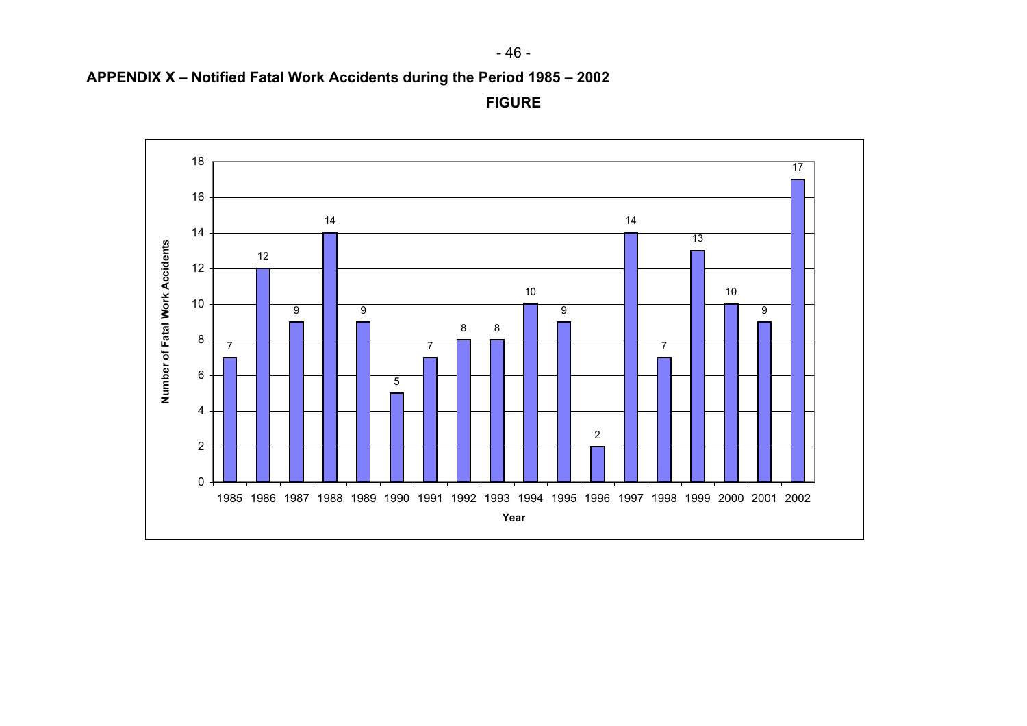## APPENDIX X – Notified Fatal Work Accidents during the Period 1985 – 2002

**FIGURE**

| Year | Number of Fatal Work Accidents |
|---|---|
| 1985 | 7 |
| 1986 | 12 |
| 1987 | 9 |
| 1988 | 14 |
| 1989 | 9 |
| 1990 | 5 |
| 1991 | 7 |
| 1992 | 8 |
| 1993 | 8 |
| 1994 | 10 |
| 1995 | 9 |
| 1996 | 2 |
| 1997 | 14 |
| 1998 | 7 |
| 1999 | 13 |
| 2000 | 10 |
| 2001 | 9 |
| 2002 | 17 |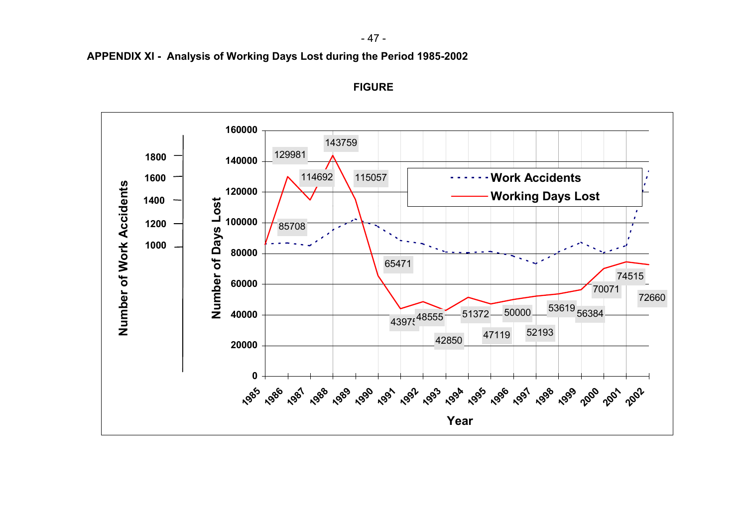APPENDIX XI - Analysis of Working Days Lost during the Period 1985-2002

**FIGURE**

| Year | Working Days Lost |
|---|---|
| 1985 | 85708 |
| 1986 | 129981 |
| 1987 | 114692 |
| 1988 | 143759 |
| 1989 | 115057 |
| 1990 | 65471 |
| 1991 | 43975 |
| 1992 | 48555 |
| 1993 | 42850 |
| 1994 | 51372 |
| 1995 | 47119 |
| 1996 | 50000 |
| 1997 | 52193 |
| 1998 | 53619 |
| 1999 | 56384 |
| 2000 | 70071 |
| 2001 | 74515 |
| 2002 | 72660 |

Legend: Work Accidents (dotted line); Working Days Lost (solid line)

Y-axis (left): Number of Work Accidents (1000–1800); Y-axis: Number of Days Lost (0–160000); X-axis: Year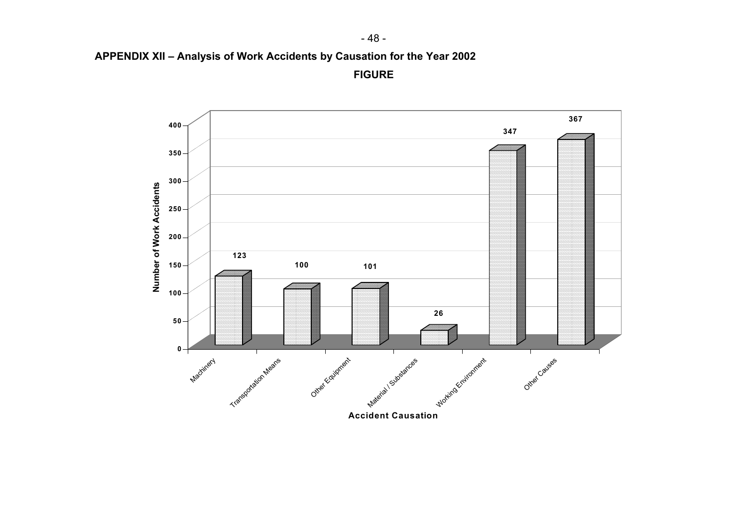## APPENDIX XII – Analysis of Work Accidents by Causation for the Year 2002

**FIGURE**

| Accident Causation | Number of Work Accidents |
|---|---|
| Machinery | 123 |
| Transportation Means | 100 |
| Other Equipment | 101 |
| Material / Substances | 26 |
| Working Environment | 347 |
| Other Causes | 367 |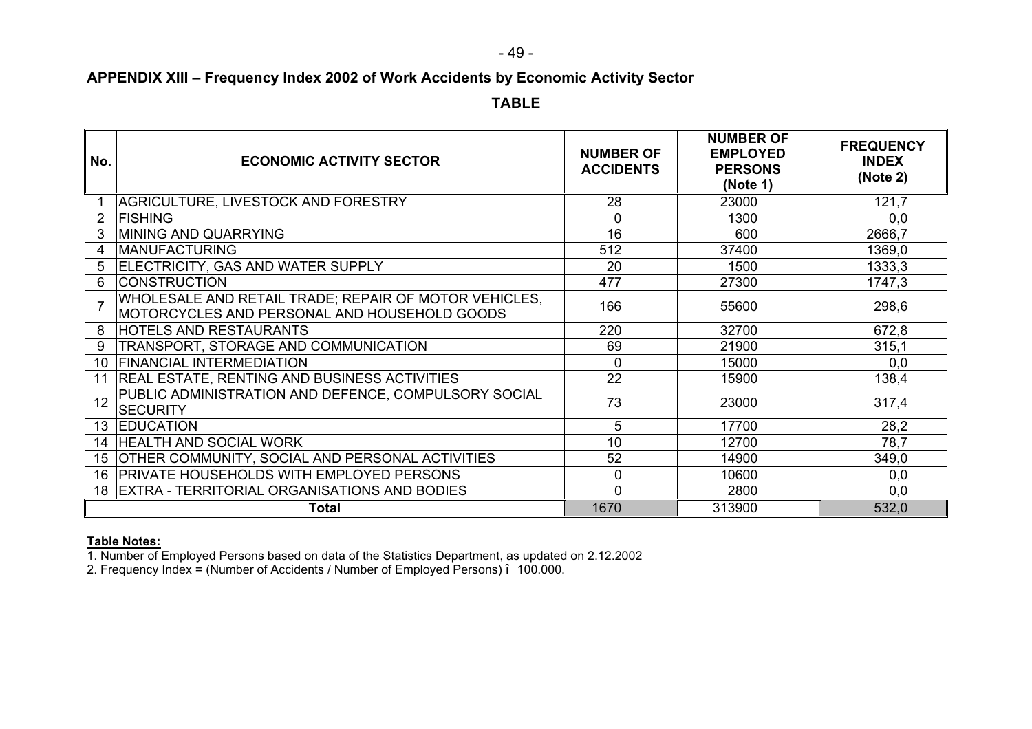## APPENDIX XIII – Frequency Index 2002 of Work Accidents by Economic Activity Sector

**TABLE**

| No. | ECONOMIC ACTIVITY SECTOR | NUMBER OF ACCIDENTS | NUMBER OF EMPLOYED PERSONS (Note 1) | FREQUENCY INDEX (Note 2) |
|---|---|---|---|---|
| 1 | AGRICULTURE, LIVESTOCK AND FORESTRY | 28 | 23000 | 121,7 |
| 2 | FISHING | 0 | 1300 | 0,0 |
| 3 | MINING AND QUARRYING | 16 | 600 | 2666,7 |
| 4 | MANUFACTURING | 512 | 37400 | 1369,0 |
| 5 | ELECTRICITY, GAS AND WATER SUPPLY | 20 | 1500 | 1333,3 |
| 6 | CONSTRUCTION | 477 | 27300 | 1747,3 |
| 7 | WHOLESALE AND RETAIL TRADE; REPAIR OF MOTOR VEHICLES, MOTORCYCLES AND PERSONAL AND HOUSEHOLD GOODS | 166 | 55600 | 298,6 |
| 8 | HOTELS AND RESTAURANTS | 220 | 32700 | 672,8 |
| 9 | TRANSPORT, STORAGE AND COMMUNICATION | 69 | 21900 | 315,1 |
| 10 | FINANCIAL INTERMEDIATION | 0 | 15000 | 0,0 |
| 11 | REAL ESTATE, RENTING AND BUSINESS ACTIVITIES | 22 | 15900 | 138,4 |
| 12 | PUBLIC ADMINISTRATION AND DEFENCE, COMPULSORY SOCIAL SECURITY | 73 | 23000 | 317,4 |
| 13 | EDUCATION | 5 | 17700 | 28,2 |
| 14 | HEALTH AND SOCIAL WORK | 10 | 12700 | 78,7 |
| 15 | OTHER COMMUNITY, SOCIAL AND PERSONAL ACTIVITIES | 52 | 14900 | 349,0 |
| 16 | PRIVATE HOUSEHOLDS WITH EMPLOYED PERSONS | 0 | 10600 | 0,0 |
| 18 | EXTRA - TERRITORIAL ORGANISATIONS AND BODIES | 0 | 2800 | 0,0 |
| **Total** | | 1670 | 313900 | 532,0 |

**Table Notes:**

1. Number of Employed Persons based on data of the Statistics Department, as updated on 2.12.2002
2. Frequency Index = (Number of Accidents / Number of Employed Persons) î 100.000.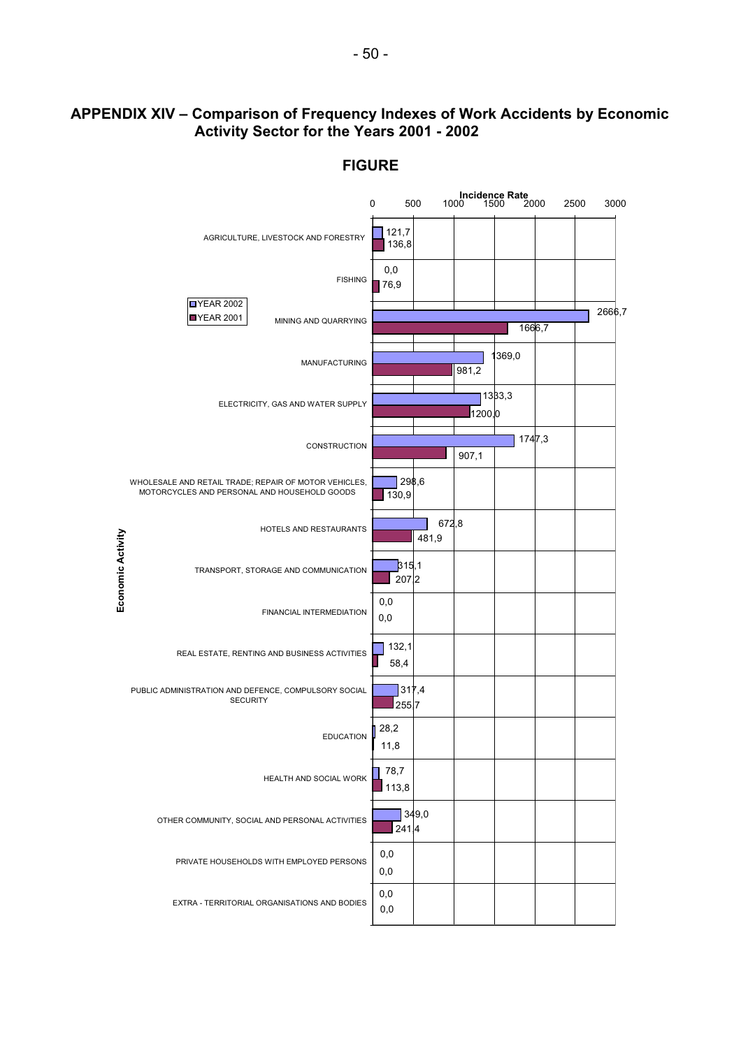# APPENDIX XIV – Comparison of Frequency Indexes of Work Accidents by Economic Activity Sector for the Years 2001 - 2002

## FIGURE

Incidence Rate

| Economic Activity | YEAR 2002 | YEAR 2001 |
|---|---|---|
| AGRICULTURE, LIVESTOCK AND FORESTRY | 121,7 | 136,8 |
| FISHING | 0,0 | 76,9 |
| MINING AND QUARRYING | 2666,7 | 1666,7 |
| MANUFACTURING | 1369,0 | 981,2 |
| ELECTRICITY, GAS AND WATER SUPPLY | 1333,3 | 1200,0 |
| CONSTRUCTION | 1747,3 | 907,1 |
| WHOLESALE AND RETAIL TRADE; REPAIR OF MOTOR VEHICLES, MOTORCYCLES AND PERSONAL AND HOUSEHOLD GOODS | 298,6 | 130,9 |
| HOTELS AND RESTAURANTS | 672,8 | 481,9 |
| TRANSPORT, STORAGE AND COMMUNICATION | 315,1 | 207,2 |
| FINANCIAL INTERMEDIATION | 0,0 | 0,0 |
| REAL ESTATE, RENTING AND BUSINESS ACTIVITIES | 132,1 | 58,4 |
| PUBLIC ADMINISTRATION AND DEFENCE, COMPULSORY SOCIAL SECURITY | 317,4 | 255,7 |
| EDUCATION | 28,2 | 11,8 |
| HEALTH AND SOCIAL WORK | 78,7 | 113,8 |
| OTHER COMMUNITY, SOCIAL AND PERSONAL ACTIVITIES | 349,0 | 241,4 |
| PRIVATE HOUSEHOLDS WITH EMPLOYED PERSONS | 0,0 | 0,0 |
| EXTRA - TERRITORIAL ORGANISATIONS AND BODIES | 0,0 | 0,0 |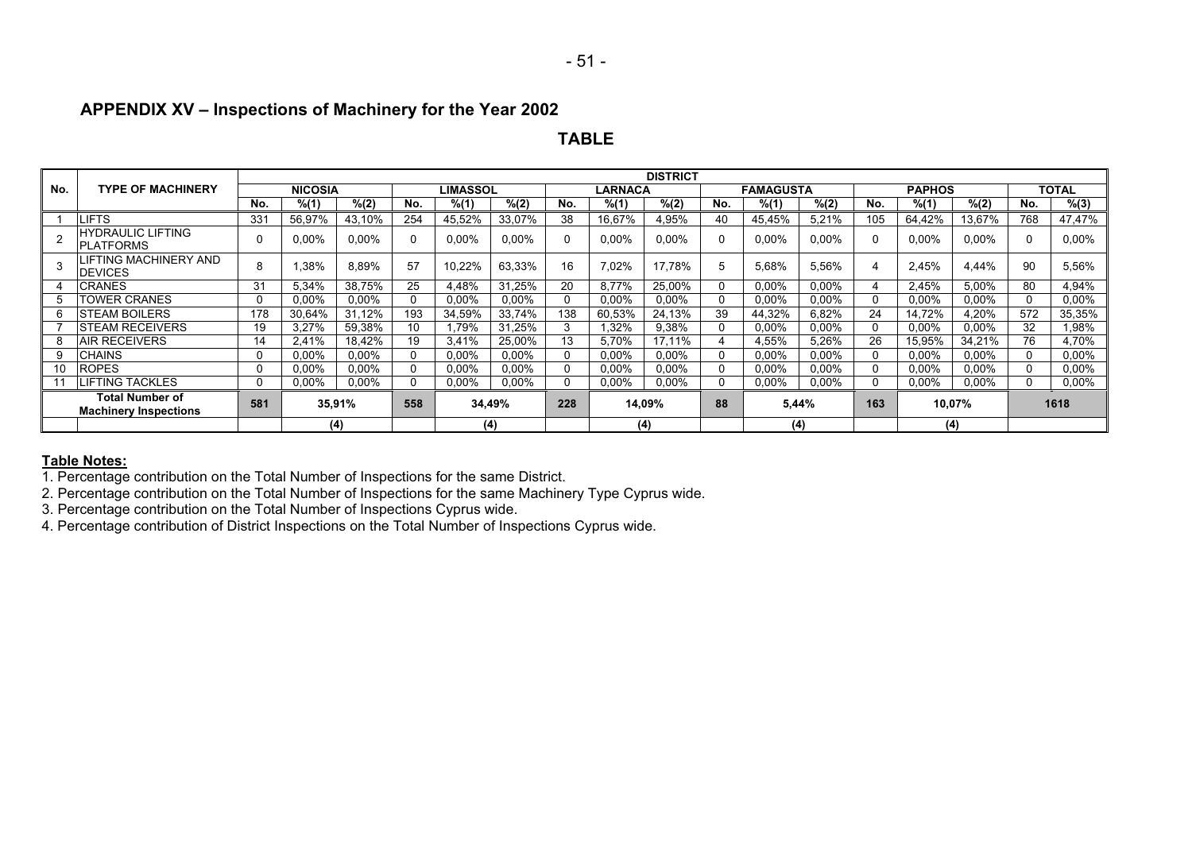## APPENDIX XV – Inspections of Machinery for the Year 2002

### TABLE

| No. | TYPE OF MACHINERY | DISTRICT | | | | | | | | | | | | | | | | |
|---|---|---|---|---|---|---|---|---|---|---|---|---|---|---|---|---|---|---|
| | | NICOSIA | | | LIMASSOL | | | LARNACA | | | FAMAGUSTA | | | PAPHOS | | | TOTAL | |
| | | No. | %(1) | %(2) | No. | %(1) | %(2) | No. | %(1) | %(2) | No. | %(1) | %(2) | No. | %(1) | %(2) | No. | %(3) |
| 1 | LIFTS | 331 | 56,97% | 43,10% | 254 | 45,52% | 33,07% | 38 | 16,67% | 4,95% | 40 | 45,45% | 5,21% | 105 | 64,42% | 13,67% | 768 | 47,47% |
| 2 | HYDRAULIC LIFTING PLATFORMS | 0 | 0,00% | 0,00% | 0 | 0,00% | 0,00% | 0 | 0,00% | 0,00% | 0 | 0,00% | 0,00% | 0 | 0,00% | 0,00% | 0 | 0,00% |
| 3 | LIFTING MACHINERY AND DEVICES | 8 | 1,38% | 8,89% | 57 | 10,22% | 63,33% | 16 | 7,02% | 17,78% | 5 | 5,68% | 5,56% | 4 | 2,45% | 4,44% | 90 | 5,56% |
| 4 | CRANES | 31 | 5,34% | 38,75% | 25 | 4,48% | 31,25% | 20 | 8,77% | 25,00% | 0 | 0,00% | 0,00% | 4 | 2,45% | 5,00% | 80 | 4,94% |
| 5 | TOWER CRANES | 0 | 0,00% | 0,00% | 0 | 0,00% | 0,00% | 0 | 0,00% | 0,00% | 0 | 0,00% | 0,00% | 0 | 0,00% | 0,00% | 0 | 0,00% |
| 6 | STEAM BOILERS | 178 | 30,64% | 31,12% | 193 | 34,59% | 33,74% | 138 | 60,53% | 24,13% | 39 | 44,32% | 6,82% | 24 | 14,72% | 4,20% | 572 | 35,35% |
| 7 | STEAM RECEIVERS | 19 | 3,27% | 59,38% | 10 | 1,79% | 31,25% | 3 | 1,32% | 9,38% | 0 | 0,00% | 0,00% | 0 | 0,00% | 0,00% | 32 | 1,98% |
| 8 | AIR RECEIVERS | 14 | 2,41% | 18,42% | 19 | 3,41% | 25,00% | 13 | 5,70% | 17,11% | 4 | 4,55% | 5,26% | 26 | 15,95% | 34,21% | 76 | 4,70% |
| 9 | CHAINS | 0 | 0,00% | 0,00% | 0 | 0,00% | 0,00% | 0 | 0,00% | 0,00% | 0 | 0,00% | 0,00% | 0 | 0,00% | 0,00% | 0 | 0,00% |
| 10 | ROPES | 0 | 0,00% | 0,00% | 0 | 0,00% | 0,00% | 0 | 0,00% | 0,00% | 0 | 0,00% | 0,00% | 0 | 0,00% | 0,00% | 0 | 0,00% |
| 11 | LIFTING TACKLES | 0 | 0,00% | 0,00% | 0 | 0,00% | 0,00% | 0 | 0,00% | 0,00% | 0 | 0,00% | 0,00% | 0 | 0,00% | 0,00% | 0 | 0,00% |
| | **Total Number of Machinery Inspections** | **581** | **35,91%** | | **558** | **34,49%** | | **228** | **14,09%** | | **88** | **5,44%** | | **163** | **10,07%** | | **1618** | |
| | | | **(4)** | | | **(4)** | | | **(4)** | | | **(4)** | | | **(4)** | | | |

**Table Notes:**

1. Percentage contribution on the Total Number of Inspections for the same District.
2. Percentage contribution on the Total Number of Inspections for the same Machinery Type Cyprus wide.
3. Percentage contribution on the Total Number of Inspections Cyprus wide.
4. Percentage contribution of District Inspections on the Total Number of Inspections Cyprus wide.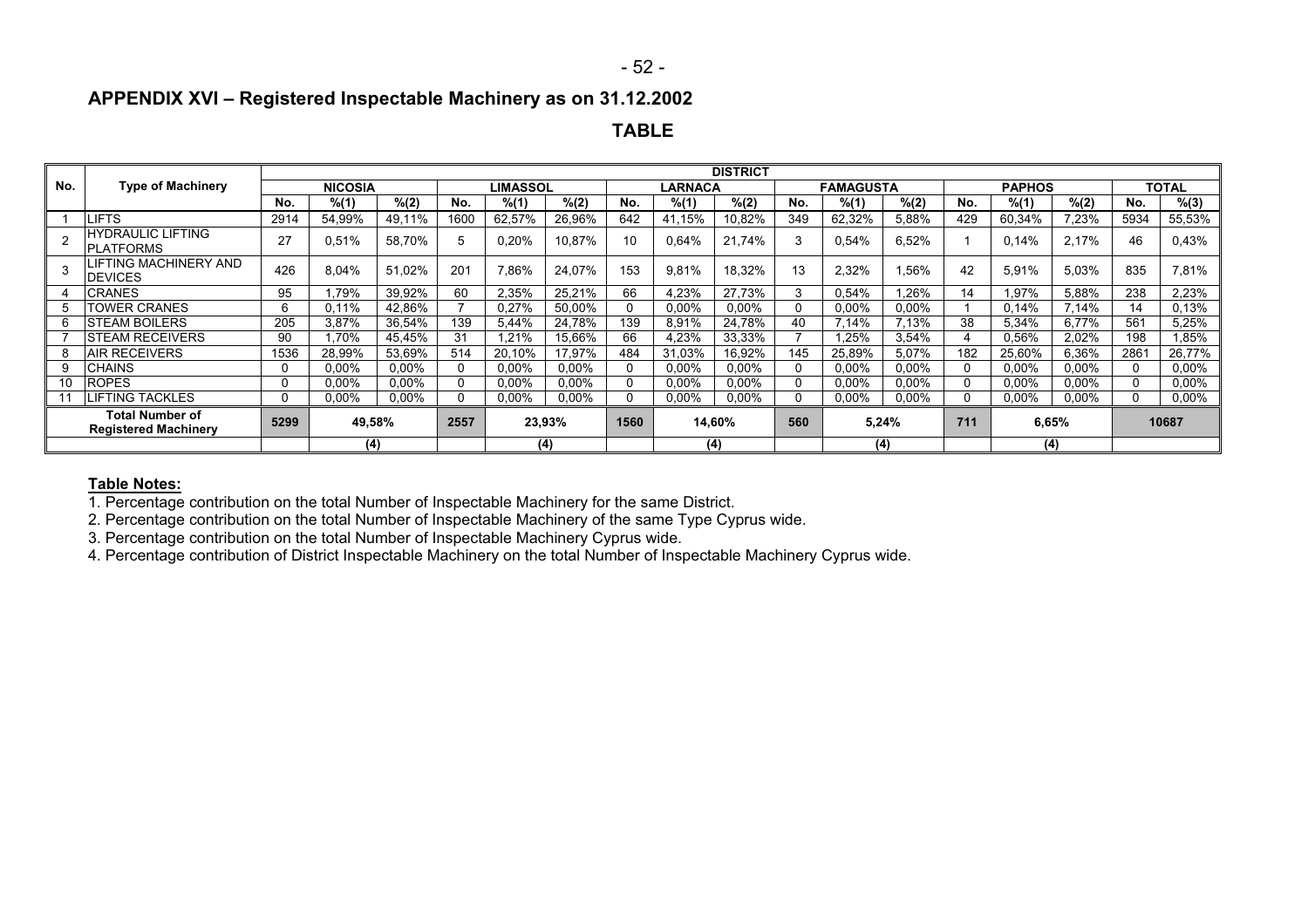## APPENDIX XVI – Registered Inspectable Machinery as on 31.12.2002

### TABLE

| No. | Type of Machinery | DISTRICT | | | | | | | | | | | | | | | | |
|---|---|---|---|---|---|---|---|---|---|---|---|---|---|---|---|---|---|---|
| | | NICOSIA | | | LIMASSOL | | | LARNACA | | | FAMAGUSTA | | | PAPHOS | | | TOTAL | |
| | | No. | %(1) | %(2) | No. | %(1) | %(2) | No. | %(1) | %(2) | No. | %(1) | %(2) | No. | %(1) | %(2) | No. | %(3) |
| 1 | LIFTS | 2914 | 54,99% | 49,11% | 1600 | 62,57% | 26,96% | 642 | 41,15% | 10,82% | 349 | 62,32% | 5,88% | 429 | 60,34% | 7,23% | 5934 | 55,53% |
| 2 | HYDRAULIC LIFTING PLATFORMS | 27 | 0,51% | 58,70% | 5 | 0,20% | 10,87% | 10 | 0,64% | 21,74% | 3 | 0,54% | 6,52% | 1 | 0,14% | 2,17% | 46 | 0,43% |
| 3 | LIFTING MACHINERY AND DEVICES | 426 | 8,04% | 51,02% | 201 | 7,86% | 24,07% | 153 | 9,81% | 18,32% | 13 | 2,32% | 1,56% | 42 | 5,91% | 5,03% | 835 | 7,81% |
| 4 | CRANES | 95 | 1,79% | 39,92% | 60 | 2,35% | 25,21% | 66 | 4,23% | 27,73% | 3 | 0,54% | 1,26% | 14 | 1,97% | 5,88% | 238 | 2,23% |
| 5 | TOWER CRANES | 6 | 0,11% | 42,86% | 7 | 0,27% | 50,00% | 0 | 0,00% | 0,00% | 0 | 0,00% | 0,00% | 1 | 0,14% | 7,14% | 14 | 0,13% |
| 6 | STEAM BOILERS | 205 | 3,87% | 36,54% | 139 | 5,44% | 24,78% | 139 | 8,91% | 24,78% | 40 | 7,14% | 7,13% | 38 | 5,34% | 6,77% | 561 | 5,25% |
| 7 | STEAM RECEIVERS | 90 | 1,70% | 45,45% | 31 | 1,21% | 15,66% | 66 | 4,23% | 33,33% | 7 | 1,25% | 3,54% | 4 | 0,56% | 2,02% | 198 | 1,85% |
| 8 | AIR RECEIVERS | 1536 | 28,99% | 53,69% | 514 | 20,10% | 17,97% | 484 | 31,03% | 16,92% | 145 | 25,89% | 5,07% | 182 | 25,60% | 6,36% | 2861 | 26,77% |
| 9 | CHAINS | 0 | 0,00% | 0,00% | 0 | 0,00% | 0,00% | 0 | 0,00% | 0,00% | 0 | 0,00% | 0,00% | 0 | 0,00% | 0,00% | 0 | 0,00% |
| 10 | ROPES | 0 | 0,00% | 0,00% | 0 | 0,00% | 0,00% | 0 | 0,00% | 0,00% | 0 | 0,00% | 0,00% | 0 | 0,00% | 0,00% | 0 | 0,00% |
| 11 | LIFTING TACKLES | 0 | 0,00% | 0,00% | 0 | 0,00% | 0,00% | 0 | 0,00% | 0,00% | 0 | 0,00% | 0,00% | 0 | 0,00% | 0,00% | 0 | 0,00% |
| **Total Number of Registered Machinery** | | **5299** | **49,58%** | | **2557** | **23,93%** | | **1560** | **14,60%** | | **560** | **5,24%** | | **711** | **6,65%** | | **10687** | |
| | | | (4) | | | (4) | | | (4) | | | (4) | | | (4) | | | |

**Table Notes:**

1. Percentage contribution on the total Number of Inspectable Machinery for the same District.
2. Percentage contribution on the total Number of Inspectable Machinery of the same Type Cyprus wide.
3. Percentage contribution on the total Number of Inspectable Machinery Cyprus wide.
4. Percentage contribution of District Inspectable Machinery on the total Number of Inspectable Machinery Cyprus wide.